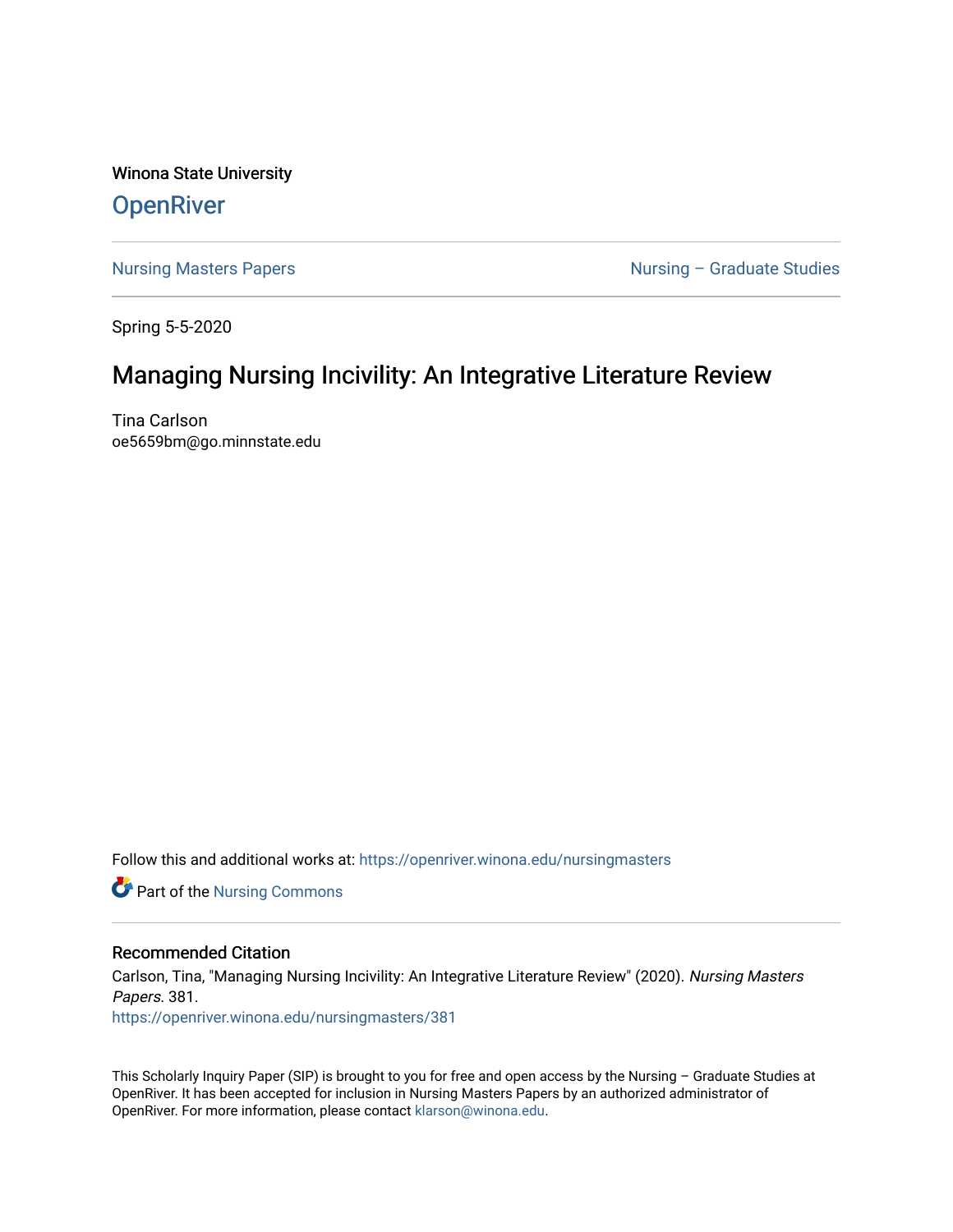Winona State University

# OpenRiver

Nursing Masters Papers

Nursing – Graduate Studies

Spring 5-5-2020

## Managing Nursing Incivility: An Integrative Literature Review

Tina Carlson
oe5659bm@go.minnstate.edu

Follow this and additional works at: https://openriver.winona.edu/nursingmasters

Part of the Nursing Commons

### Recommended Citation

Carlson, Tina, "Managing Nursing Incivility: An Integrative Literature Review" (2020). *Nursing Masters Papers*. 381.
https://openriver.winona.edu/nursingmasters/381

This Scholarly Inquiry Paper (SIP) is brought to you for free and open access by the Nursing – Graduate Studies at OpenRiver. It has been accepted for inclusion in Nursing Masters Papers by an authorized administrator of OpenRiver. For more information, please contact klarson@winona.edu.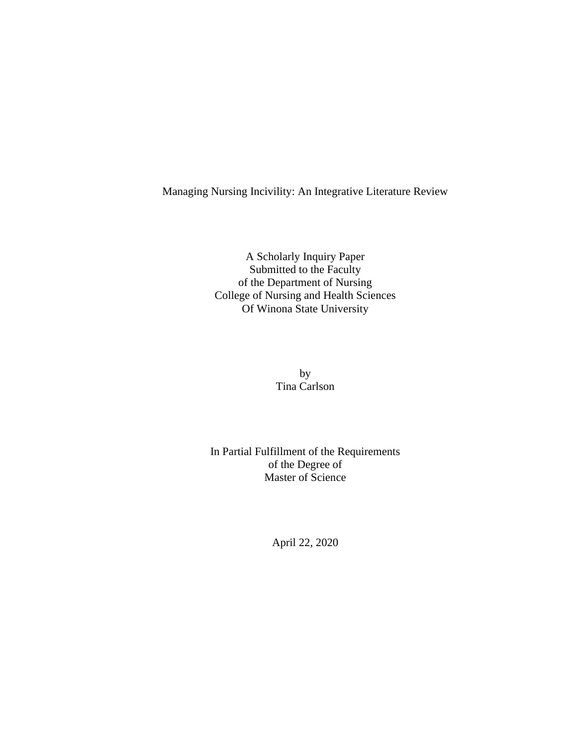# Managing Nursing Incivility: An Integrative Literature Review

A Scholarly Inquiry Paper
Submitted to the Faculty
of the Department of Nursing
College of Nursing and Health Sciences
Of Winona State University

by
Tina Carlson

In Partial Fulfillment of the Requirements
of the Degree of
Master of Science

April 22, 2020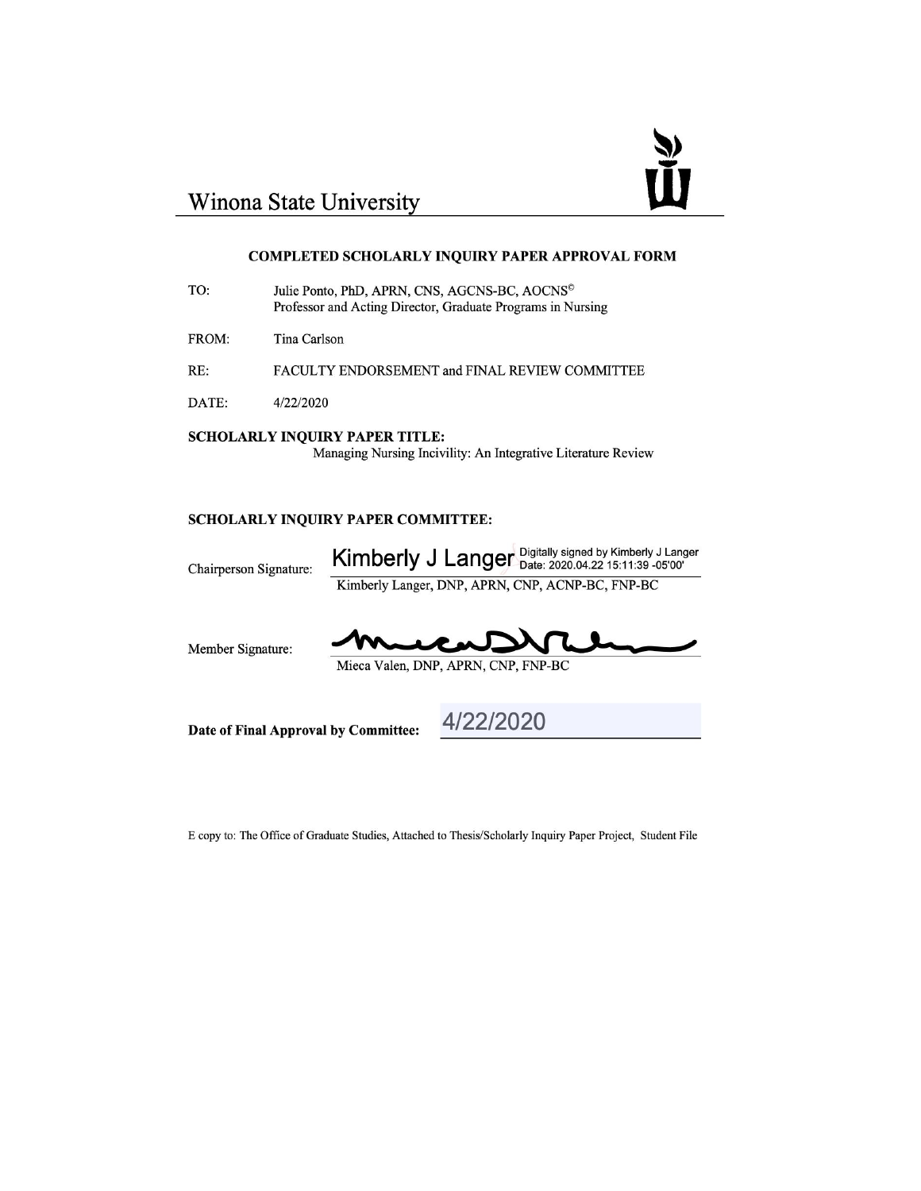Winona State University

**COMPLETED SCHOLARLY INQUIRY PAPER APPROVAL FORM**

TO: Julie Ponto, PhD, APRN, CNS, AGCNS-BC, AOCNS©
Professor and Acting Director, Graduate Programs in Nursing

FROM: Tina Carlson

RE: FACULTY ENDORSEMENT and FINAL REVIEW COMMITTEE

DATE: 4/22/2020

**SCHOLARLY INQUIRY PAPER TITLE:**
Managing Nursing Incivility: An Integrative Literature Review

**SCHOLARLY INQUIRY PAPER COMMITTEE:**

Chairperson Signature: Kimberly J Langer Digitally signed by Kimberly J Langer Date: 2020.04.22 15:11:39 -05'00'
Kimberly Langer, DNP, APRN, CNP, ACNP-BC, FNP-BC

Member Signature:
Mieca Valen, DNP, APRN, CNP, FNP-BC

**Date of Final Approval by Committee:** 4/22/2020

E copy to: The Office of Graduate Studies, Attached to Thesis/Scholarly Inquiry Paper Project, Student File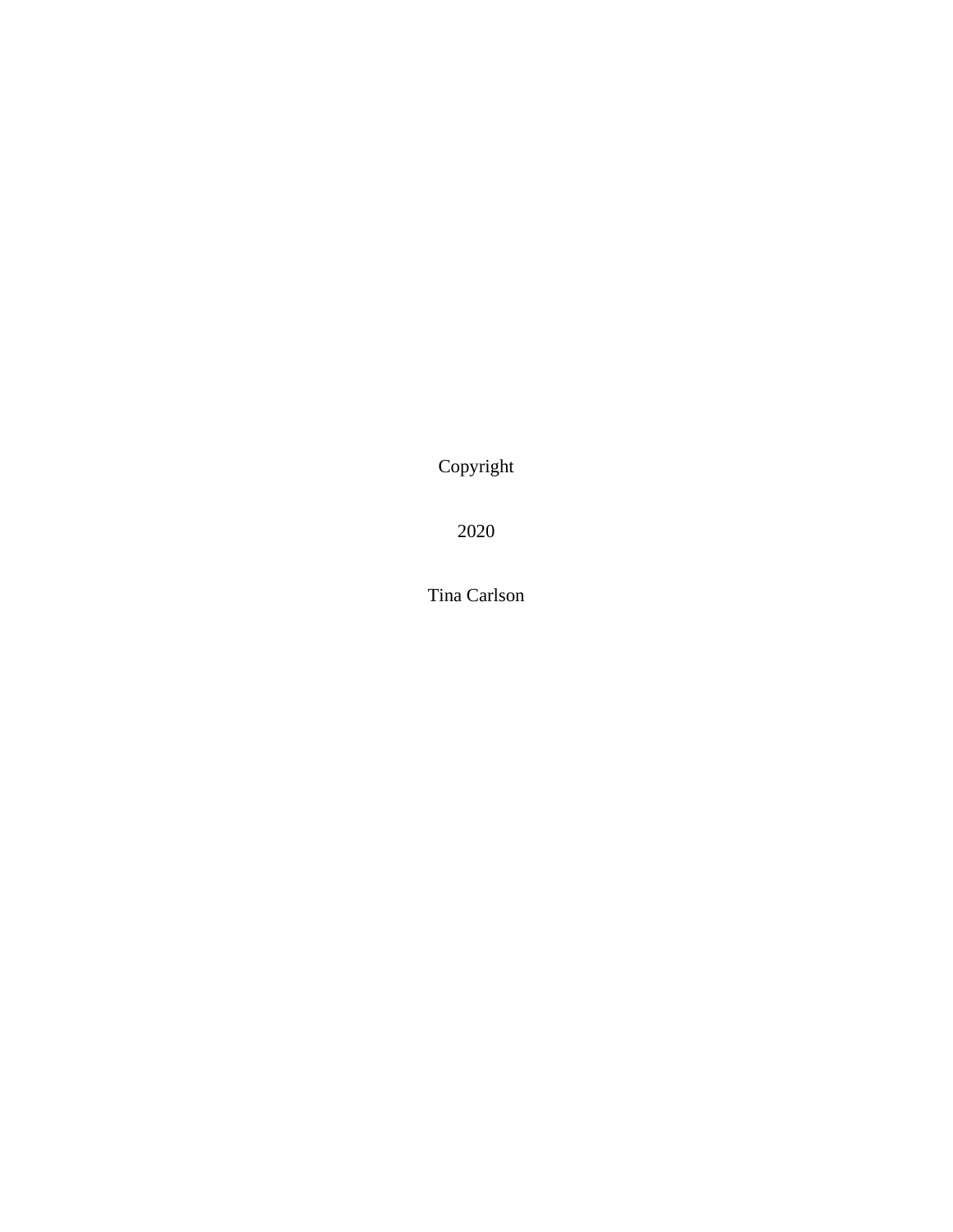Copyright

2020

Tina Carlson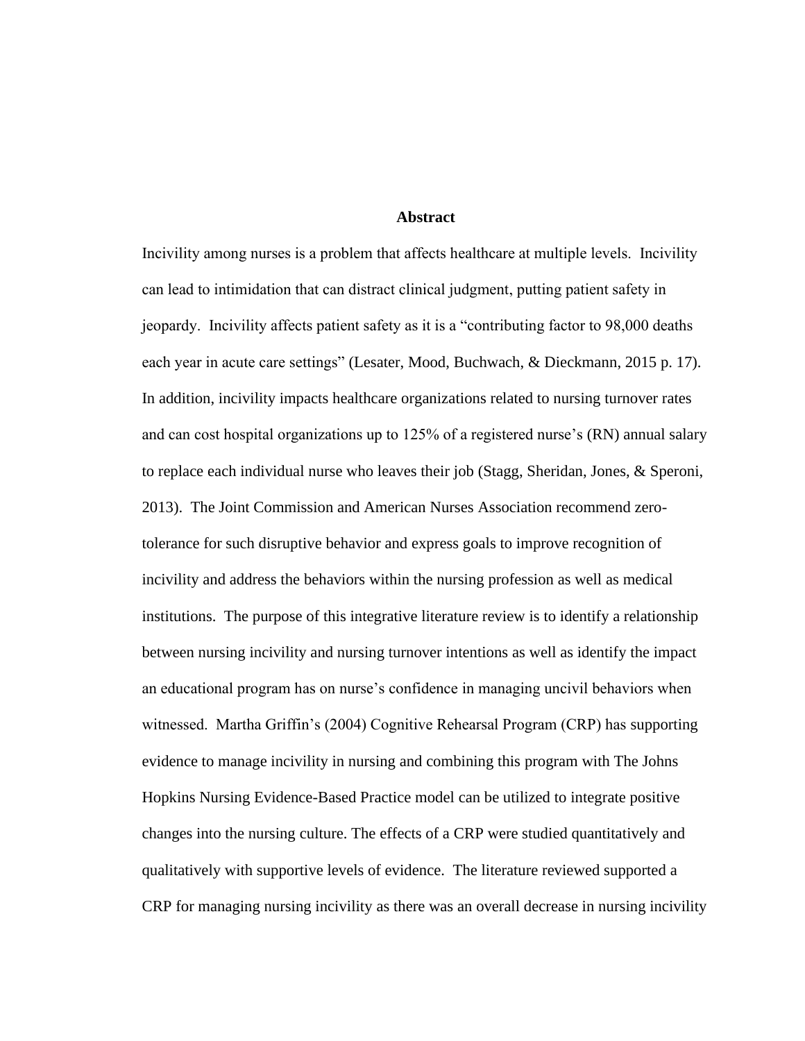## Abstract

Incivility among nurses is a problem that affects healthcare at multiple levels. Incivility can lead to intimidation that can distract clinical judgment, putting patient safety in jeopardy. Incivility affects patient safety as it is a "contributing factor to 98,000 deaths each year in acute care settings" (Lesater, Mood, Buchwach, & Dieckmann, 2015 p. 17). In addition, incivility impacts healthcare organizations related to nursing turnover rates and can cost hospital organizations up to 125% of a registered nurse's (RN) annual salary to replace each individual nurse who leaves their job (Stagg, Sheridan, Jones, & Speroni, 2013). The Joint Commission and American Nurses Association recommend zero-tolerance for such disruptive behavior and express goals to improve recognition of incivility and address the behaviors within the nursing profession as well as medical institutions. The purpose of this integrative literature review is to identify a relationship between nursing incivility and nursing turnover intentions as well as identify the impact an educational program has on nurse's confidence in managing uncivil behaviors when witnessed. Martha Griffin's (2004) Cognitive Rehearsal Program (CRP) has supporting evidence to manage incivility in nursing and combining this program with The Johns Hopkins Nursing Evidence-Based Practice model can be utilized to integrate positive changes into the nursing culture. The effects of a CRP were studied quantitatively and qualitatively with supportive levels of evidence. The literature reviewed supported a CRP for managing nursing incivility as there was an overall decrease in nursing incivility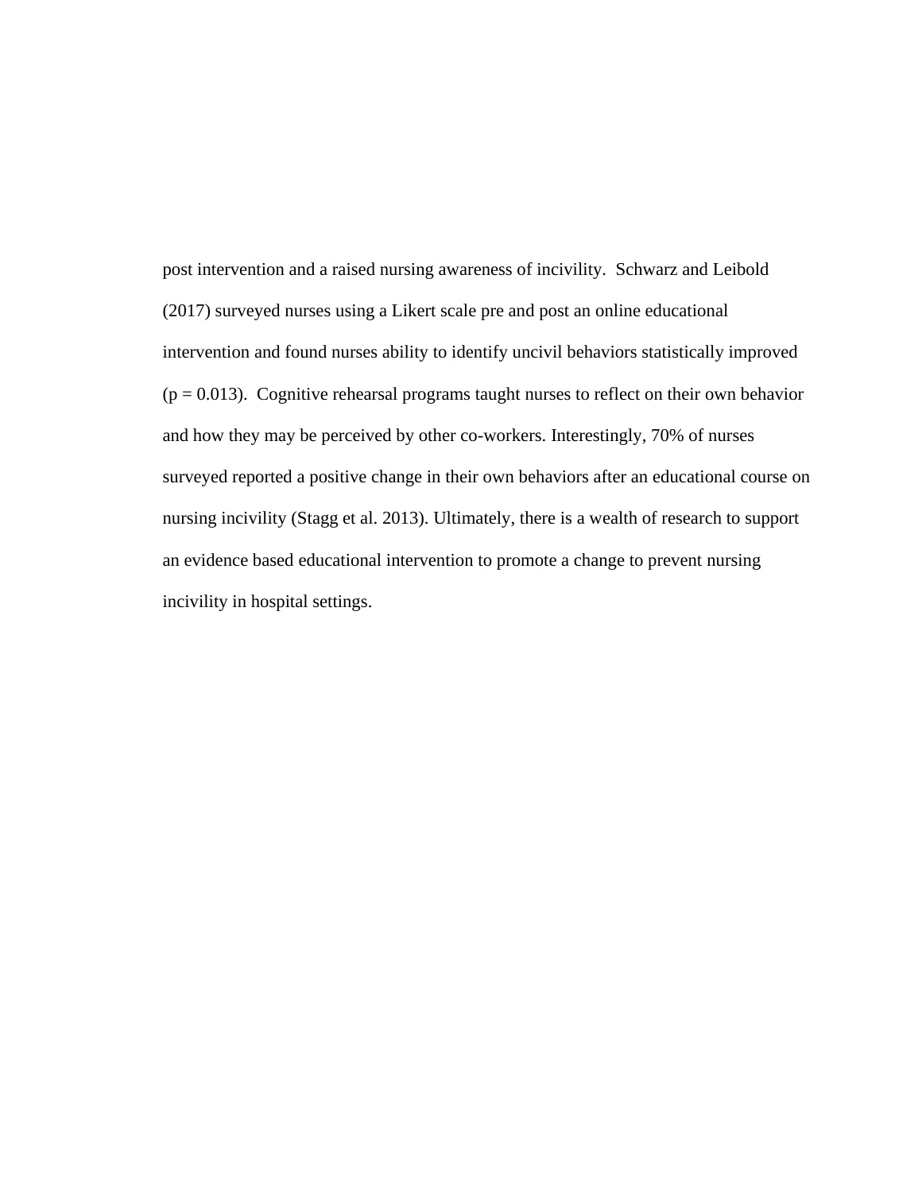post intervention and a raised nursing awareness of incivility.  Schwarz and Leibold (2017) surveyed nurses using a Likert scale pre and post an online educational intervention and found nurses ability to identify uncivil behaviors statistically improved ($p = 0.013$).  Cognitive rehearsal programs taught nurses to reflect on their own behavior and how they may be perceived by other co-workers. Interestingly, 70% of nurses surveyed reported a positive change in their own behaviors after an educational course on nursing incivility (Stagg et al. 2013). Ultimately, there is a wealth of research to support an evidence based educational intervention to promote a change to prevent nursing incivility in hospital settings.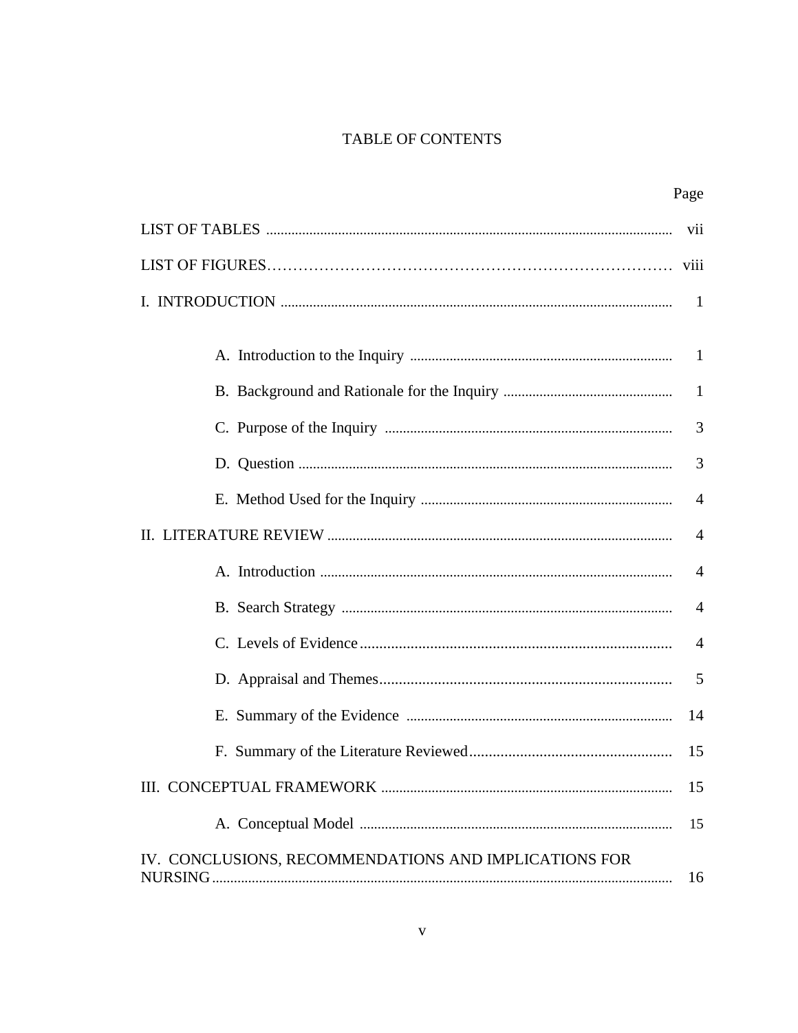# TABLE OF CONTENTS

| | Page |
|---|---|
| LIST OF TABLES | vii |
| LIST OF FIGURES | viii |
| I. INTRODUCTION | 1 |
| A. Introduction to the Inquiry | 1 |
| B. Background and Rationale for the Inquiry | 1 |
| C. Purpose of the Inquiry | 3 |
| D. Question | 3 |
| E. Method Used for the Inquiry | 4 |
| II. LITERATURE REVIEW | 4 |
| A. Introduction | 4 |
| B. Search Strategy | 4 |
| C. Levels of Evidence | 4 |
| D. Appraisal and Themes | 5 |
| E. Summary of the Evidence | 14 |
| F. Summary of the Literature Reviewed | 15 |
| III. CONCEPTUAL FRAMEWORK | 15 |
| A. Conceptual Model | 15 |
| IV. CONCLUSIONS, RECOMMENDATIONS AND IMPLICATIONS FOR NURSING | 16 |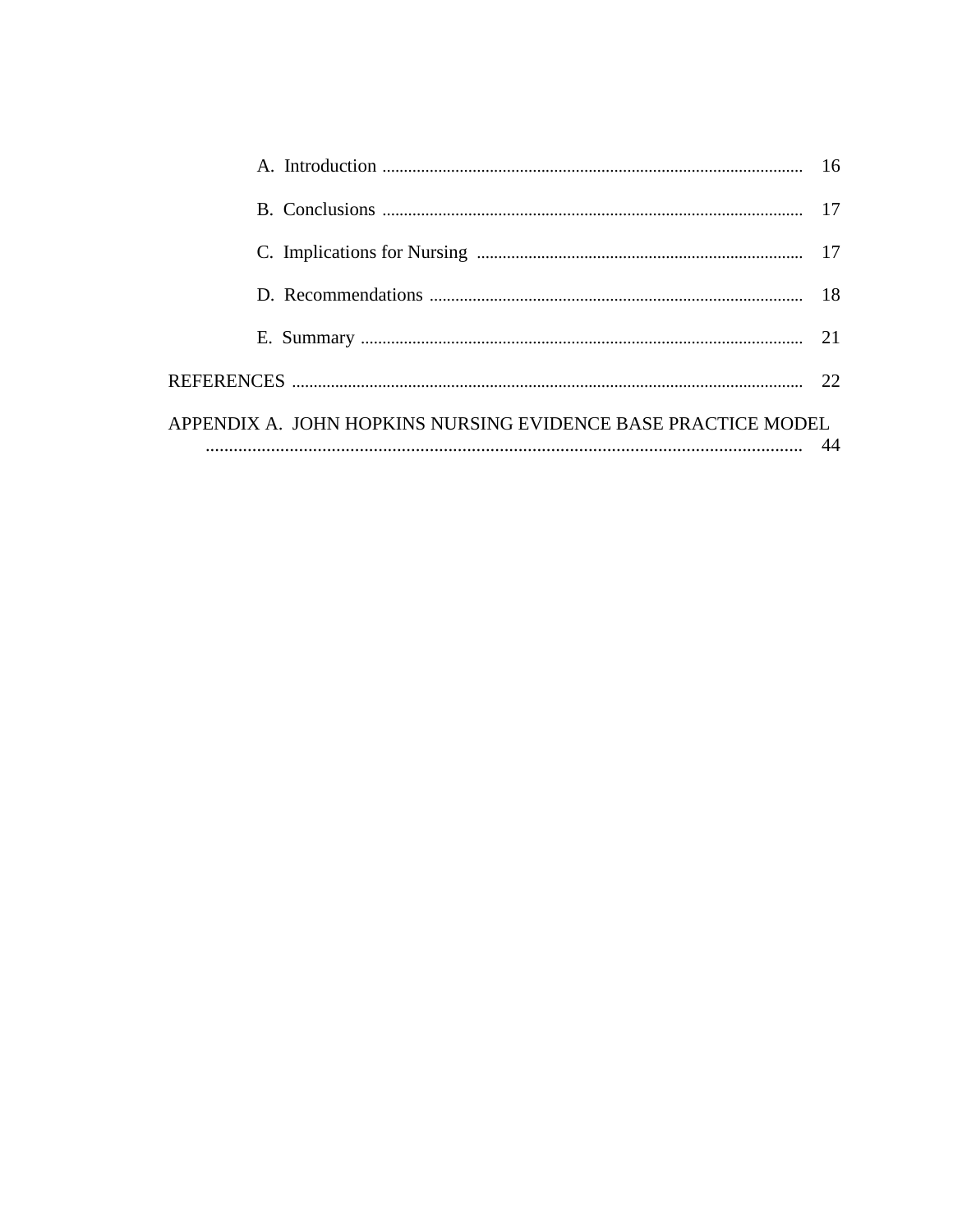A. Introduction ..... 16

B. Conclusions ..... 17

C. Implications for Nursing ..... 17

D. Recommendations ..... 18

E. Summary ..... 21

REFERENCES ..... 22

APPENDIX A. JOHN HOPKINS NURSING EVIDENCE BASE PRACTICE MODEL ..... 44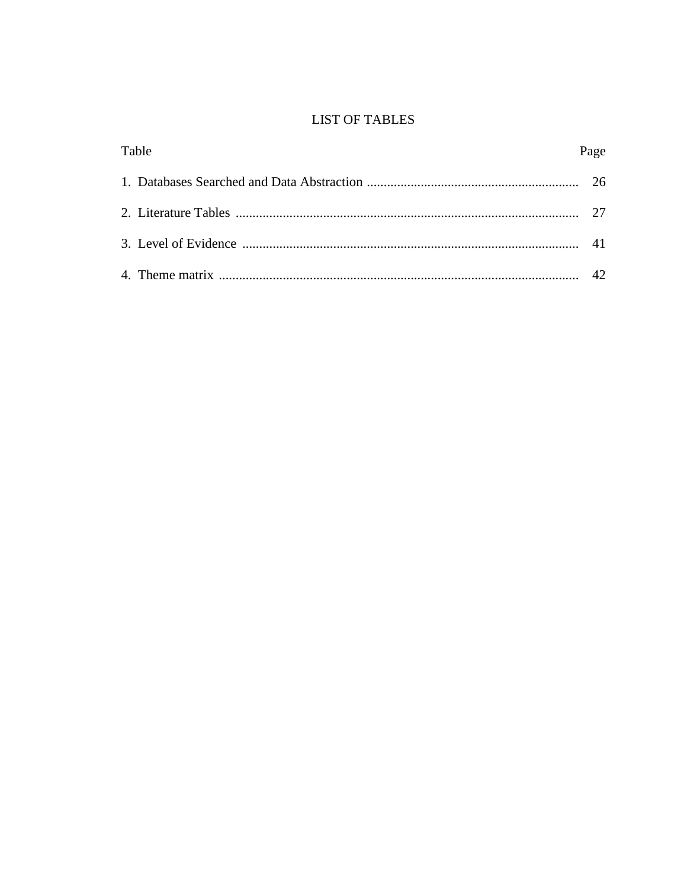# LIST OF TABLES

| Table | Page |
|---|---|
| 1. Databases Searched and Data Abstraction | 26 |
| 2. Literature Tables | 27 |
| 3. Level of Evidence | 41 |
| 4. Theme matrix | 42 |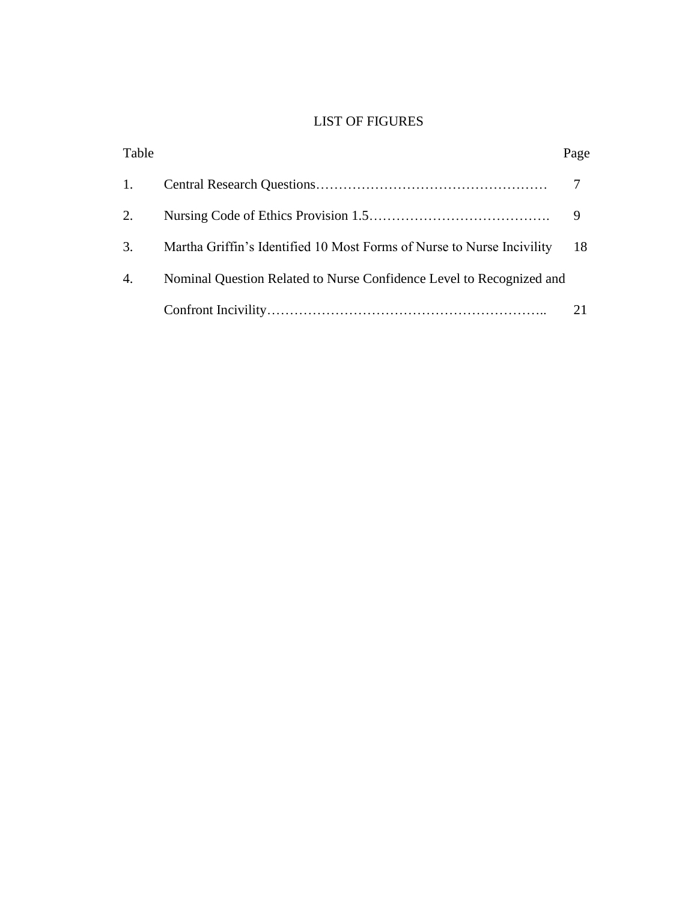# LIST OF FIGURES

| Table | | Page |
|---|---|---|
| 1. | Central Research Questions…………………………………………… | 7 |
| 2. | Nursing Code of Ethics Provision 1.5…………………………………. | 9 |
| 3. | Martha Griffin's Identified 10 Most Forms of Nurse to Nurse Incivility | 18 |
| 4. | Nominal Question Related to Nurse Confidence Level to Recognized and Confront Incivility…………………………………………………….. | 21 |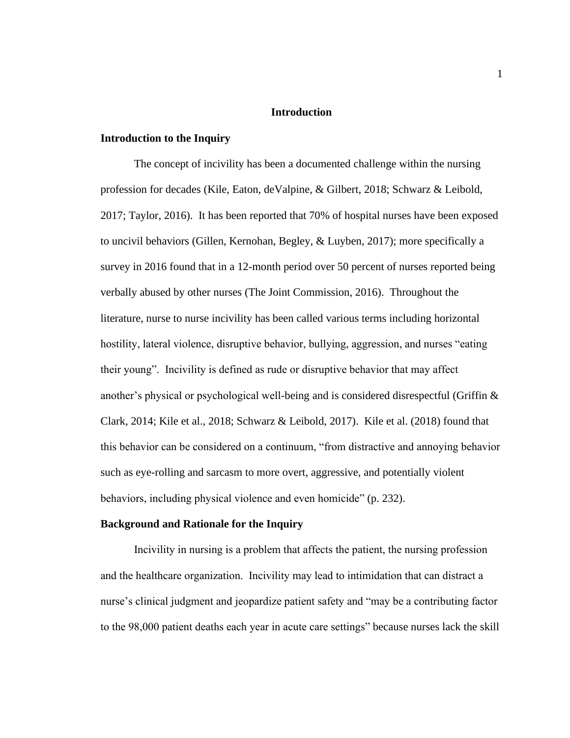# Introduction

## Introduction to the Inquiry

The concept of incivility has been a documented challenge within the nursing profession for decades (Kile, Eaton, deValpine, & Gilbert, 2018; Schwarz & Leibold, 2017; Taylor, 2016). It has been reported that 70% of hospital nurses have been exposed to uncivil behaviors (Gillen, Kernohan, Begley, & Luyben, 2017); more specifically a survey in 2016 found that in a 12-month period over 50 percent of nurses reported being verbally abused by other nurses (The Joint Commission, 2016). Throughout the literature, nurse to nurse incivility has been called various terms including horizontal hostility, lateral violence, disruptive behavior, bullying, aggression, and nurses "eating their young". Incivility is defined as rude or disruptive behavior that may affect another's physical or psychological well-being and is considered disrespectful (Griffin & Clark, 2014; Kile et al., 2018; Schwarz & Leibold, 2017). Kile et al. (2018) found that this behavior can be considered on a continuum, "from distractive and annoying behavior such as eye-rolling and sarcasm to more overt, aggressive, and potentially violent behaviors, including physical violence and even homicide" (p. 232).

## Background and Rationale for the Inquiry

Incivility in nursing is a problem that affects the patient, the nursing profession and the healthcare organization. Incivility may lead to intimidation that can distract a nurse's clinical judgment and jeopardize patient safety and "may be a contributing factor to the 98,000 patient deaths each year in acute care settings" because nurses lack the skill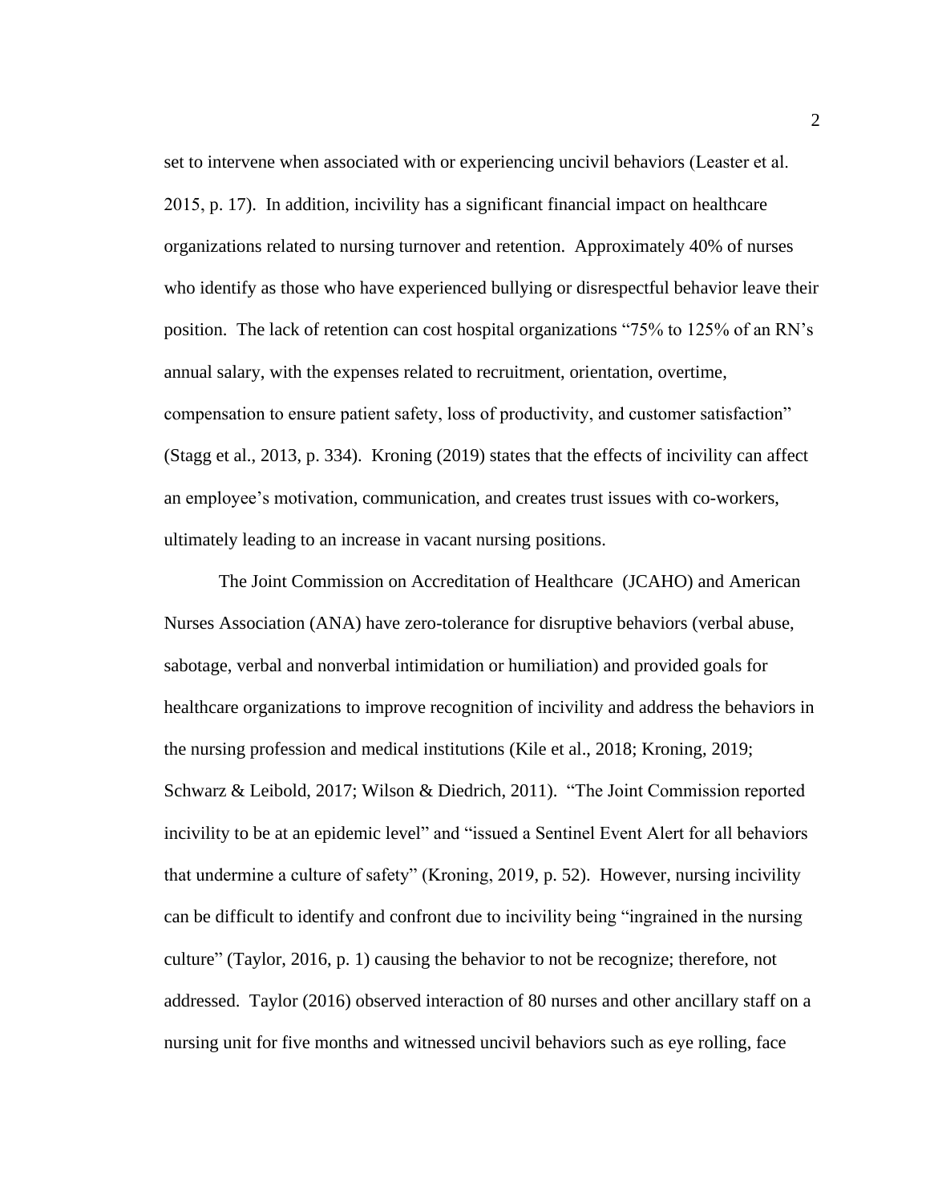set to intervene when associated with or experiencing uncivil behaviors (Leaster et al. 2015, p. 17). In addition, incivility has a significant financial impact on healthcare organizations related to nursing turnover and retention. Approximately 40% of nurses who identify as those who have experienced bullying or disrespectful behavior leave their position. The lack of retention can cost hospital organizations "75% to 125% of an RN's annual salary, with the expenses related to recruitment, orientation, overtime, compensation to ensure patient safety, loss of productivity, and customer satisfaction" (Stagg et al., 2013, p. 334). Kroning (2019) states that the effects of incivility can affect an employee's motivation, communication, and creates trust issues with co-workers, ultimately leading to an increase in vacant nursing positions.

The Joint Commission on Accreditation of Healthcare (JCAHO) and American Nurses Association (ANA) have zero-tolerance for disruptive behaviors (verbal abuse, sabotage, verbal and nonverbal intimidation or humiliation) and provided goals for healthcare organizations to improve recognition of incivility and address the behaviors in the nursing profession and medical institutions (Kile et al., 2018; Kroning, 2019; Schwarz & Leibold, 2017; Wilson & Diedrich, 2011). "The Joint Commission reported incivility to be at an epidemic level" and "issued a Sentinel Event Alert for all behaviors that undermine a culture of safety" (Kroning, 2019, p. 52). However, nursing incivility can be difficult to identify and confront due to incivility being "ingrained in the nursing culture" (Taylor, 2016, p. 1) causing the behavior to not be recognize; therefore, not addressed. Taylor (2016) observed interaction of 80 nurses and other ancillary staff on a nursing unit for five months and witnessed uncivil behaviors such as eye rolling, face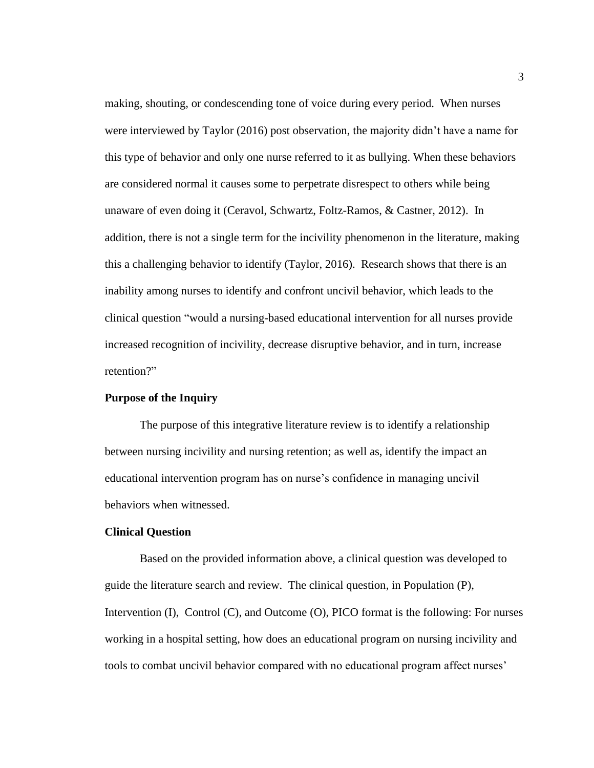making, shouting, or condescending tone of voice during every period. When nurses were interviewed by Taylor (2016) post observation, the majority didn't have a name for this type of behavior and only one nurse referred to it as bullying. When these behaviors are considered normal it causes some to perpetrate disrespect to others while being unaware of even doing it (Ceravol, Schwartz, Foltz-Ramos, & Castner, 2012). In addition, there is not a single term for the incivility phenomenon in the literature, making this a challenging behavior to identify (Taylor, 2016). Research shows that there is an inability among nurses to identify and confront uncivil behavior, which leads to the clinical question "would a nursing-based educational intervention for all nurses provide increased recognition of incivility, decrease disruptive behavior, and in turn, increase retention?"

**Purpose of the Inquiry**

The purpose of this integrative literature review is to identify a relationship between nursing incivility and nursing retention; as well as, identify the impact an educational intervention program has on nurse's confidence in managing uncivil behaviors when witnessed.

**Clinical Question**

Based on the provided information above, a clinical question was developed to guide the literature search and review. The clinical question, in Population (P), Intervention (I), Control (C), and Outcome (O), PICO format is the following: For nurses working in a hospital setting, how does an educational program on nursing incivility and tools to combat uncivil behavior compared with no educational program affect nurses'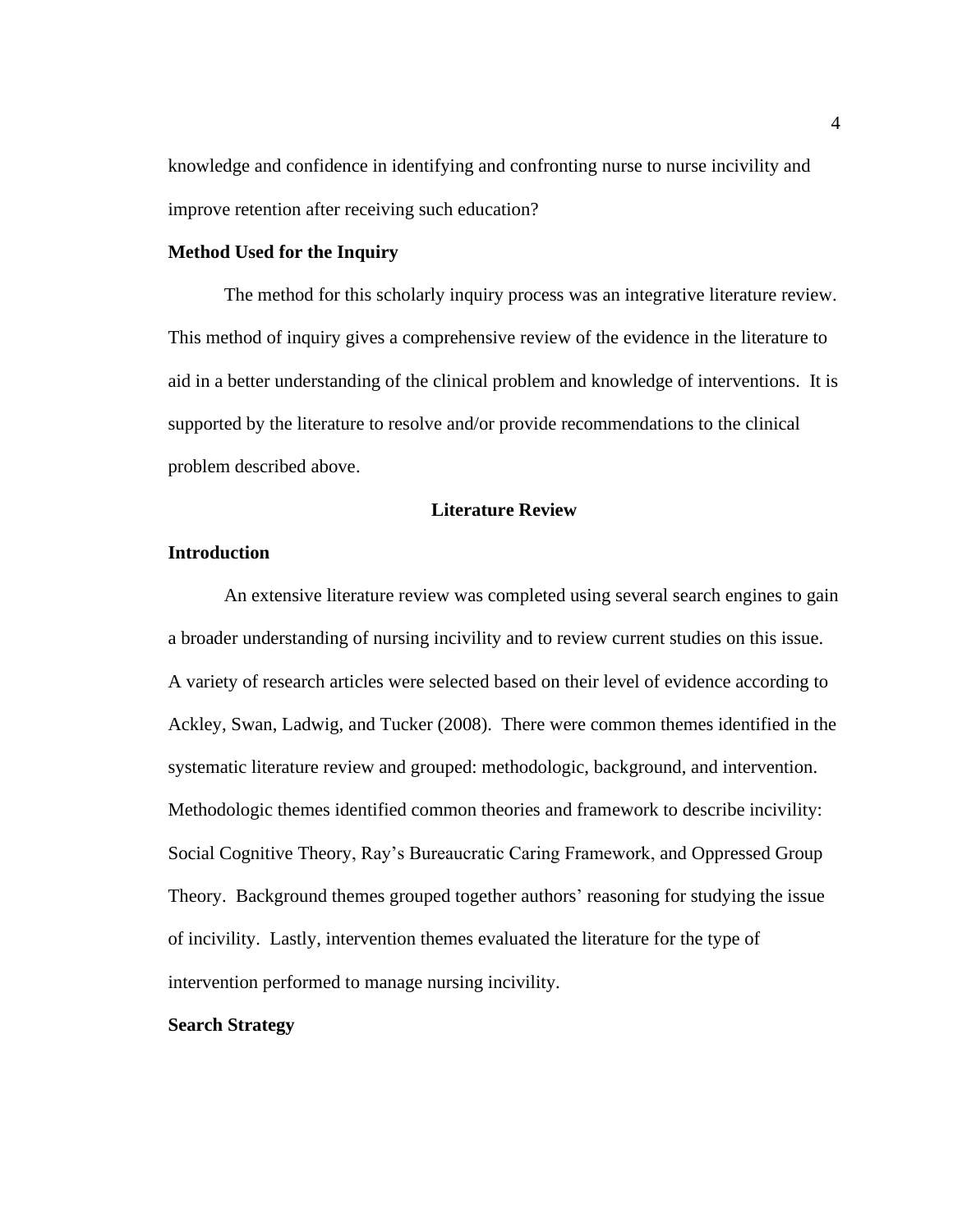knowledge and confidence in identifying and confronting nurse to nurse incivility and improve retention after receiving such education?

**Method Used for the Inquiry**

The method for this scholarly inquiry process was an integrative literature review. This method of inquiry gives a comprehensive review of the evidence in the literature to aid in a better understanding of the clinical problem and knowledge of interventions. It is supported by the literature to resolve and/or provide recommendations to the clinical problem described above.

## Literature Review

**Introduction**

An extensive literature review was completed using several search engines to gain a broader understanding of nursing incivility and to review current studies on this issue. A variety of research articles were selected based on their level of evidence according to Ackley, Swan, Ladwig, and Tucker (2008). There were common themes identified in the systematic literature review and grouped: methodologic, background, and intervention. Methodologic themes identified common theories and framework to describe incivility: Social Cognitive Theory, Ray's Bureaucratic Caring Framework, and Oppressed Group Theory. Background themes grouped together authors' reasoning for studying the issue of incivility. Lastly, intervention themes evaluated the literature for the type of intervention performed to manage nursing incivility.

**Search Strategy**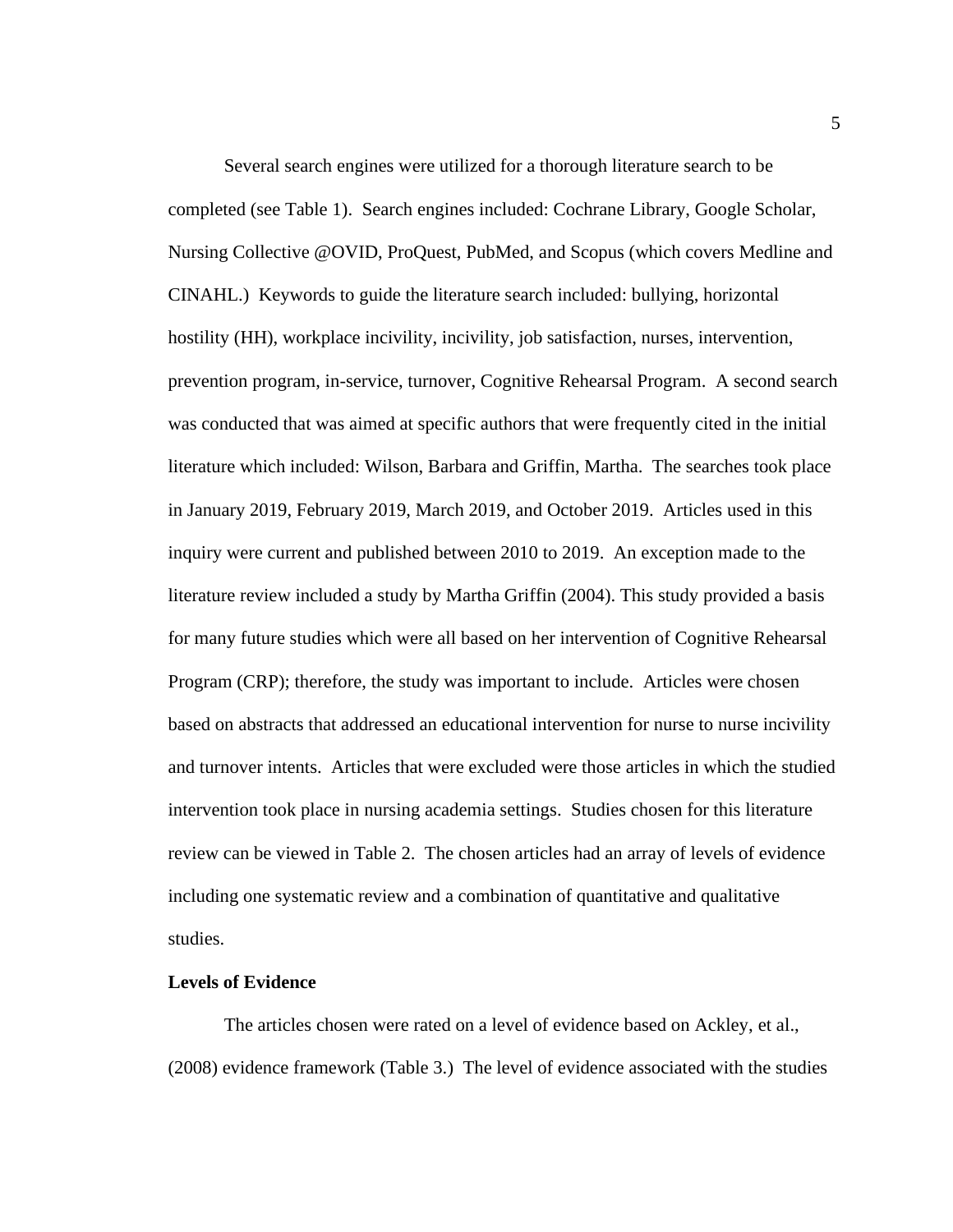Several search engines were utilized for a thorough literature search to be completed (see Table 1). Search engines included: Cochrane Library, Google Scholar, Nursing Collective @OVID, ProQuest, PubMed, and Scopus (which covers Medline and CINAHL.) Keywords to guide the literature search included: bullying, horizontal hostility (HH), workplace incivility, incivility, job satisfaction, nurses, intervention, prevention program, in-service, turnover, Cognitive Rehearsal Program. A second search was conducted that was aimed at specific authors that were frequently cited in the initial literature which included: Wilson, Barbara and Griffin, Martha. The searches took place in January 2019, February 2019, March 2019, and October 2019. Articles used in this inquiry were current and published between 2010 to 2019. An exception made to the literature review included a study by Martha Griffin (2004). This study provided a basis for many future studies which were all based on her intervention of Cognitive Rehearsal Program (CRP); therefore, the study was important to include. Articles were chosen based on abstracts that addressed an educational intervention for nurse to nurse incivility and turnover intents. Articles that were excluded were those articles in which the studied intervention took place in nursing academia settings. Studies chosen for this literature review can be viewed in Table 2. The chosen articles had an array of levels of evidence including one systematic review and a combination of quantitative and qualitative studies.

**Levels of Evidence**

The articles chosen were rated on a level of evidence based on Ackley, et al., (2008) evidence framework (Table 3.) The level of evidence associated with the studies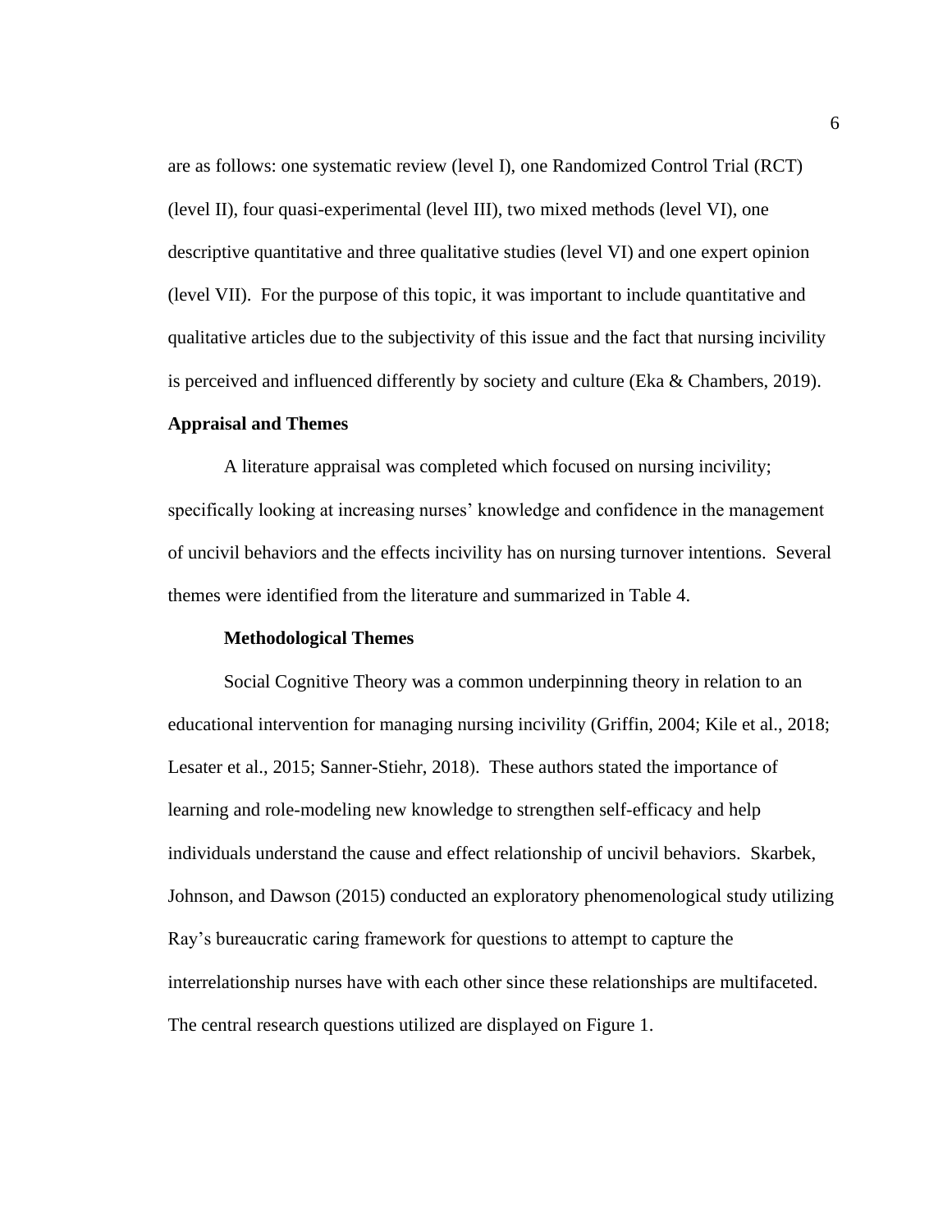are as follows: one systematic review (level I), one Randomized Control Trial (RCT) (level II), four quasi-experimental (level III), two mixed methods (level VI), one descriptive quantitative and three qualitative studies (level VI) and one expert opinion (level VII). For the purpose of this topic, it was important to include quantitative and qualitative articles due to the subjectivity of this issue and the fact that nursing incivility is perceived and influenced differently by society and culture (Eka & Chambers, 2019).

## Appraisal and Themes

A literature appraisal was completed which focused on nursing incivility; specifically looking at increasing nurses' knowledge and confidence in the management of uncivil behaviors and the effects incivility has on nursing turnover intentions. Several themes were identified from the literature and summarized in Table 4.

### Methodological Themes

Social Cognitive Theory was a common underpinning theory in relation to an educational intervention for managing nursing incivility (Griffin, 2004; Kile et al., 2018; Lesater et al., 2015; Sanner-Stiehr, 2018). These authors stated the importance of learning and role-modeling new knowledge to strengthen self-efficacy and help individuals understand the cause and effect relationship of uncivil behaviors. Skarbek, Johnson, and Dawson (2015) conducted an exploratory phenomenological study utilizing Ray's bureaucratic caring framework for questions to attempt to capture the interrelationship nurses have with each other since these relationships are multifaceted. The central research questions utilized are displayed on Figure 1.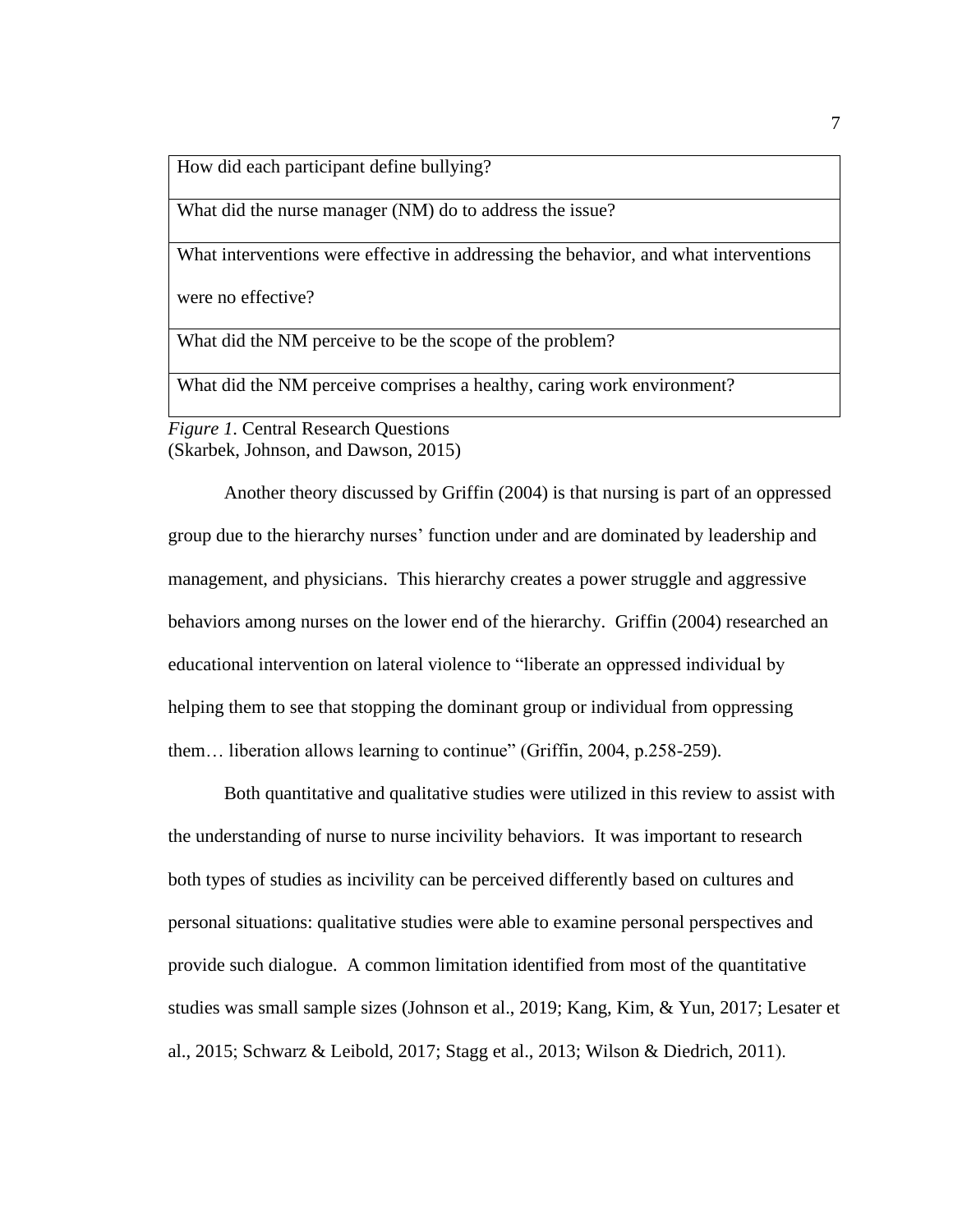| |
|---|
| How did each participant define bullying? |
| What did the nurse manager (NM) do to address the issue? |
| What interventions were effective in addressing the behavior, and what interventions were no effective? |
| What did the NM perceive to be the scope of the problem? |
| What did the NM perceive comprises a healthy, caring work environment? |

*Figure 1.* Central Research Questions
(Skarbek, Johnson, and Dawson, 2015)

Another theory discussed by Griffin (2004) is that nursing is part of an oppressed group due to the hierarchy nurses' function under and are dominated by leadership and management, and physicians. This hierarchy creates a power struggle and aggressive behaviors among nurses on the lower end of the hierarchy. Griffin (2004) researched an educational intervention on lateral violence to "liberate an oppressed individual by helping them to see that stopping the dominant group or individual from oppressing them… liberation allows learning to continue" (Griffin, 2004, p.258-259).

Both quantitative and qualitative studies were utilized in this review to assist with the understanding of nurse to nurse incivility behaviors. It was important to research both types of studies as incivility can be perceived differently based on cultures and personal situations: qualitative studies were able to examine personal perspectives and provide such dialogue. A common limitation identified from most of the quantitative studies was small sample sizes (Johnson et al., 2019; Kang, Kim, & Yun, 2017; Lesater et al., 2015; Schwarz & Leibold, 2017; Stagg et al., 2013; Wilson & Diedrich, 2011).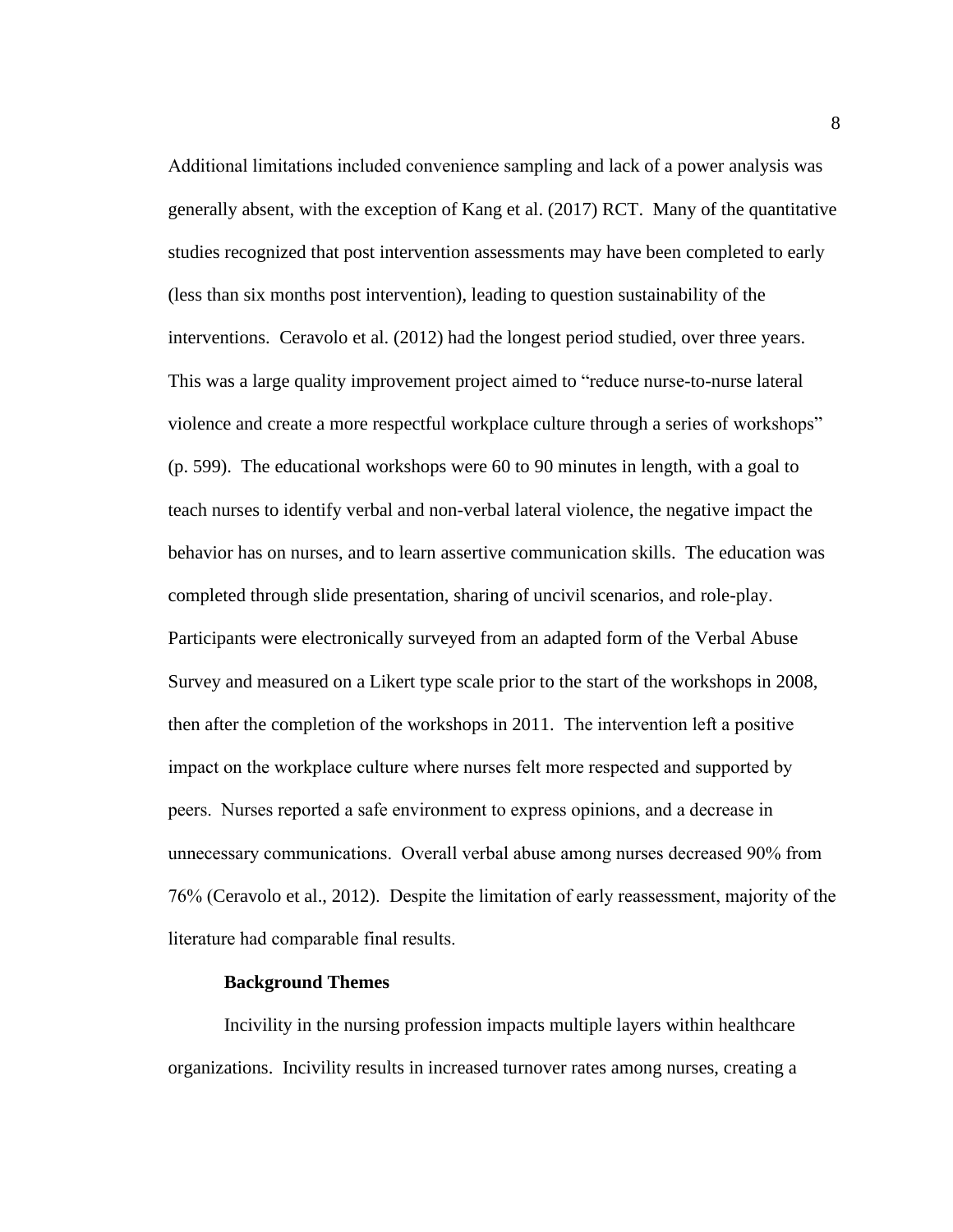Additional limitations included convenience sampling and lack of a power analysis was generally absent, with the exception of Kang et al. (2017) RCT. Many of the quantitative studies recognized that post intervention assessments may have been completed to early (less than six months post intervention), leading to question sustainability of the interventions. Ceravolo et al. (2012) had the longest period studied, over three years. This was a large quality improvement project aimed to "reduce nurse-to-nurse lateral violence and create a more respectful workplace culture through a series of workshops" (p. 599). The educational workshops were 60 to 90 minutes in length, with a goal to teach nurses to identify verbal and non-verbal lateral violence, the negative impact the behavior has on nurses, and to learn assertive communication skills. The education was completed through slide presentation, sharing of uncivil scenarios, and role-play. Participants were electronically surveyed from an adapted form of the Verbal Abuse Survey and measured on a Likert type scale prior to the start of the workshops in 2008, then after the completion of the workshops in 2011. The intervention left a positive impact on the workplace culture where nurses felt more respected and supported by peers. Nurses reported a safe environment to express opinions, and a decrease in unnecessary communications. Overall verbal abuse among nurses decreased 90% from 76% (Ceravolo et al., 2012). Despite the limitation of early reassessment, majority of the literature had comparable final results.

**Background Themes**

Incivility in the nursing profession impacts multiple layers within healthcare organizations. Incivility results in increased turnover rates among nurses, creating a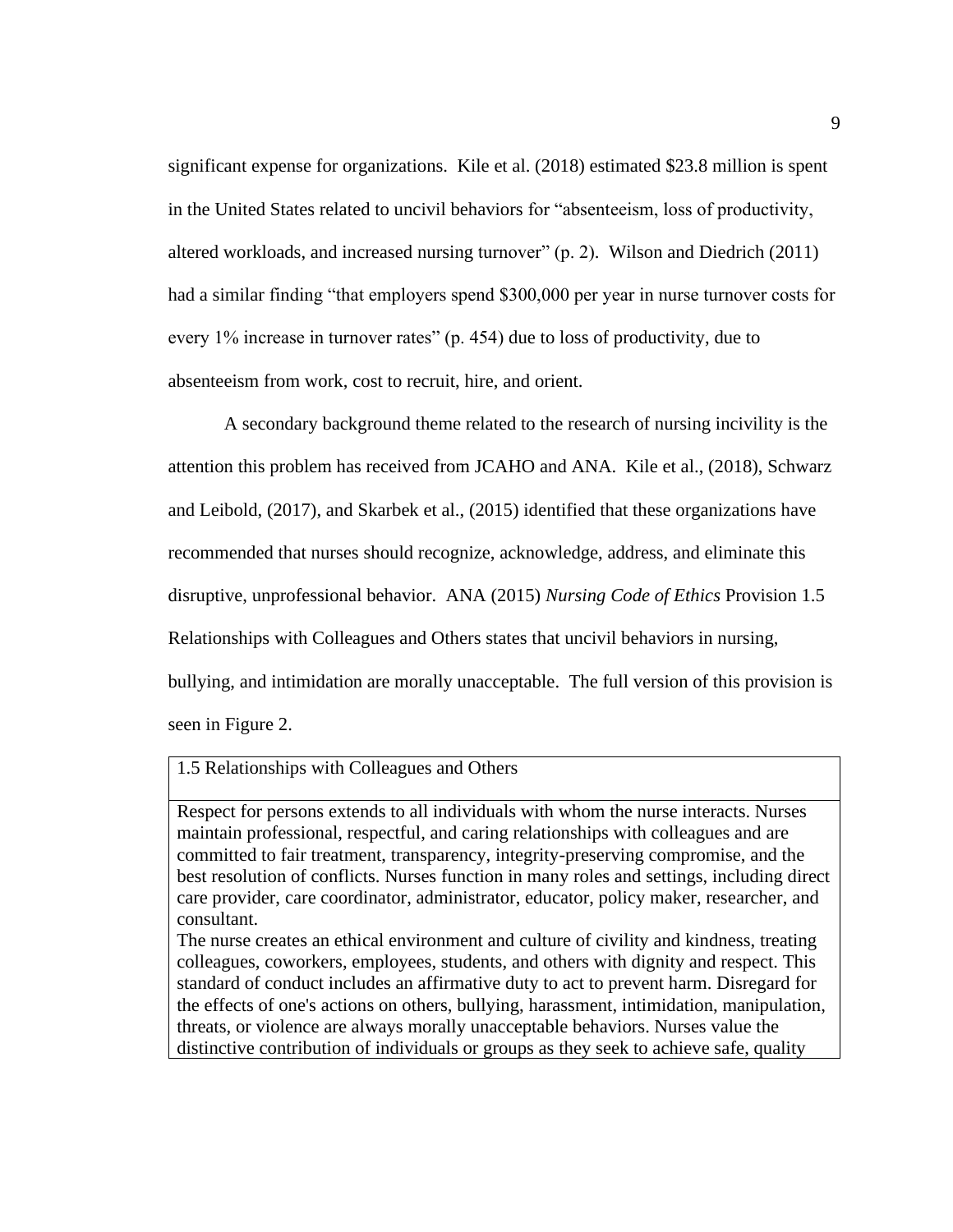significant expense for organizations. Kile et al. (2018) estimated $23.8 million is spent in the United States related to uncivil behaviors for "absenteeism, loss of productivity, altered workloads, and increased nursing turnover" (p. 2). Wilson and Diedrich (2011) had a similar finding "that employers spend $300,000 per year in nurse turnover costs for every 1% increase in turnover rates" (p. 454) due to loss of productivity, due to absenteeism from work, cost to recruit, hire, and orient.

A secondary background theme related to the research of nursing incivility is the attention this problem has received from JCAHO and ANA. Kile et al., (2018), Schwarz and Leibold, (2017), and Skarbek et al., (2015) identified that these organizations have recommended that nurses should recognize, acknowledge, address, and eliminate this disruptive, unprofessional behavior. ANA (2015) *Nursing Code of Ethics* Provision 1.5 Relationships with Colleagues and Others states that uncivil behaviors in nursing, bullying, and intimidation are morally unacceptable. The full version of this provision is seen in Figure 2.

| 1.5 Relationships with Colleagues and Others |
| --- |
| Respect for persons extends to all individuals with whom the nurse interacts. Nurses maintain professional, respectful, and caring relationships with colleagues and are committed to fair treatment, transparency, integrity-preserving compromise, and the best resolution of conflicts. Nurses function in many roles and settings, including direct care provider, care coordinator, administrator, educator, policy maker, researcher, and consultant.<br>The nurse creates an ethical environment and culture of civility and kindness, treating colleagues, coworkers, employees, students, and others with dignity and respect. This standard of conduct includes an affirmative duty to act to prevent harm. Disregard for the effects of one's actions on others, bullying, harassment, intimidation, manipulation, threats, or violence are always morally unacceptable behaviors. Nurses value the distinctive contribution of individuals or groups as they seek to achieve safe, quality |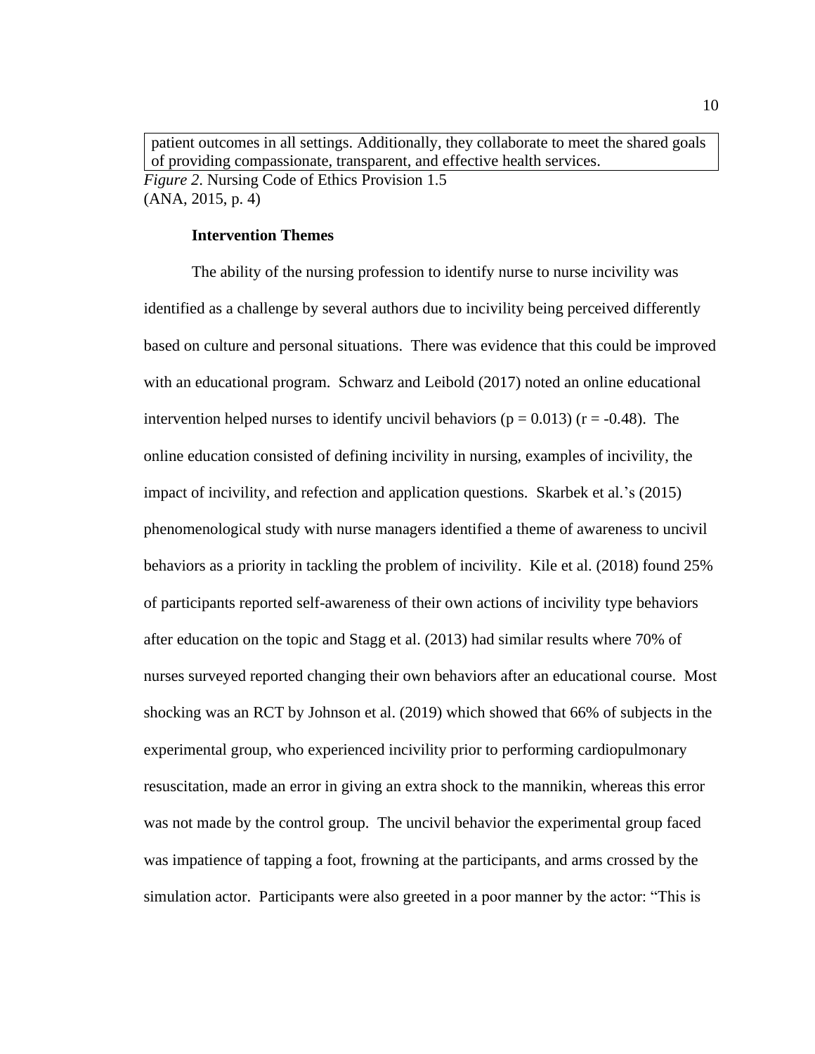patient outcomes in all settings. Additionally, they collaborate to meet the shared goals of providing compassionate, transparent, and effective health services.

*Figure 2*. Nursing Code of Ethics Provision 1.5
(ANA, 2015, p. 4)

**Intervention Themes**

The ability of the nursing profession to identify nurse to nurse incivility was identified as a challenge by several authors due to incivility being perceived differently based on culture and personal situations. There was evidence that this could be improved with an educational program. Schwarz and Leibold (2017) noted an online educational intervention helped nurses to identify uncivil behaviors ($p = 0.013$) ($r = -0.48$). The online education consisted of defining incivility in nursing, examples of incivility, the impact of incivility, and refection and application questions. Skarbek et al.'s (2015) phenomenological study with nurse managers identified a theme of awareness to uncivil behaviors as a priority in tackling the problem of incivility. Kile et al. (2018) found 25% of participants reported self-awareness of their own actions of incivility type behaviors after education on the topic and Stagg et al. (2013) had similar results where 70% of nurses surveyed reported changing their own behaviors after an educational course. Most shocking was an RCT by Johnson et al. (2019) which showed that 66% of subjects in the experimental group, who experienced incivility prior to performing cardiopulmonary resuscitation, made an error in giving an extra shock to the mannikin, whereas this error was not made by the control group. The uncivil behavior the experimental group faced was impatience of tapping a foot, frowning at the participants, and arms crossed by the simulation actor. Participants were also greeted in a poor manner by the actor: "This is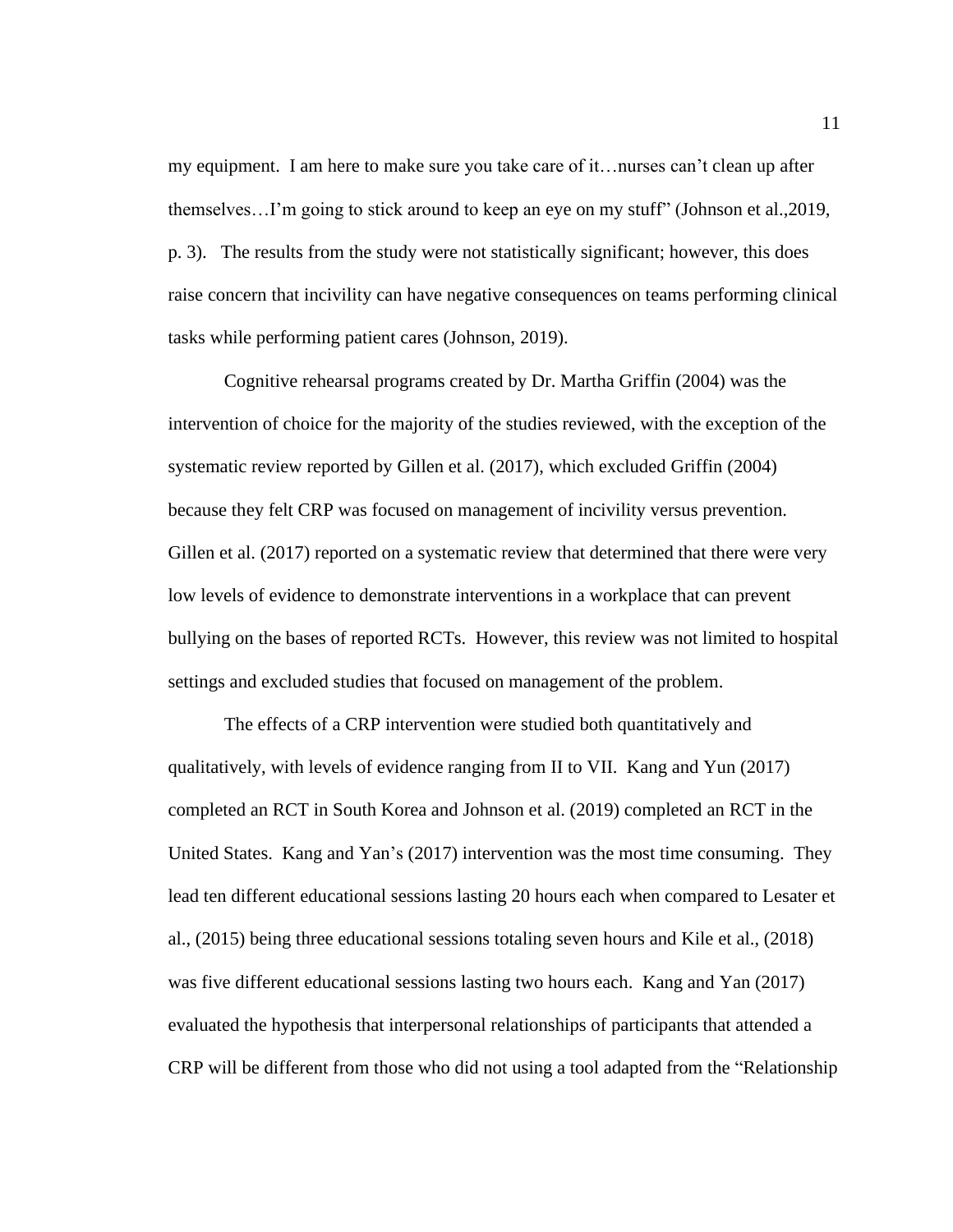my equipment. I am here to make sure you take care of it…nurses can't clean up after themselves…I'm going to stick around to keep an eye on my stuff" (Johnson et al.,2019, p. 3). The results from the study were not statistically significant; however, this does raise concern that incivility can have negative consequences on teams performing clinical tasks while performing patient cares (Johnson, 2019).

Cognitive rehearsal programs created by Dr. Martha Griffin (2004) was the intervention of choice for the majority of the studies reviewed, with the exception of the systematic review reported by Gillen et al. (2017), which excluded Griffin (2004) because they felt CRP was focused on management of incivility versus prevention. Gillen et al. (2017) reported on a systematic review that determined that there were very low levels of evidence to demonstrate interventions in a workplace that can prevent bullying on the bases of reported RCTs. However, this review was not limited to hospital settings and excluded studies that focused on management of the problem.

The effects of a CRP intervention were studied both quantitatively and qualitatively, with levels of evidence ranging from II to VII. Kang and Yun (2017) completed an RCT in South Korea and Johnson et al. (2019) completed an RCT in the United States. Kang and Yan's (2017) intervention was the most time consuming. They lead ten different educational sessions lasting 20 hours each when compared to Lesater et al., (2015) being three educational sessions totaling seven hours and Kile et al., (2018) was five different educational sessions lasting two hours each. Kang and Yan (2017) evaluated the hypothesis that interpersonal relationships of participants that attended a CRP will be different from those who did not using a tool adapted from the "Relationship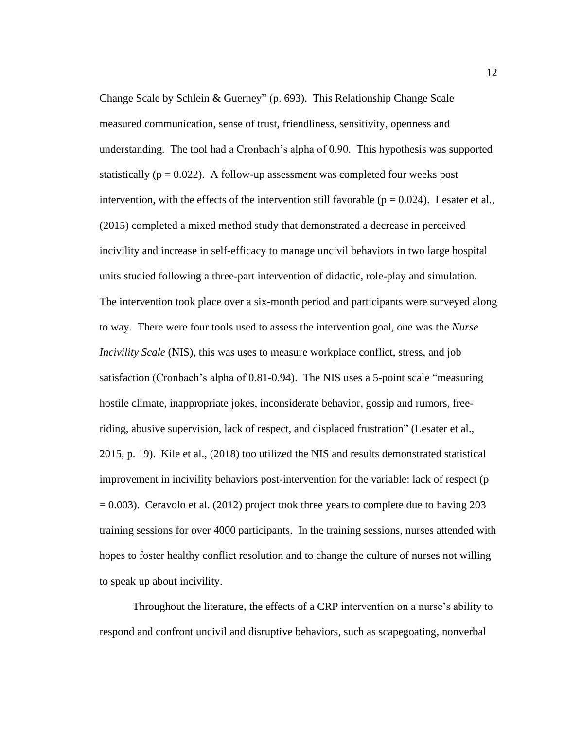Change Scale by Schlein & Guerney" (p. 693). This Relationship Change Scale measured communication, sense of trust, friendliness, sensitivity, openness and understanding. The tool had a Cronbach's alpha of 0.90. This hypothesis was supported statistically ($p = 0.022$). A follow-up assessment was completed four weeks post intervention, with the effects of the intervention still favorable ($p = 0.024$). Lesater et al., (2015) completed a mixed method study that demonstrated a decrease in perceived incivility and increase in self-efficacy to manage uncivil behaviors in two large hospital units studied following a three-part intervention of didactic, role-play and simulation. The intervention took place over a six-month period and participants were surveyed along to way. There were four tools used to assess the intervention goal, one was the *Nurse Incivility Scale* (NIS), this was uses to measure workplace conflict, stress, and job satisfaction (Cronbach's alpha of 0.81-0.94). The NIS uses a 5-point scale "measuring hostile climate, inappropriate jokes, inconsiderate behavior, gossip and rumors, free-riding, abusive supervision, lack of respect, and displaced frustration" (Lesater et al., 2015, p. 19). Kile et al., (2018) too utilized the NIS and results demonstrated statistical improvement in incivility behaviors post-intervention for the variable: lack of respect ($p = 0.003$). Ceravolo et al. (2012) project took three years to complete due to having 203 training sessions for over 4000 participants. In the training sessions, nurses attended with hopes to foster healthy conflict resolution and to change the culture of nurses not willing to speak up about incivility.

Throughout the literature, the effects of a CRP intervention on a nurse's ability to respond and confront uncivil and disruptive behaviors, such as scapegoating, nonverbal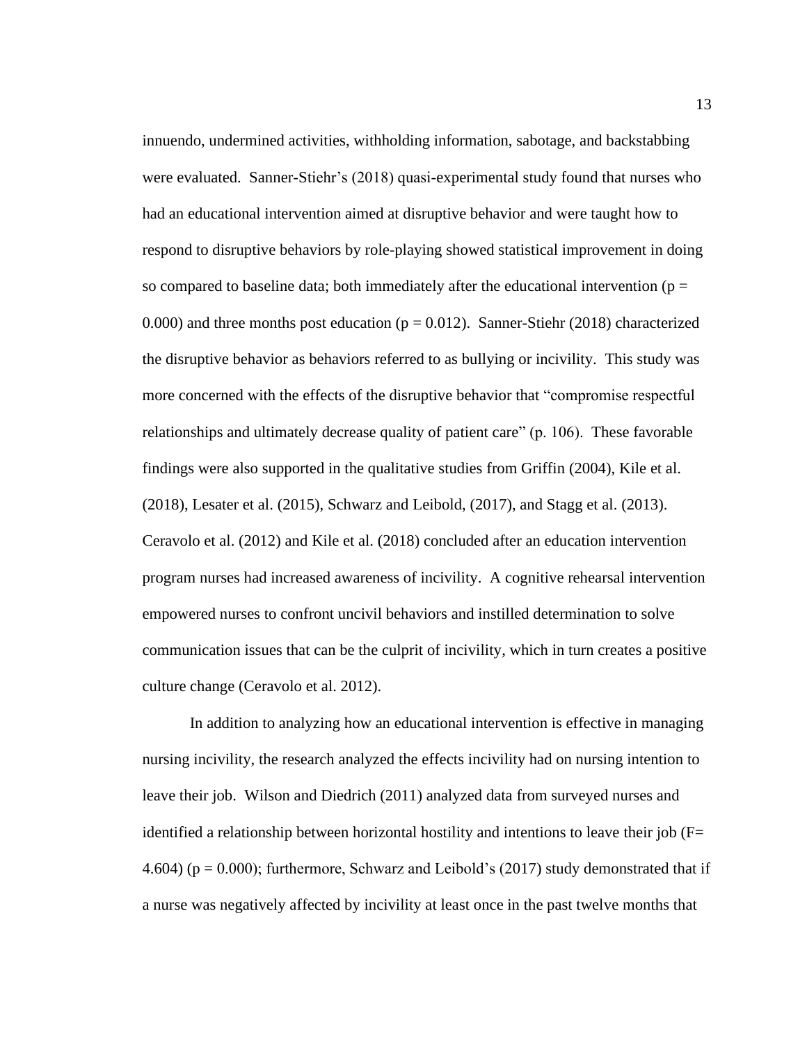innuendo, undermined activities, withholding information, sabotage, and backstabbing were evaluated. Sanner-Stiehr's (2018) quasi-experimental study found that nurses who had an educational intervention aimed at disruptive behavior and were taught how to respond to disruptive behaviors by role-playing showed statistical improvement in doing so compared to baseline data; both immediately after the educational intervention ($p = 0.000$) and three months post education ($p = 0.012$). Sanner-Stiehr (2018) characterized the disruptive behavior as behaviors referred to as bullying or incivility. This study was more concerned with the effects of the disruptive behavior that "compromise respectful relationships and ultimately decrease quality of patient care" (p. 106). These favorable findings were also supported in the qualitative studies from Griffin (2004), Kile et al. (2018), Lesater et al. (2015), Schwarz and Leibold, (2017), and Stagg et al. (2013). Ceravolo et al. (2012) and Kile et al. (2018) concluded after an education intervention program nurses had increased awareness of incivility. A cognitive rehearsal intervention empowered nurses to confront uncivil behaviors and instilled determination to solve communication issues that can be the culprit of incivility, which in turn creates a positive culture change (Ceravolo et al. 2012).

In addition to analyzing how an educational intervention is effective in managing nursing incivility, the research analyzed the effects incivility had on nursing intention to leave their job. Wilson and Diedrich (2011) analyzed data from surveyed nurses and identified a relationship between horizontal hostility and intentions to leave their job ($F = 4.604$) ($p = 0.000$); furthermore, Schwarz and Leibold's (2017) study demonstrated that if a nurse was negatively affected by incivility at least once in the past twelve months that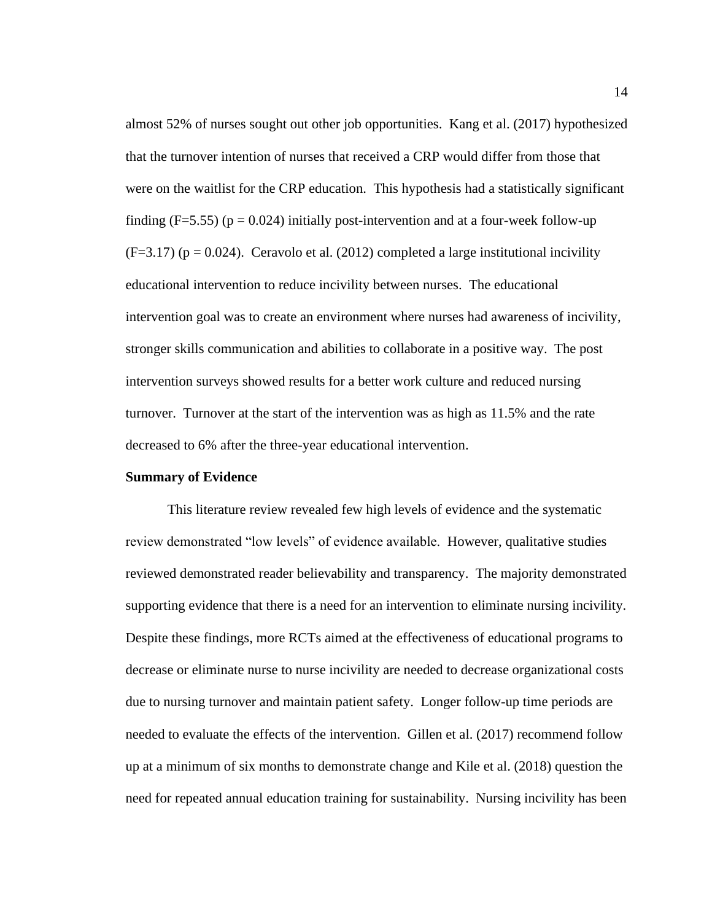almost 52% of nurses sought out other job opportunities. Kang et al. (2017) hypothesized that the turnover intention of nurses that received a CRP would differ from those that were on the waitlist for the CRP education. This hypothesis had a statistically significant finding ($F=5.55$) ($p = 0.024$) initially post-intervention and at a four-week follow-up ($F=3.17$) ($p = 0.024$). Ceravolo et al. (2012) completed a large institutional incivility educational intervention to reduce incivility between nurses. The educational intervention goal was to create an environment where nurses had awareness of incivility, stronger skills communication and abilities to collaborate in a positive way. The post intervention surveys showed results for a better work culture and reduced nursing turnover. Turnover at the start of the intervention was as high as 11.5% and the rate decreased to 6% after the three-year educational intervention.

**Summary of Evidence**

This literature review revealed few high levels of evidence and the systematic review demonstrated "low levels" of evidence available. However, qualitative studies reviewed demonstrated reader believability and transparency. The majority demonstrated supporting evidence that there is a need for an intervention to eliminate nursing incivility. Despite these findings, more RCTs aimed at the effectiveness of educational programs to decrease or eliminate nurse to nurse incivility are needed to decrease organizational costs due to nursing turnover and maintain patient safety. Longer follow-up time periods are needed to evaluate the effects of the intervention. Gillen et al. (2017) recommend follow up at a minimum of six months to demonstrate change and Kile et al. (2018) question the need for repeated annual education training for sustainability. Nursing incivility has been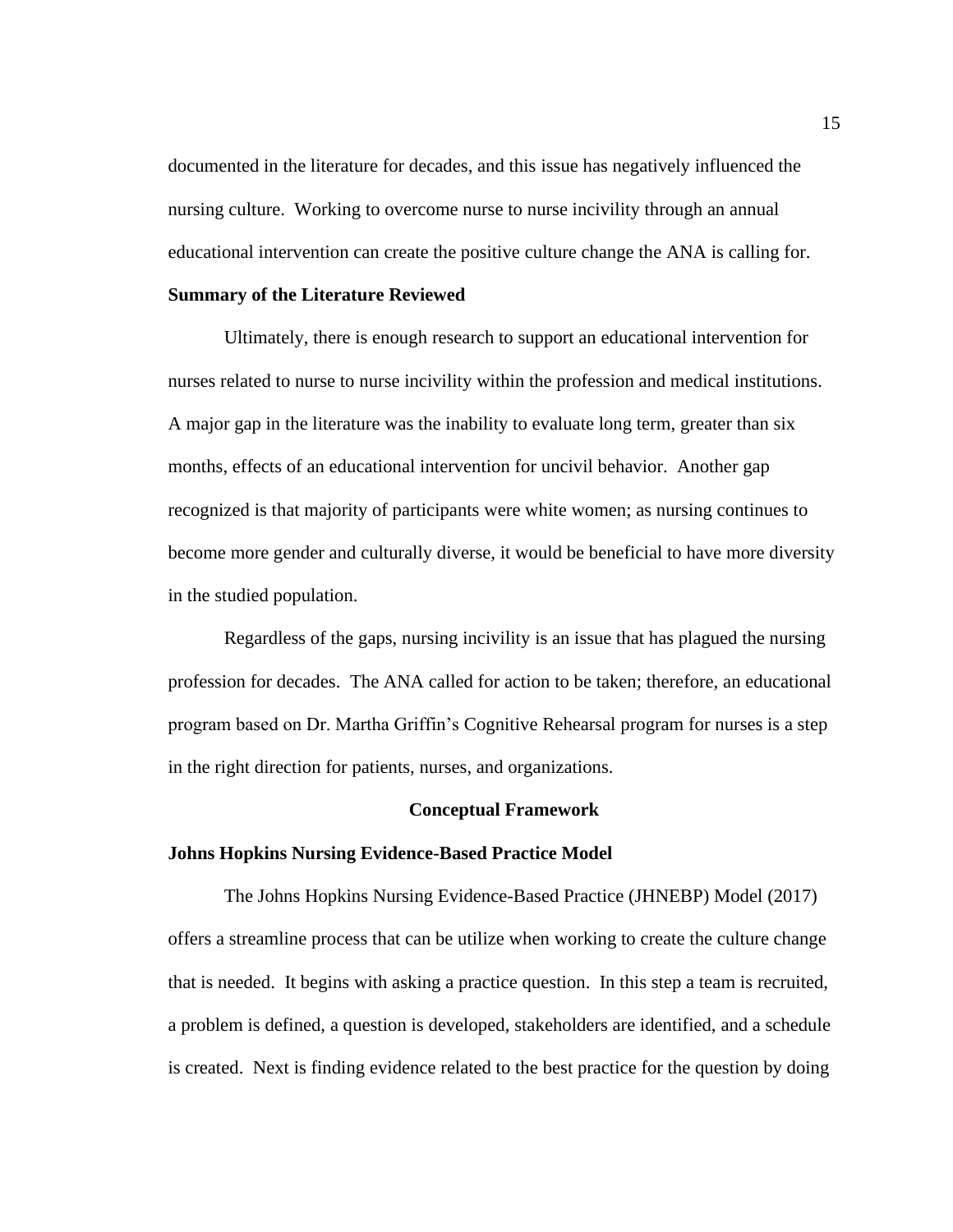documented in the literature for decades, and this issue has negatively influenced the nursing culture. Working to overcome nurse to nurse incivility through an annual educational intervention can create the positive culture change the ANA is calling for.

### Summary of the Literature Reviewed

Ultimately, there is enough research to support an educational intervention for nurses related to nurse to nurse incivility within the profession and medical institutions. A major gap in the literature was the inability to evaluate long term, greater than six months, effects of an educational intervention for uncivil behavior. Another gap recognized is that majority of participants were white women; as nursing continues to become more gender and culturally diverse, it would be beneficial to have more diversity in the studied population.

Regardless of the gaps, nursing incivility is an issue that has plagued the nursing profession for decades. The ANA called for action to be taken; therefore, an educational program based on Dr. Martha Griffin's Cognitive Rehearsal program for nurses is a step in the right direction for patients, nurses, and organizations.

## Conceptual Framework

### Johns Hopkins Nursing Evidence-Based Practice Model

The Johns Hopkins Nursing Evidence-Based Practice (JHNEBP) Model (2017) offers a streamline process that can be utilize when working to create the culture change that is needed. It begins with asking a practice question. In this step a team is recruited, a problem is defined, a question is developed, stakeholders are identified, and a schedule is created. Next is finding evidence related to the best practice for the question by doing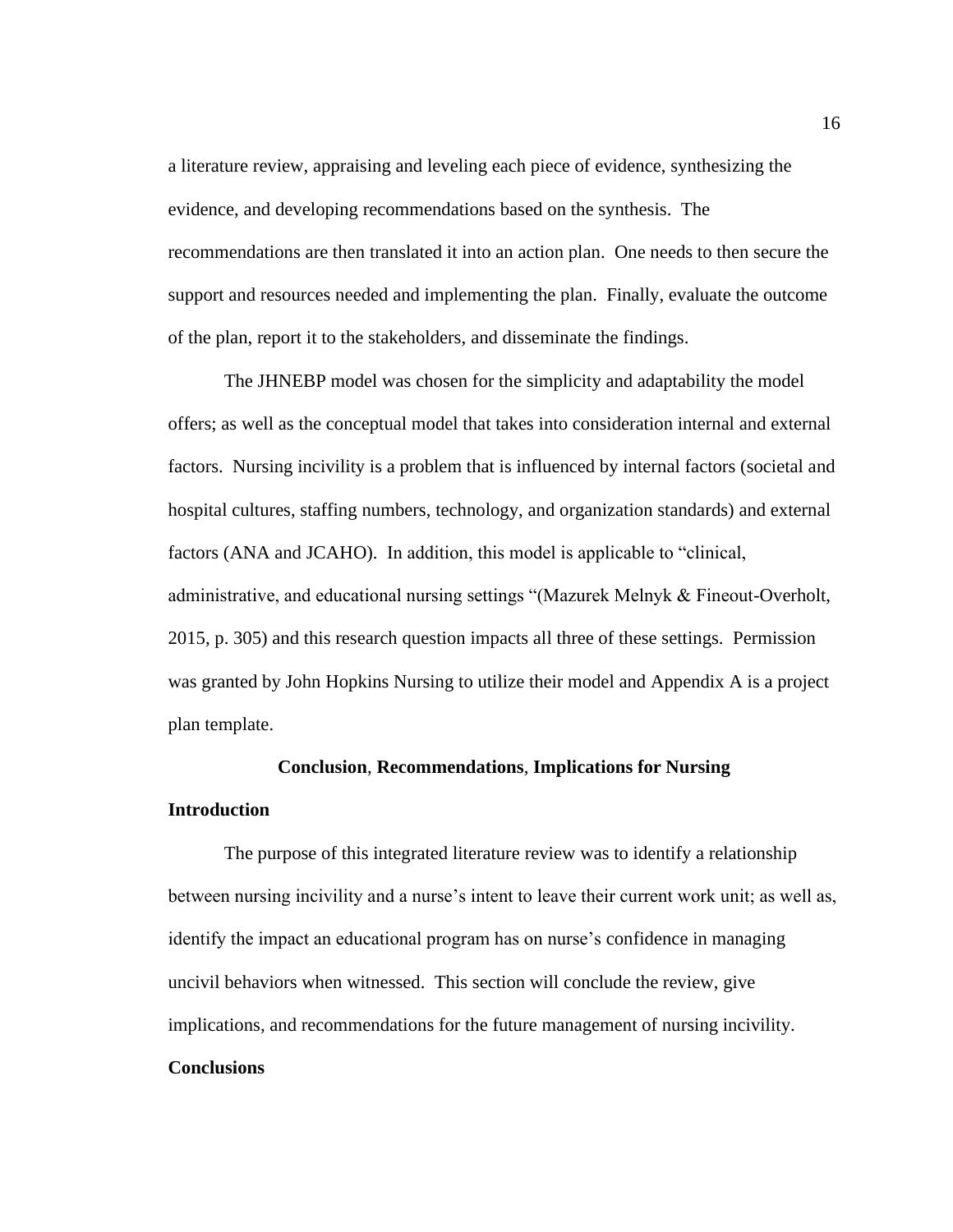a literature review, appraising and leveling each piece of evidence, synthesizing the evidence, and developing recommendations based on the synthesis. The recommendations are then translated it into an action plan. One needs to then secure the support and resources needed and implementing the plan. Finally, evaluate the outcome of the plan, report it to the stakeholders, and disseminate the findings.

The JHNEBP model was chosen for the simplicity and adaptability the model offers; as well as the conceptual model that takes into consideration internal and external factors. Nursing incivility is a problem that is influenced by internal factors (societal and hospital cultures, staffing numbers, technology, and organization standards) and external factors (ANA and JCAHO). In addition, this model is applicable to "clinical, administrative, and educational nursing settings "(Mazurek Melnyk & Fineout-Overholt, 2015, p. 305) and this research question impacts all three of these settings. Permission was granted by John Hopkins Nursing to utilize their model and Appendix A is a project plan template.

## Conclusion, Recommendations, Implications for Nursing

### Introduction

The purpose of this integrated literature review was to identify a relationship between nursing incivility and a nurse's intent to leave their current work unit; as well as, identify the impact an educational program has on nurse's confidence in managing uncivil behaviors when witnessed. This section will conclude the review, give implications, and recommendations for the future management of nursing incivility.

### Conclusions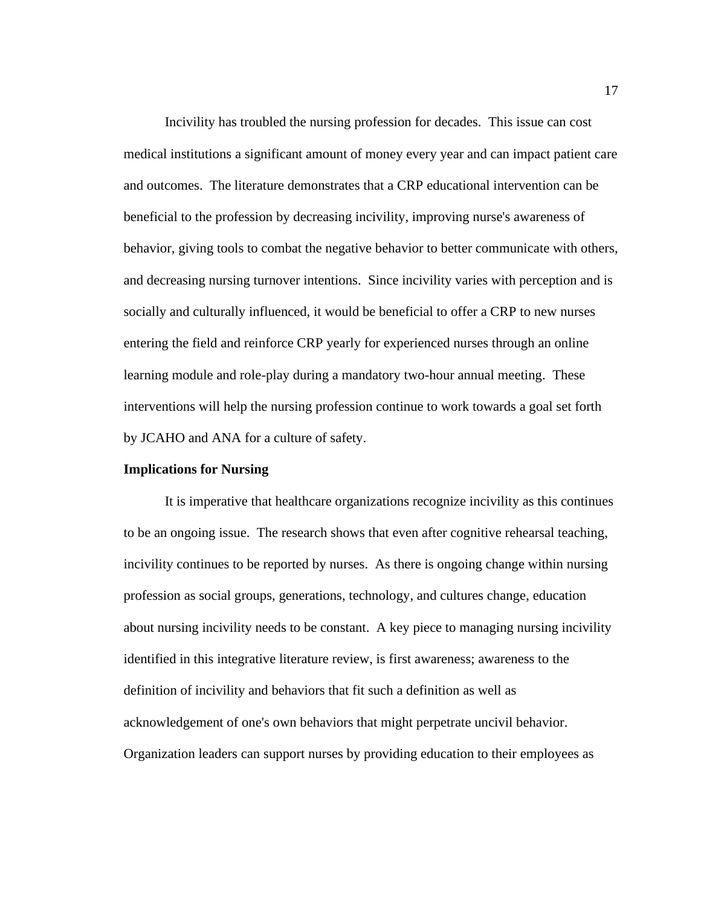Incivility has troubled the nursing profession for decades. This issue can cost medical institutions a significant amount of money every year and can impact patient care and outcomes. The literature demonstrates that a CRP educational intervention can be beneficial to the profession by decreasing incivility, improving nurse's awareness of behavior, giving tools to combat the negative behavior to better communicate with others, and decreasing nursing turnover intentions. Since incivility varies with perception and is socially and culturally influenced, it would be beneficial to offer a CRP to new nurses entering the field and reinforce CRP yearly for experienced nurses through an online learning module and role-play during a mandatory two-hour annual meeting. These interventions will help the nursing profession continue to work towards a goal set forth by JCAHO and ANA for a culture of safety.

**Implications for Nursing**

It is imperative that healthcare organizations recognize incivility as this continues to be an ongoing issue. The research shows that even after cognitive rehearsal teaching, incivility continues to be reported by nurses. As there is ongoing change within nursing profession as social groups, generations, technology, and cultures change, education about nursing incivility needs to be constant. A key piece to managing nursing incivility identified in this integrative literature review, is first awareness; awareness to the definition of incivility and behaviors that fit such a definition as well as acknowledgement of one's own behaviors that might perpetrate uncivil behavior. Organization leaders can support nurses by providing education to their employees as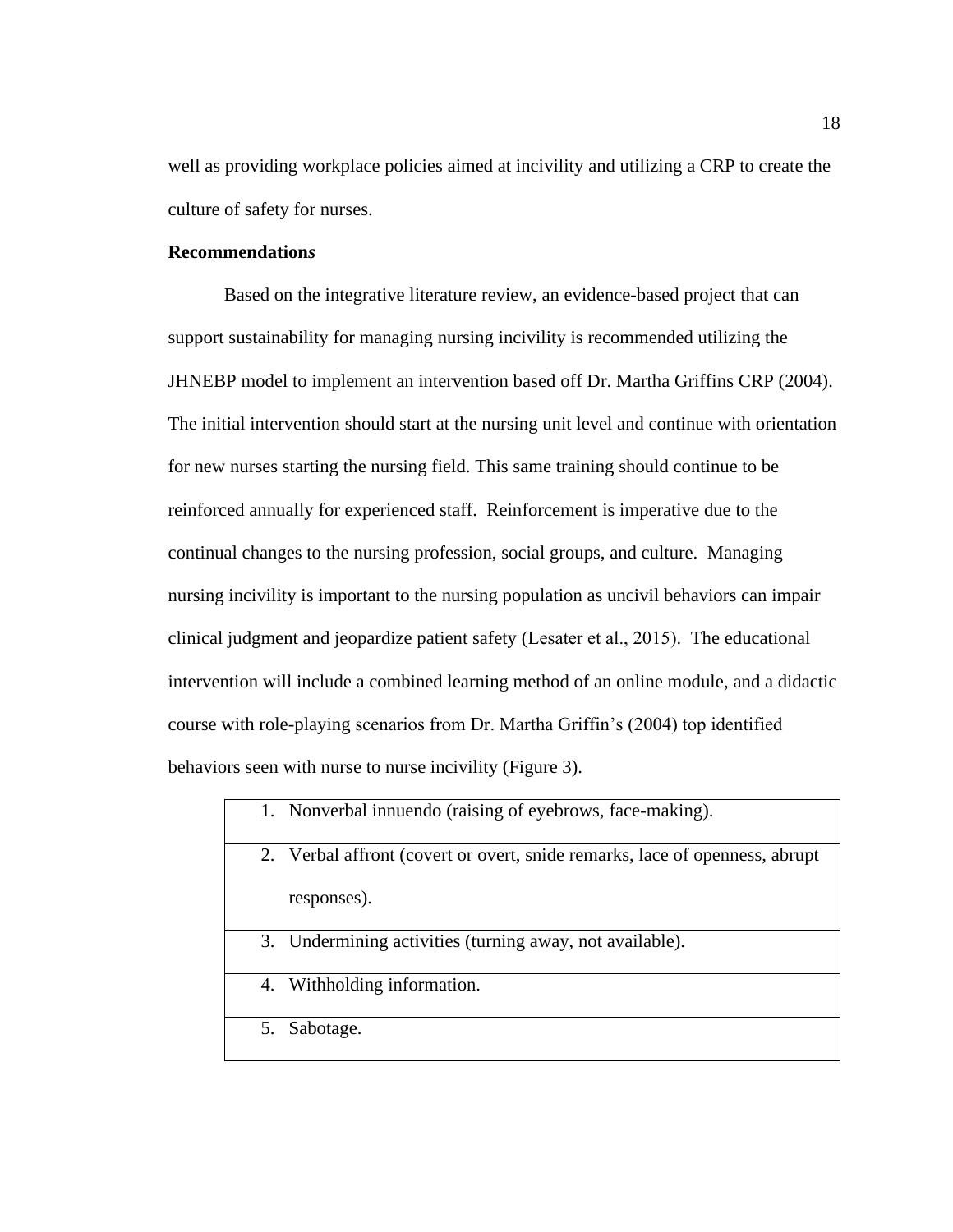well as providing workplace policies aimed at incivility and utilizing a CRP to create the culture of safety for nurses.

**Recommendation*s***

Based on the integrative literature review, an evidence-based project that can support sustainability for managing nursing incivility is recommended utilizing the JHNEBP model to implement an intervention based off Dr. Martha Griffins CRP (2004). The initial intervention should start at the nursing unit level and continue with orientation for new nurses starting the nursing field. This same training should continue to be reinforced annually for experienced staff. Reinforcement is imperative due to the continual changes to the nursing profession, social groups, and culture. Managing nursing incivility is important to the nursing population as uncivil behaviors can impair clinical judgment and jeopardize patient safety (Lesater et al., 2015). The educational intervention will include a combined learning method of an online module, and a didactic course with role-playing scenarios from Dr. Martha Griffin's (2004) top identified behaviors seen with nurse to nurse incivility (Figure 3).

| |
|---|
| 1. Nonverbal innuendo (raising of eyebrows, face-making). |
| 2. Verbal affront (covert or overt, snide remarks, lace of openness, abrupt responses). |
| 3. Undermining activities (turning away, not available). |
| 4. Withholding information. |
| 5. Sabotage. |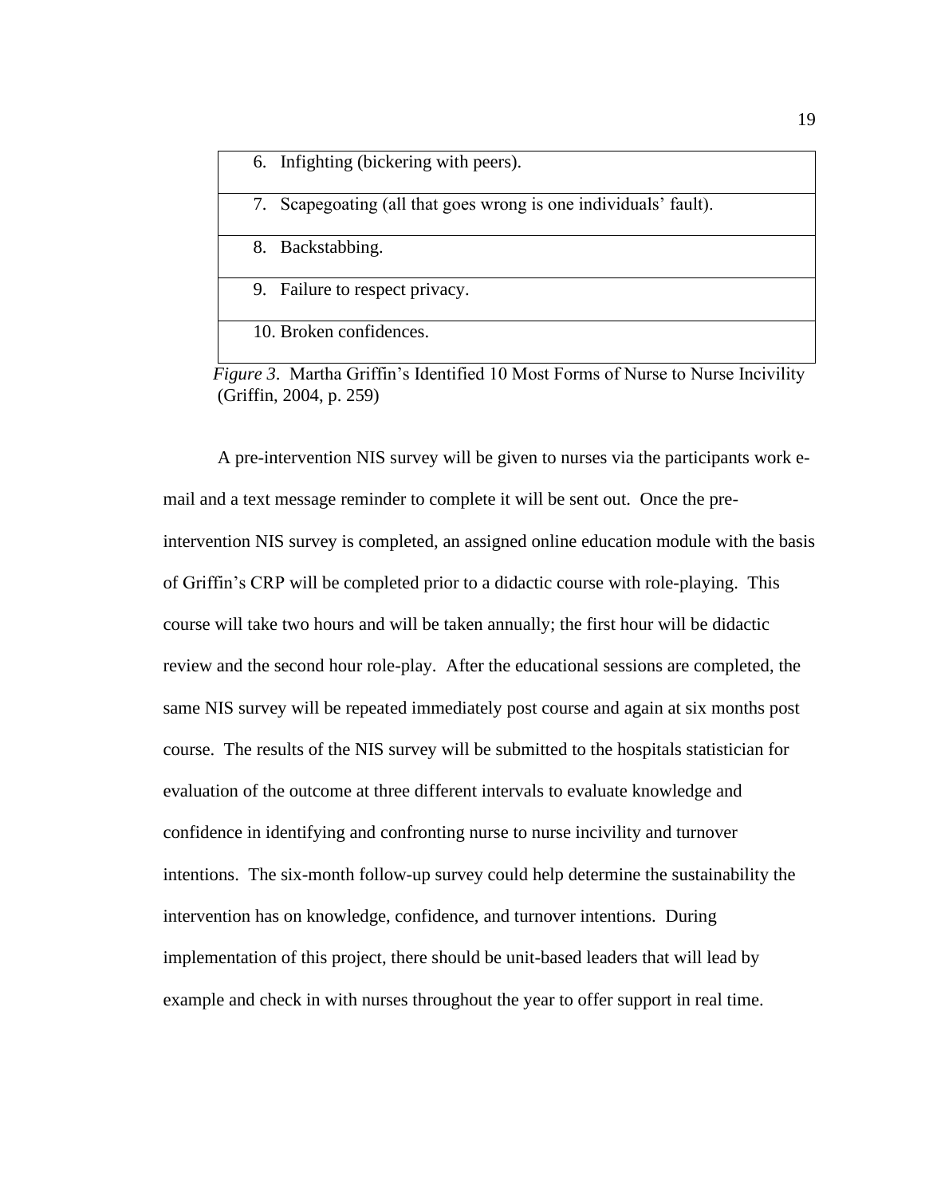| |
|---|
| 6. Infighting (bickering with peers). |
| 7. Scapegoating (all that goes wrong is one individuals' fault). |
| 8. Backstabbing. |
| 9. Failure to respect privacy. |
| 10. Broken confidences. |

*Figure 3*. Martha Griffin's Identified 10 Most Forms of Nurse to Nurse Incivility (Griffin, 2004, p. 259)

A pre-intervention NIS survey will be given to nurses via the participants work e-mail and a text message reminder to complete it will be sent out. Once the pre-intervention NIS survey is completed, an assigned online education module with the basis of Griffin's CRP will be completed prior to a didactic course with role-playing. This course will take two hours and will be taken annually; the first hour will be didactic review and the second hour role-play. After the educational sessions are completed, the same NIS survey will be repeated immediately post course and again at six months post course. The results of the NIS survey will be submitted to the hospitals statistician for evaluation of the outcome at three different intervals to evaluate knowledge and confidence in identifying and confronting nurse to nurse incivility and turnover intentions. The six-month follow-up survey could help determine the sustainability the intervention has on knowledge, confidence, and turnover intentions. During implementation of this project, there should be unit-based leaders that will lead by example and check in with nurses throughout the year to offer support in real time.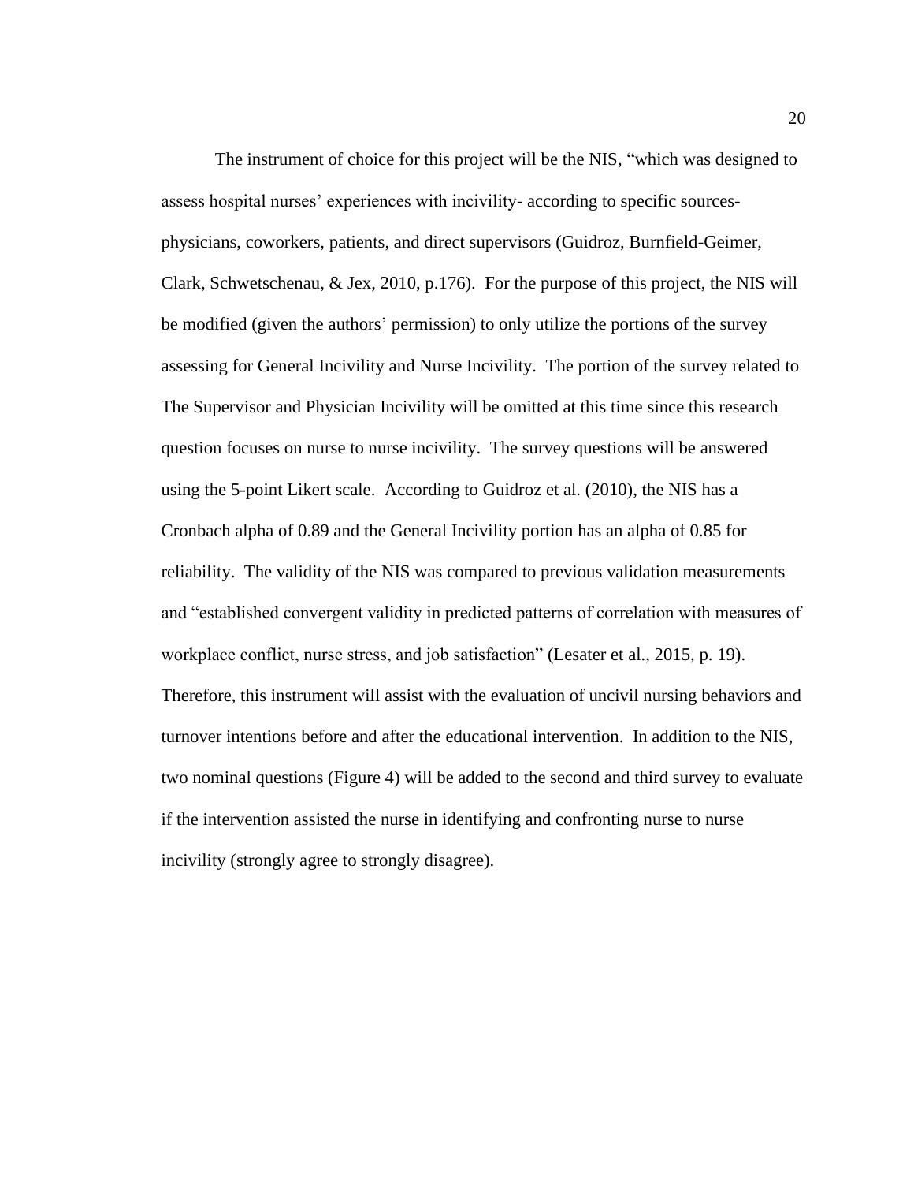The instrument of choice for this project will be the NIS, "which was designed to assess hospital nurses' experiences with incivility- according to specific sources- physicians, coworkers, patients, and direct supervisors (Guidroz, Burnfield-Geimer, Clark, Schwetschenau, & Jex, 2010, p.176). For the purpose of this project, the NIS will be modified (given the authors' permission) to only utilize the portions of the survey assessing for General Incivility and Nurse Incivility. The portion of the survey related to The Supervisor and Physician Incivility will be omitted at this time since this research question focuses on nurse to nurse incivility. The survey questions will be answered using the 5-point Likert scale. According to Guidroz et al. (2010), the NIS has a Cronbach alpha of 0.89 and the General Incivility portion has an alpha of 0.85 for reliability. The validity of the NIS was compared to previous validation measurements and "established convergent validity in predicted patterns of correlation with measures of workplace conflict, nurse stress, and job satisfaction" (Lesater et al., 2015, p. 19). Therefore, this instrument will assist with the evaluation of uncivil nursing behaviors and turnover intentions before and after the educational intervention. In addition to the NIS, two nominal questions (Figure 4) will be added to the second and third survey to evaluate if the intervention assisted the nurse in identifying and confronting nurse to nurse incivility (strongly agree to strongly disagree).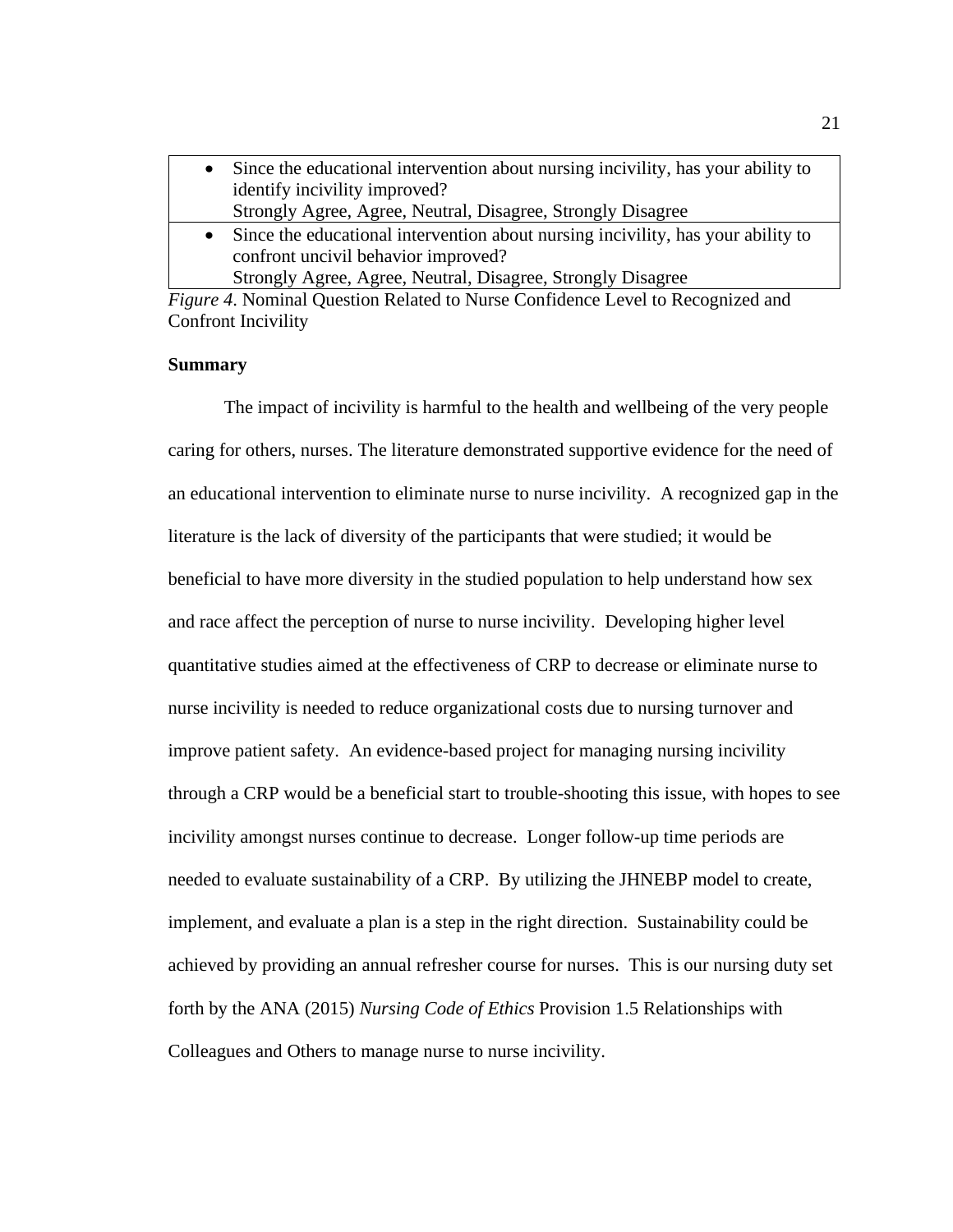| |
|---|
| • Since the educational intervention about nursing incivility, has your ability to identify incivility improved?<br>Strongly Agree, Agree, Neutral, Disagree, Strongly Disagree |
| • Since the educational intervention about nursing incivility, has your ability to confront uncivil behavior improved?<br>Strongly Agree, Agree, Neutral, Disagree, Strongly Disagree |

*Figure 4*. Nominal Question Related to Nurse Confidence Level to Recognized and Confront Incivility

**Summary**

The impact of incivility is harmful to the health and wellbeing of the very people caring for others, nurses. The literature demonstrated supportive evidence for the need of an educational intervention to eliminate nurse to nurse incivility. A recognized gap in the literature is the lack of diversity of the participants that were studied; it would be beneficial to have more diversity in the studied population to help understand how sex and race affect the perception of nurse to nurse incivility. Developing higher level quantitative studies aimed at the effectiveness of CRP to decrease or eliminate nurse to nurse incivility is needed to reduce organizational costs due to nursing turnover and improve patient safety. An evidence-based project for managing nursing incivility through a CRP would be a beneficial start to trouble-shooting this issue, with hopes to see incivility amongst nurses continue to decrease. Longer follow-up time periods are needed to evaluate sustainability of a CRP. By utilizing the JHNEBP model to create, implement, and evaluate a plan is a step in the right direction. Sustainability could be achieved by providing an annual refresher course for nurses. This is our nursing duty set forth by the ANA (2015) *Nursing Code of Ethics* Provision 1.5 Relationships with Colleagues and Others to manage nurse to nurse incivility.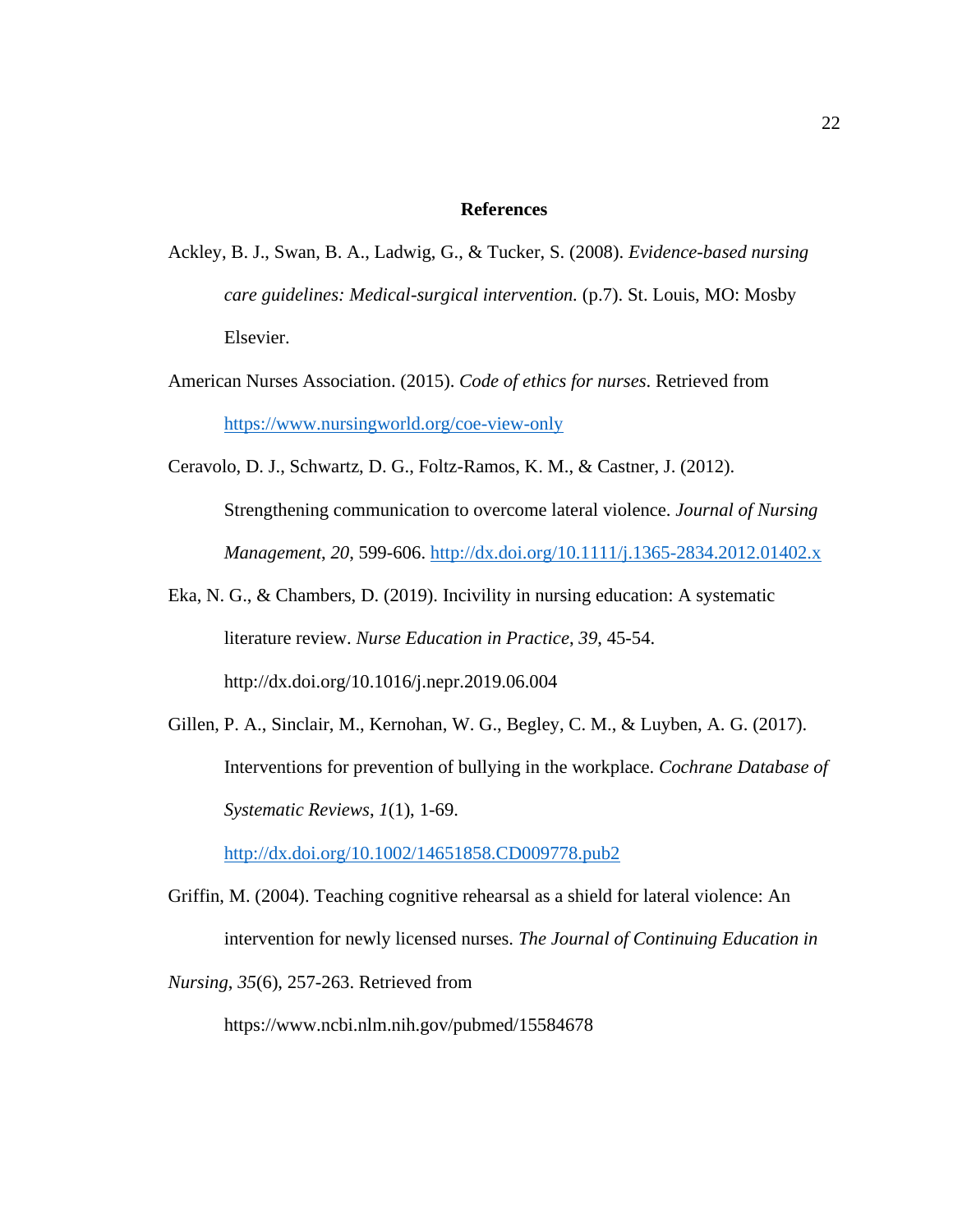## References

Ackley, B. J., Swan, B. A., Ladwig, G., & Tucker, S. (2008). *Evidence-based nursing care guidelines: Medical-surgical intervention.* (p.7). St. Louis, MO: Mosby Elsevier.

American Nurses Association. (2015). *Code of ethics for nurses.* Retrieved from https://www.nursingworld.org/coe-view-only

Ceravolo, D. J., Schwartz, D. G., Foltz-Ramos, K. M., & Castner, J. (2012). Strengthening communication to overcome lateral violence. *Journal of Nursing Management*, *20*, 599-606. http://dx.doi.org/10.1111/j.1365-2834.2012.01402.x

Eka, N. G., & Chambers, D. (2019). Incivility in nursing education: A systematic literature review. *Nurse Education in Practice, 39*, 45-54. http://dx.doi.org/10.1016/j.nepr.2019.06.004

Gillen, P. A., Sinclair, M., Kernohan, W. G., Begley, C. M., & Luyben, A. G. (2017). Interventions for prevention of bullying in the workplace. *Cochrane Database of Systematic Reviews*, *1*(1), 1-69. http://dx.doi.org/10.1002/14651858.CD009778.pub2

Griffin, M. (2004). Teaching cognitive rehearsal as a shield for lateral violence: An intervention for newly licensed nurses. *The Journal of Continuing Education in Nursing*, *35*(6), 257-263. Retrieved from https://www.ncbi.nlm.nih.gov/pubmed/15584678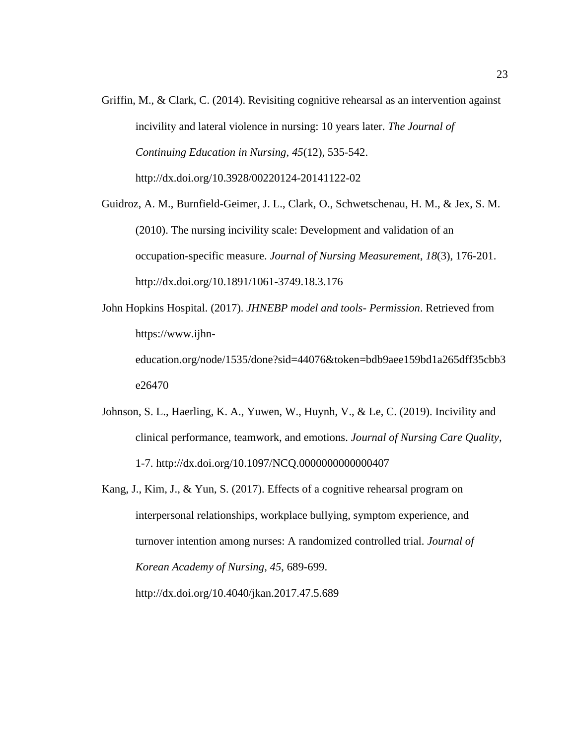Griffin, M., & Clark, C. (2014). Revisiting cognitive rehearsal as an intervention against incivility and lateral violence in nursing: 10 years later. *The Journal of Continuing Education in Nursing*, *45*(12), 535-542. http://dx.doi.org/10.3928/00220124-20141122-02

Guidroz, A. M., Burnfield-Geimer, J. L., Clark, O., Schwetschenau, H. M., & Jex, S. M. (2010). The nursing incivility scale: Development and validation of an occupation-specific measure. *Journal of Nursing Measurement*, *18*(3), 176-201. http://dx.doi.org/10.1891/1061-3749.18.3.176

John Hopkins Hospital. (2017). *JHNEBP model and tools- Permission*. Retrieved from https://www.ijhn-education.org/node/1535/done?sid=44076&token=bdb9aee159bd1a265dff35cbb3e26470

Johnson, S. L., Haerling, K. A., Yuwen, W., Huynh, V., & Le, C. (2019). Incivility and clinical performance, teamwork, and emotions. *Journal of Nursing Care Quality*, 1-7. http://dx.doi.org/10.1097/NCQ.0000000000000407

Kang, J., Kim, J., & Yun, S. (2017). Effects of a cognitive rehearsal program on interpersonal relationships, workplace bullying, symptom experience, and turnover intention among nurses: A randomized controlled trial. *Journal of Korean Academy of Nursing*, *45*, 689-699. http://dx.doi.org/10.4040/jkan.2017.47.5.689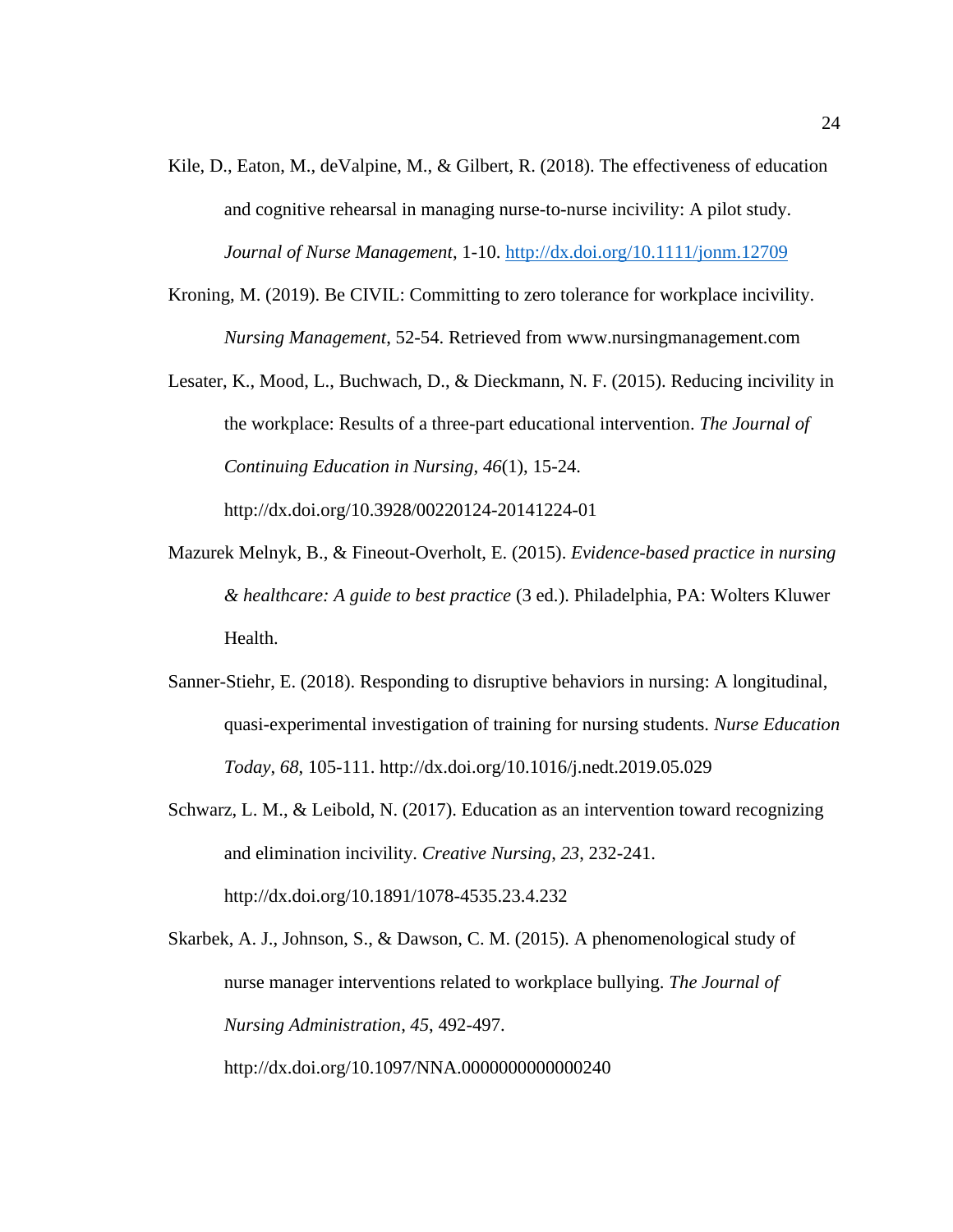Kile, D., Eaton, M., deValpine, M., & Gilbert, R. (2018). The effectiveness of education and cognitive rehearsal in managing nurse-to-nurse incivility: A pilot study. *Journal of Nurse Management*, 1-10. http://dx.doi.org/10.1111/jonm.12709

Kroning, M. (2019). Be CIVIL: Committing to zero tolerance for workplace incivility. *Nursing Management*, 52-54. Retrieved from www.nursingmanagement.com

Lesater, K., Mood, L., Buchwach, D., & Dieckmann, N. F. (2015). Reducing incivility in the workplace: Results of a three-part educational intervention. *The Journal of Continuing Education in Nursing*, *46*(1), 15-24. http://dx.doi.org/10.3928/00220124-20141224-01

Mazurek Melnyk, B., & Fineout-Overholt, E. (2015). *Evidence-based practice in nursing & healthcare: A guide to best practice* (3 ed.). Philadelphia, PA: Wolters Kluwer Health.

Sanner-Stiehr, E. (2018). Responding to disruptive behaviors in nursing: A longitudinal, quasi-experimental investigation of training for nursing students. *Nurse Education Today*, *68*, 105-111. http://dx.doi.org/10.1016/j.nedt.2019.05.029

Schwarz, L. M., & Leibold, N. (2017). Education as an intervention toward recognizing and elimination incivility. *Creative Nursing*, *23*, 232-241. http://dx.doi.org/10.1891/1078-4535.23.4.232

Skarbek, A. J., Johnson, S., & Dawson, C. M. (2015). A phenomenological study of nurse manager interventions related to workplace bullying. *The Journal of Nursing Administration*, *45*, 492-497. http://dx.doi.org/10.1097/NNA.0000000000000240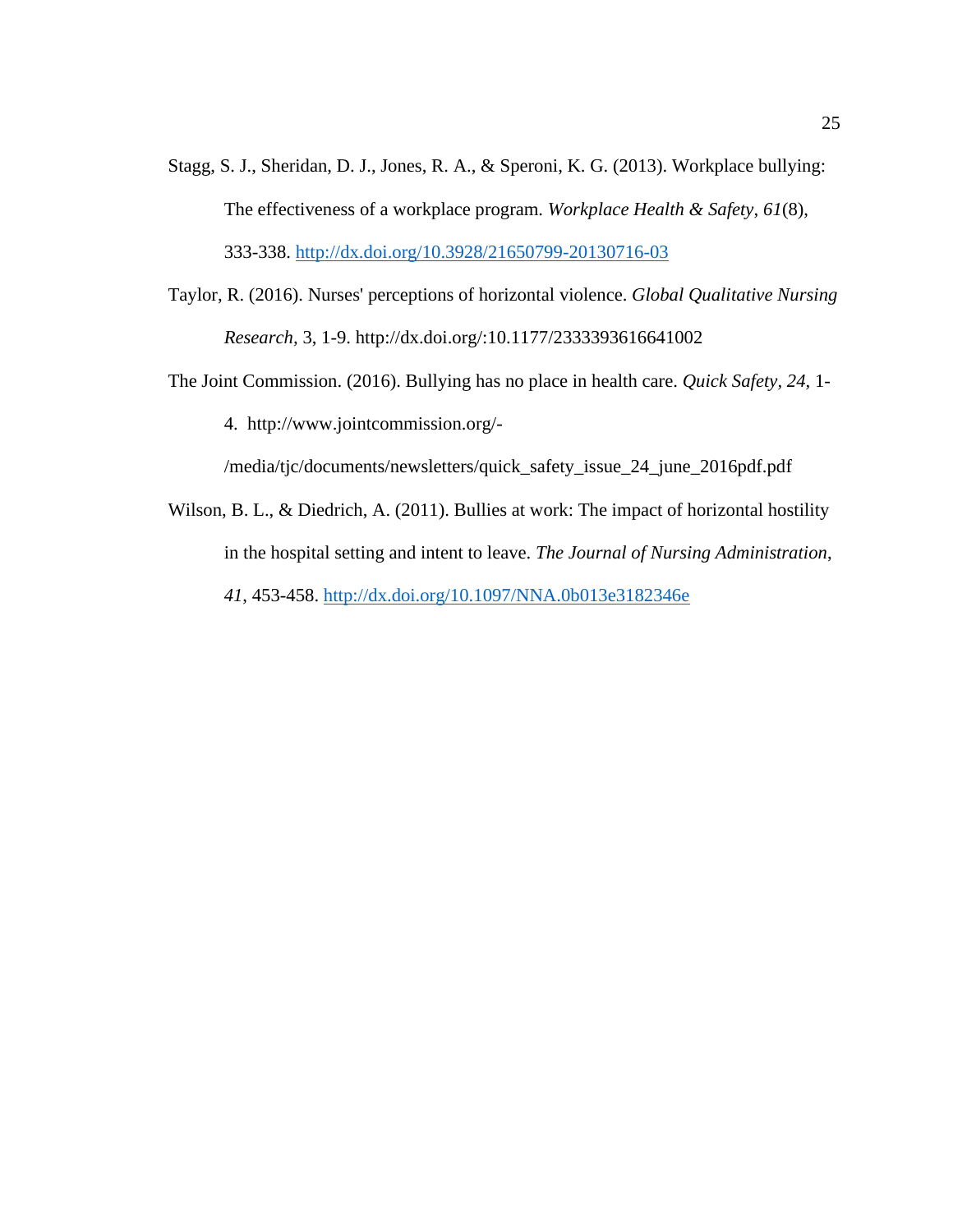Stagg, S. J., Sheridan, D. J., Jones, R. A., & Speroni, K. G. (2013). Workplace bullying: The effectiveness of a workplace program. *Workplace Health & Safety*, *61*(8), 333-338. http://dx.doi.org/10.3928/21650799-20130716-03

Taylor, R. (2016). Nurses' perceptions of horizontal violence. *Global Qualitative Nursing Research*, 3, 1-9. http://dx.doi.org/:10.1177/2333393616641002

The Joint Commission. (2016). Bullying has no place in health care. *Quick Safety*, *24*, 1-4. http://www.jointcommission.org/-/media/tjc/documents/newsletters/quick_safety_issue_24_june_2016pdf.pdf

Wilson, B. L., & Diedrich, A. (2011). Bullies at work: The impact of horizontal hostility in the hospital setting and intent to leave. *The Journal of Nursing Administration*, *41*, 453-458. http://dx.doi.org/10.1097/NNA.0b013e3182346e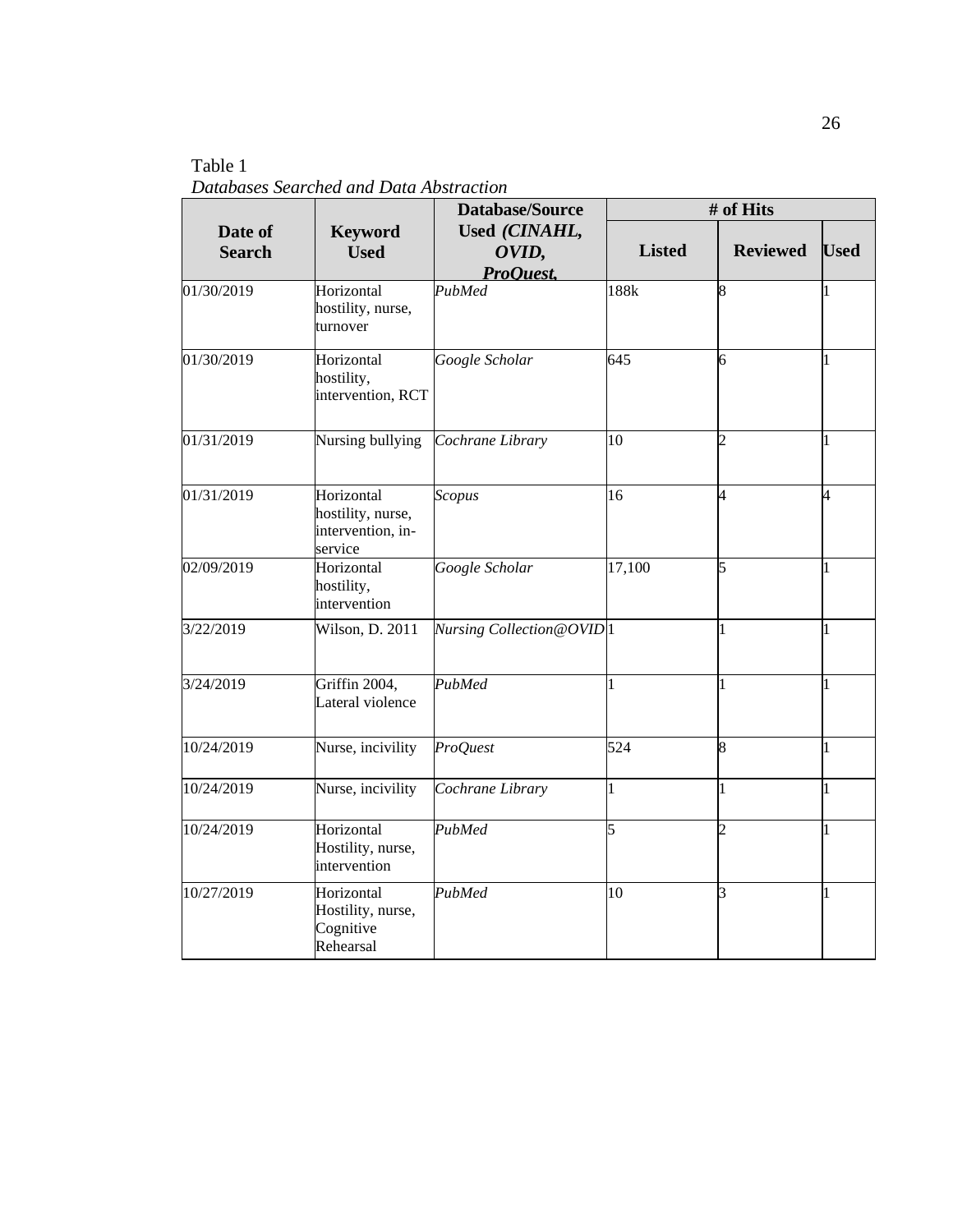Table 1

*Databases Searched and Data Abstraction*

| Date of Search | Keyword Used | Database/Source Used *(CINAHL, OVID, ProQuest,* | # of Hits | | |
|---|---|---|---|---|---|
| | | | Listed | Reviewed | Used |
| 01/30/2019 | Horizontal hostility, nurse, turnover | *PubMed* | 188k | 8 | 1 |
| 01/30/2019 | Horizontal hostility, intervention, RCT | *Google Scholar* | 645 | 6 | 1 |
| 01/31/2019 | Nursing bullying | *Cochrane Library* | 10 | 2 | 1 |
| 01/31/2019 | Horizontal hostility, nurse, intervention, in-service | *Scopus* | 16 | 4 | 4 |
| 02/09/2019 | Horizontal hostility, intervention | *Google Scholar* | 17,100 | 5 | 1 |
| 3/22/2019 | Wilson, D. 2011 | *Nursing Collection@OVID* | 1 | 1 | 1 |
| 3/24/2019 | Griffin 2004, Lateral violence | *PubMed* | 1 | 1 | 1 |
| 10/24/2019 | Nurse, incivility | *ProQuest* | 524 | 8 | 1 |
| 10/24/2019 | Nurse, incivility | *Cochrane Library* | 1 | 1 | 1 |
| 10/24/2019 | Horizontal Hostility, nurse, intervention | *PubMed* | 5 | 2 | 1 |
| 10/27/2019 | Horizontal Hostility, nurse, Cognitive Rehearsal | *PubMed* | 10 | 3 | 1 |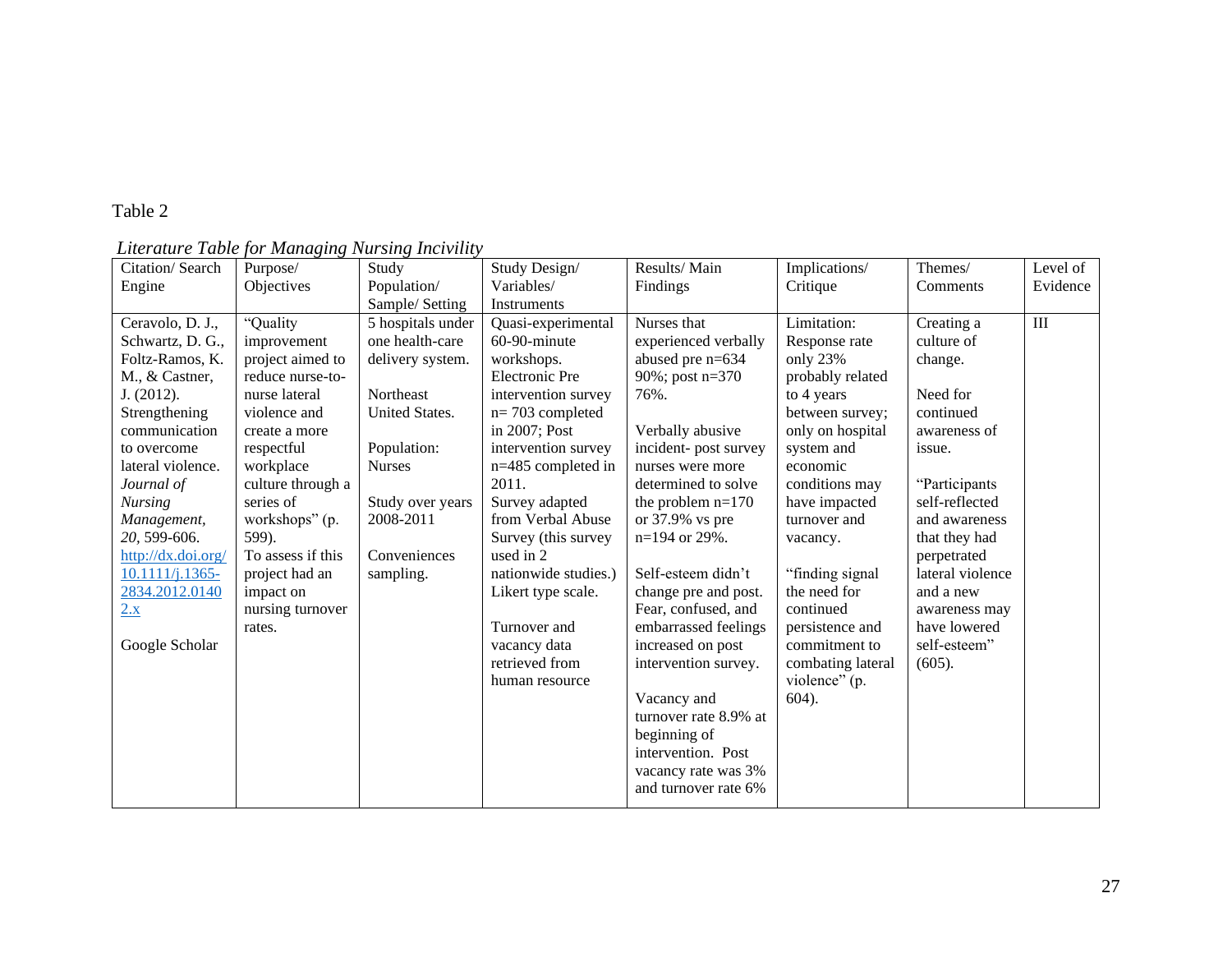Table 2

*Literature Table for Managing Nursing Incivility*

| Citation/ Search Engine | Purpose/ Objectives | Study Population/ Sample/ Setting | Study Design/ Variables/ Instruments | Results/ Main Findings | Implications/ Critique | Themes/ Comments | Level of Evidence |
|---|---|---|---|---|---|---|---|
| Ceravolo, D. J., Schwartz, D. G., Foltz-Ramos, K. M., & Castner, J. (2012). Strengthening communication to overcome lateral violence. *Journal of Nursing Management, 20*, 599-606. http://dx.doi.org/10.1111/j.1365-2834.2012.01402.x<br><br>Google Scholar | "Quality improvement project aimed to reduce nurse-to-nurse lateral violence and create a more respectful workplace culture through a series of workshops" (p. 599).<br>To assess if this project had an impact on nursing turnover rates. | 5 hospitals under one health-care delivery system.<br><br>Northeast United States.<br><br>Population: Nurses<br><br>Study over years 2008-2011<br><br>Conveniences sampling. | Quasi-experimental 60-90-minute workshops.<br>Electronic Pre intervention survey n= 703 completed in 2007; Post intervention survey n=485 completed in 2011.<br>Survey adapted from Verbal Abuse Survey (this survey used in 2 nationwide studies.) Likert type scale.<br><br>Turnover and vacancy data retrieved from human resource | Nurses that experienced verbally abused pre n=634 90%; post n=370 76%.<br><br>Verbally abusive incident- post survey nurses were more determined to solve the problem n=170 or 37.9% vs pre n=194 or 29%.<br><br>Self-esteem didn't change pre and post. Fear, confused, and embarrassed feelings increased on post intervention survey.<br><br>Vacancy and turnover rate 8.9% at beginning of intervention. Post vacancy rate was 3% and turnover rate 6% | Limitation: Response rate only 23% probably related to 4 years between survey; only on hospital system and economic conditions may have impacted turnover and vacancy.<br><br>"finding signal the need for continued persistence and commitment to combating lateral violence" (p. 604). | Creating a culture of change.<br><br>Need for continued awareness of issue.<br><br>"Participants self-reflected and awareness that they had perpetrated lateral violence and a new awareness may have lowered self-esteem" (605). | III |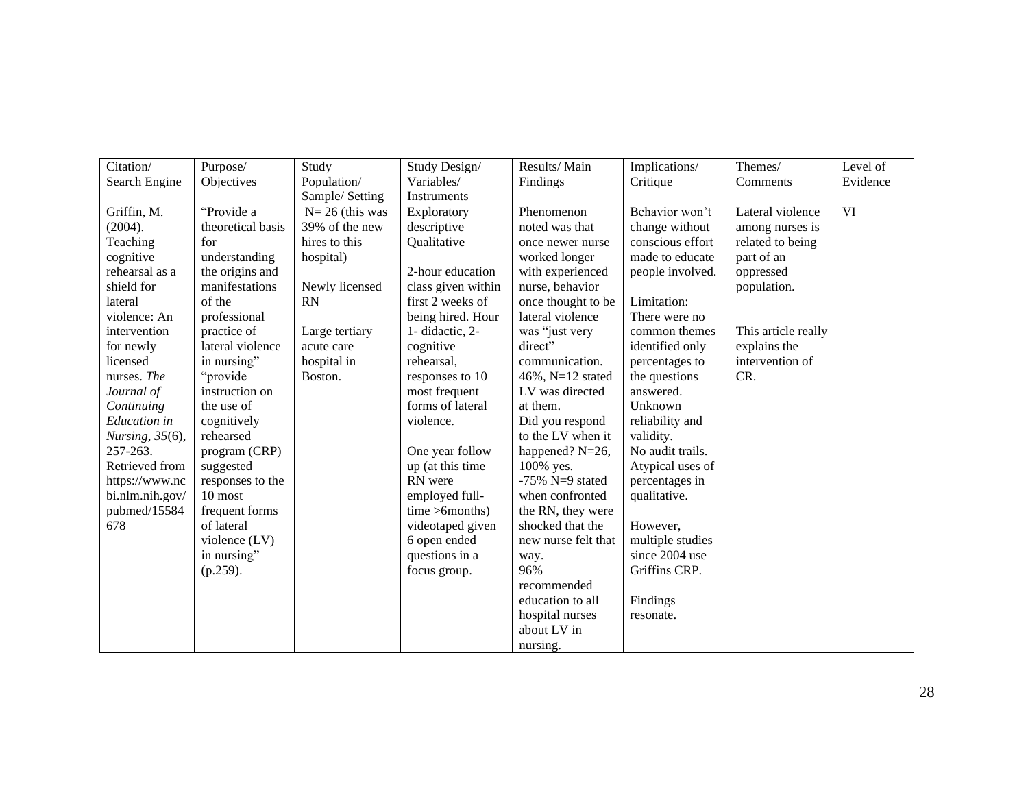| Citation/ Search Engine | Purpose/ Objectives | Study Population/ Sample/ Setting | Study Design/ Variables/ Instruments | Results/ Main Findings | Implications/ Critique | Themes/ Comments | Level of Evidence |
|---|---|---|---|---|---|---|---|
| Griffin, M. (2004). Teaching cognitive rehearsal as a shield for lateral violence: An intervention for newly licensed nurses. *The Journal of Continuing Education in Nursing*, *35*(6), 257-263. Retrieved from https://www.ncbi.nlm.nih.gov/pubmed/15584678 | "Provide a theoretical basis for understanding the origins and manifestations of the professional practice of lateral violence in nursing" "provide instruction on the use of cognitively rehearsed program (CRP) suggested responses to the 10 most frequent forms of lateral violence (LV) in nursing" (p.259). | N= 26 (this was 39% of the new hires to this hospital)<br><br>Newly licensed RN<br><br>Large tertiary acute care hospital in Boston. | Exploratory descriptive Qualitative<br><br>2-hour education class given within first 2 weeks of being hired. Hour 1- didactic, 2- cognitive rehearsal, responses to 10 most frequent forms of lateral violence.<br><br>One year follow up (at this time RN were employed full-time >6months) videotaped given 6 open ended questions in a focus group. | Phenomenon noted was that once newer nurse worked longer with experienced nurse, behavior once thought to be lateral violence was "just very direct" communication.<br>46%, N=12 stated LV was directed at them.<br>Did you respond to the LV when it happened? N=26, 100% yes.<br>-75% N=9 stated when confronted the RN, they were shocked that the new nurse felt that way.<br>96% recommended education to all hospital nurses about LV in nursing. | Behavior won't change without conscious effort made to educate people involved.<br><br>Limitation: There were no common themes identified only percentages to the questions answered. Unknown reliability and validity. No audit trails. Atypical uses of percentages in qualitative.<br><br>However, multiple studies since 2004 use Griffins CRP.<br><br>Findings resonate. | Lateral violence among nurses is related to being part of an oppressed population.<br><br>This article really explains the intervention of CR. | VI |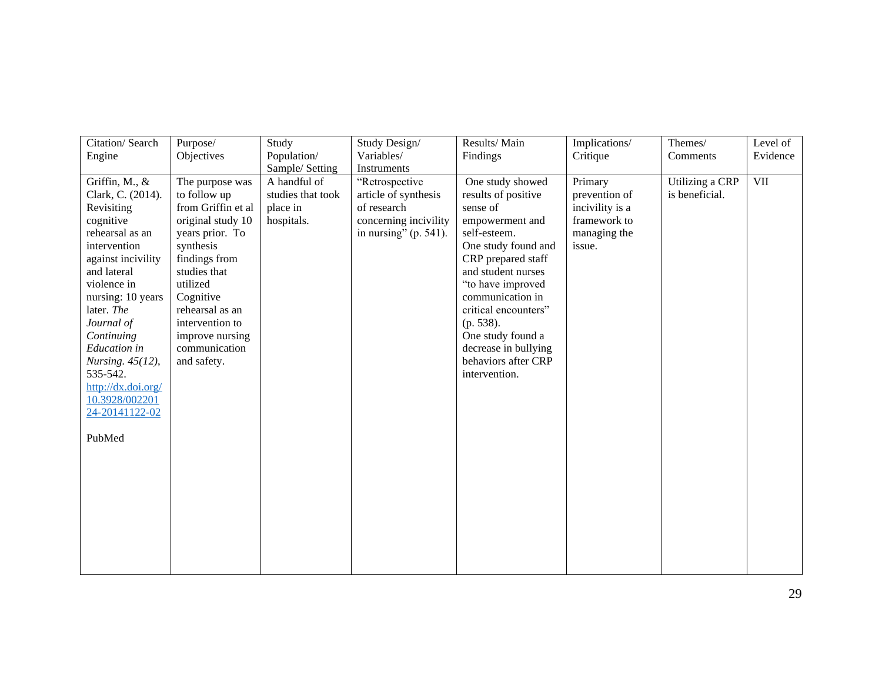| Citation/ Search Engine | Purpose/ Objectives | Study Population/ Sample/ Setting | Study Design/ Variables/ Instruments | Results/ Main Findings | Implications/ Critique | Themes/ Comments | Level of Evidence |
|---|---|---|---|---|---|---|---|
| Griffin, M., & Clark, C. (2014). Revisiting cognitive rehearsal as an intervention against incivility and lateral violence in nursing: 10 years later. *The Journal of Continuing Education in Nursing. 45(12)*, 535-542. [http://dx.doi.org/10.3928/00220124-20141122-02](http://dx.doi.org/10.3928/00220124-20141122-02)<br><br>PubMed | The purpose was to follow up from Griffin et al original study 10 years prior. To synthesis findings from studies that utilized Cognitive rehearsal as an intervention to improve nursing communication and safety. | A handful of studies that took place in hospitals. | "Retrospective article of synthesis of research concerning incivility in nursing" (p. 541). | One study showed results of positive sense of empowerment and self-esteem.<br>One study found and CRP prepared staff and student nurses "to have improved communication in critical encounters" (p. 538).<br>One study found a decrease in bullying behaviors after CRP intervention. | Primary prevention of incivility is a framework to managing the issue. | Utilizing a CRP is beneficial. | VII |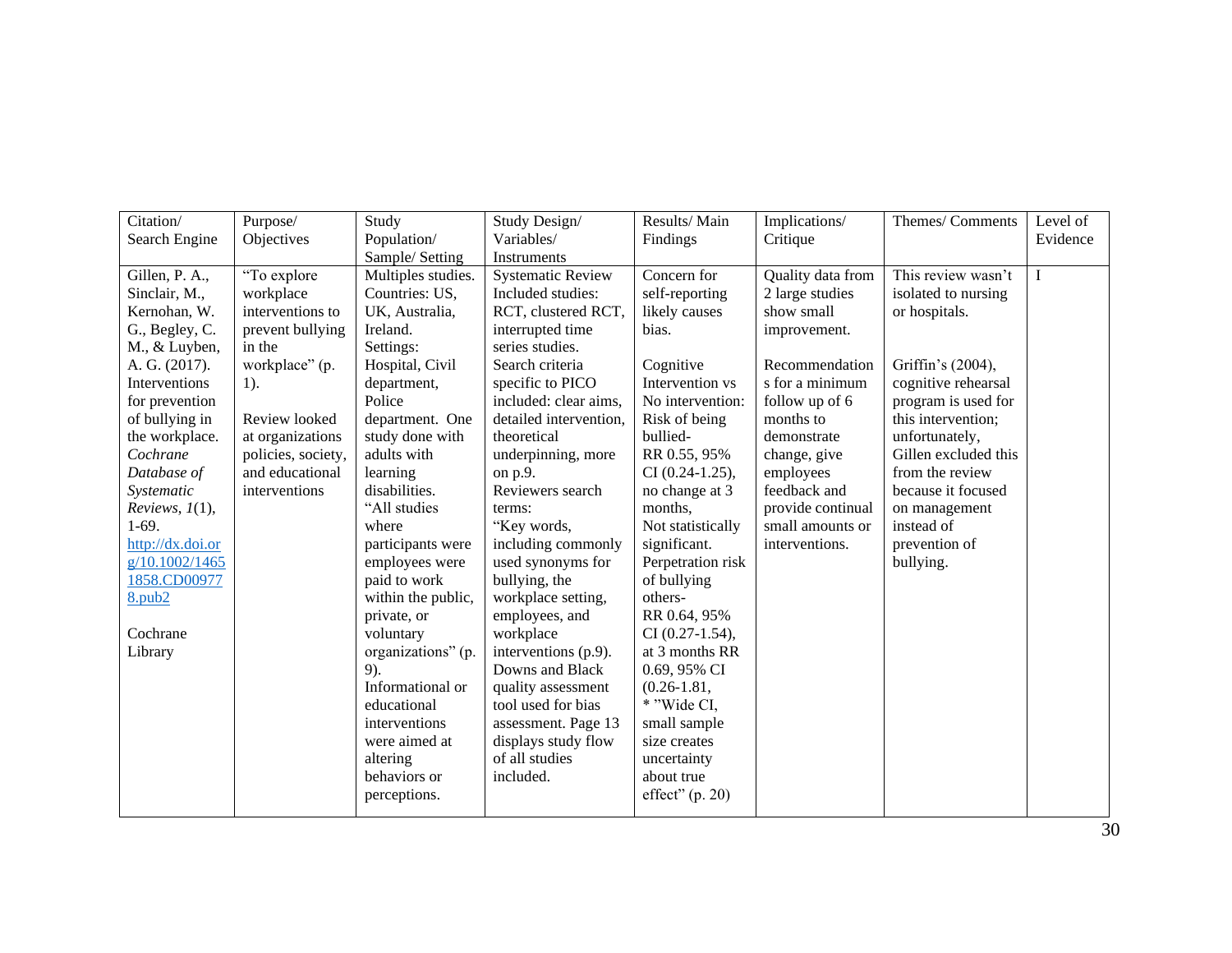| Citation/ Search Engine | Purpose/ Objectives | Study Population/ Sample/ Setting | Study Design/ Variables/ Instruments | Results/ Main Findings | Implications/ Critique | Themes/ Comments | Level of Evidence |
|---|---|---|---|---|---|---|---|
| Gillen, P. A., Sinclair, M., Kernohan, W. G., Begley, C. M., & Luyben, A. G. (2017). Interventions for prevention of bullying in the workplace. *Cochrane Database of Systematic Reviews*, *1*(1), 1-69. [http://dx.doi.org/10.1002/14651858.CD009778.pub2](http://dx.doi.org/10.1002/14651858.CD009778.pub2) <br><br> Cochrane Library | "To explore workplace interventions to prevent bullying in the workplace" (p. 1). <br><br> Review looked at organizations policies, society, and educational interventions | Multiples studies. Countries: US, UK, Australia, Ireland. Settings: Hospital, Civil department, Police department. One study done with adults with learning disabilities. "All studies where participants were employees were paid to work within the public, private, or voluntary organizations" (p. 9). Informational or educational interventions were aimed at altering behaviors or perceptions. | Systematic Review Included studies: RCT, clustered RCT, interrupted time series studies. Search criteria specific to PICO included: clear aims, detailed intervention, theoretical underpinning, more on p.9. Reviewers search terms: "Key words, including commonly used synonyms for bullying, the workplace setting, employees, and workplace interventions (p.9). Downs and Black quality assessment tool used for bias assessment. Page 13 displays study flow of all studies included. | Concern for self-reporting likely causes bias. <br><br> Cognitive Intervention vs No intervention: Risk of being bullied- RR 0.55, 95% CI (0.24-1.25), no change at 3 months, Not statistically significant. Perpetration risk of bullying others- RR 0.64, 95% CI (0.27-1.54), at 3 months RR 0.69, 95% CI (0.26-1.81, * "Wide CI, small sample size creates uncertainty about true effect" (p. 20) | Quality data from 2 large studies show small improvement. <br><br> Recommendations for a minimum follow up of 6 months to demonstrate change, give employees feedback and provide continual small amounts or interventions. | This review wasn't isolated to nursing or hospitals. <br><br> Griffin's (2004), cognitive rehearsal program is used for this intervention; unfortunately, Gillen excluded this from the review because it focused on management instead of prevention of bullying. | I |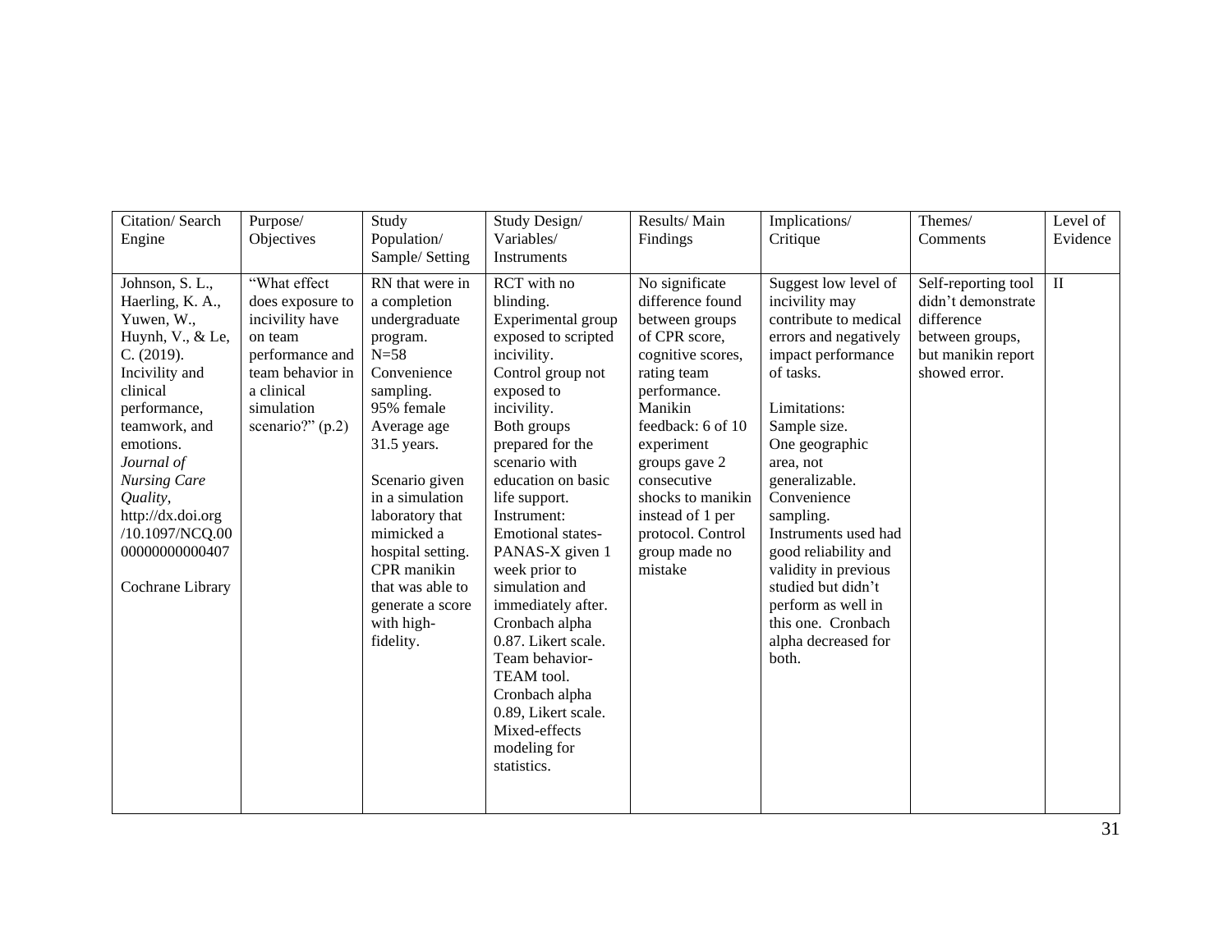| Citation/ Search Engine | Purpose/ Objectives | Study Population/ Sample/ Setting | Study Design/ Variables/ Instruments | Results/ Main Findings | Implications/ Critique | Themes/ Comments | Level of Evidence |
|---|---|---|---|---|---|---|---|
| Johnson, S. L., Haerling, K. A., Yuwen, W., Huynh, V., & Le, C. (2019). Incivility and clinical performance, teamwork, and emotions. *Journal of Nursing Care Quality*, http://dx.doi.org/10.1097/NCQ.0000000000000407 <br><br> Cochrane Library | "What effect does exposure to incivility have on team performance and team behavior in a clinical simulation scenario?" (p.2) | RN that were in a completion undergraduate program. <br> N=58 <br> Convenience sampling. <br> 95% female <br> Average age 31.5 years. <br><br> Scenario given in a simulation laboratory that mimicked a hospital setting. CPR manikin that was able to generate a score with high-fidelity. | RCT with no blinding. <br> Experimental group exposed to scripted incivility. <br> Control group not exposed to incivility. <br> Both groups prepared for the scenario with education on basic life support. <br> Instrument: <br> Emotional states- PANAS-X given 1 week prior to simulation and immediately after. Cronbach alpha 0.87. Likert scale. <br> Team behavior- TEAM tool. Cronbach alpha 0.89, Likert scale. <br> Mixed-effects modeling for statistics. | No significate difference found between groups of CPR score, cognitive scores, rating team performance. <br> Manikin feedback: 6 of 10 experiment groups gave 2 consecutive shocks to manikin instead of 1 per protocol. Control group made no mistake | Suggest low level of incivility may contribute to medical errors and negatively impact performance of tasks. <br><br> Limitations: <br> Sample size. <br> One geographic area, not generalizable. <br> Convenience sampling. <br> Instruments used had good reliability and validity in previous studied but didn't perform as well in this one. Cronbach alpha decreased for both. | Self-reporting tool didn't demonstrate difference between groups, but manikin report showed error. | II |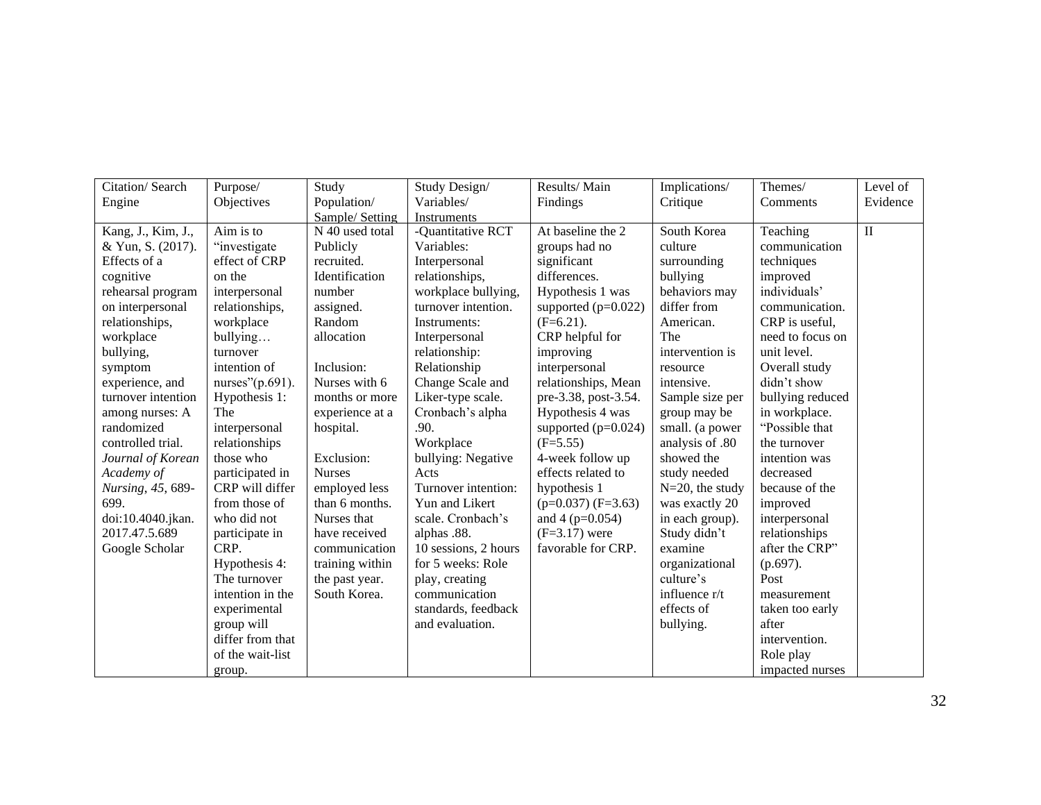| Citation/ Search Engine | Purpose/ Objectives | Study Population/ Sample/ Setting | Study Design/ Variables/ Instruments | Results/ Main Findings | Implications/ Critique | Themes/ Comments | Level of Evidence |
|---|---|---|---|---|---|---|---|
| Kang, J., Kim, J., & Yun, S. (2017). Effects of a cognitive rehearsal program on interpersonal relationships, workplace bullying, symptom experience, and turnover intention among nurses: A randomized controlled trial. *Journal of Korean Academy of Nursing, 45*, 689-699. doi:10.4040.jkan.2017.47.5.689 Google Scholar | Aim is to "investigate effect of CRP on the interpersonal relationships, workplace bullying… turnover intention of nurses"(p.691). Hypothesis 1: The interpersonal relationships those who participated in CRP will differ from those of who did not participate in CRP. Hypothesis 4: The turnover intention in the experimental group will differ from that of the wait-list group. | N 40 used total Publicly recruited. Identification number assigned. Random allocation<br><br>Inclusion: Nurses with 6 months or more experience at a hospital.<br><br>Exclusion: Nurses employed less than 6 months. Nurses that have received communication training within the past year. South Korea. | -Quantitative RCT Variables: Interpersonal relationships, workplace bullying, turnover intention. Instruments: Interpersonal relationship: Relationship Change Scale and Liker-type scale. Cronbach's alpha .90. Workplace bullying: Negative Acts Turnover intention: Yun and Likert scale. Cronbach's alphas .88. 10 sessions, 2 hours for 5 weeks: Role play, creating communication standards, feedback and evaluation. | At baseline the 2 groups had no significant differences. Hypothesis 1 was supported ($p=0.022$) ($F=6.21$). CRP helpful for improving interpersonal relationships, Mean pre-3.38, post-3.54. Hypothesis 4 was supported ($p=0.024$) ($F=5.55$) 4-week follow up effects related to hypothesis 1 ($p=0.037$) ($F=3.63$) and 4 ($p=0.054$) ($F=3.17$) were favorable for CRP. | South Korea culture surrounding bullying behaviors may differ from American. The intervention is resource intensive. Sample size per group may be small. (a power analysis of .80 showed the study needed N=20, the study was exactly 20 in each group). Study didn't examine organizational culture's influence r/t effects of bullying. | Teaching communication techniques improved individuals' communication. CRP is useful, need to focus on unit level. Overall study didn't show bullying reduced in workplace. "Possible that the turnover intention was decreased because of the improved interpersonal relationships after the CRP" (p.697). Post measurement taken too early after intervention. Role play impacted nurses | II |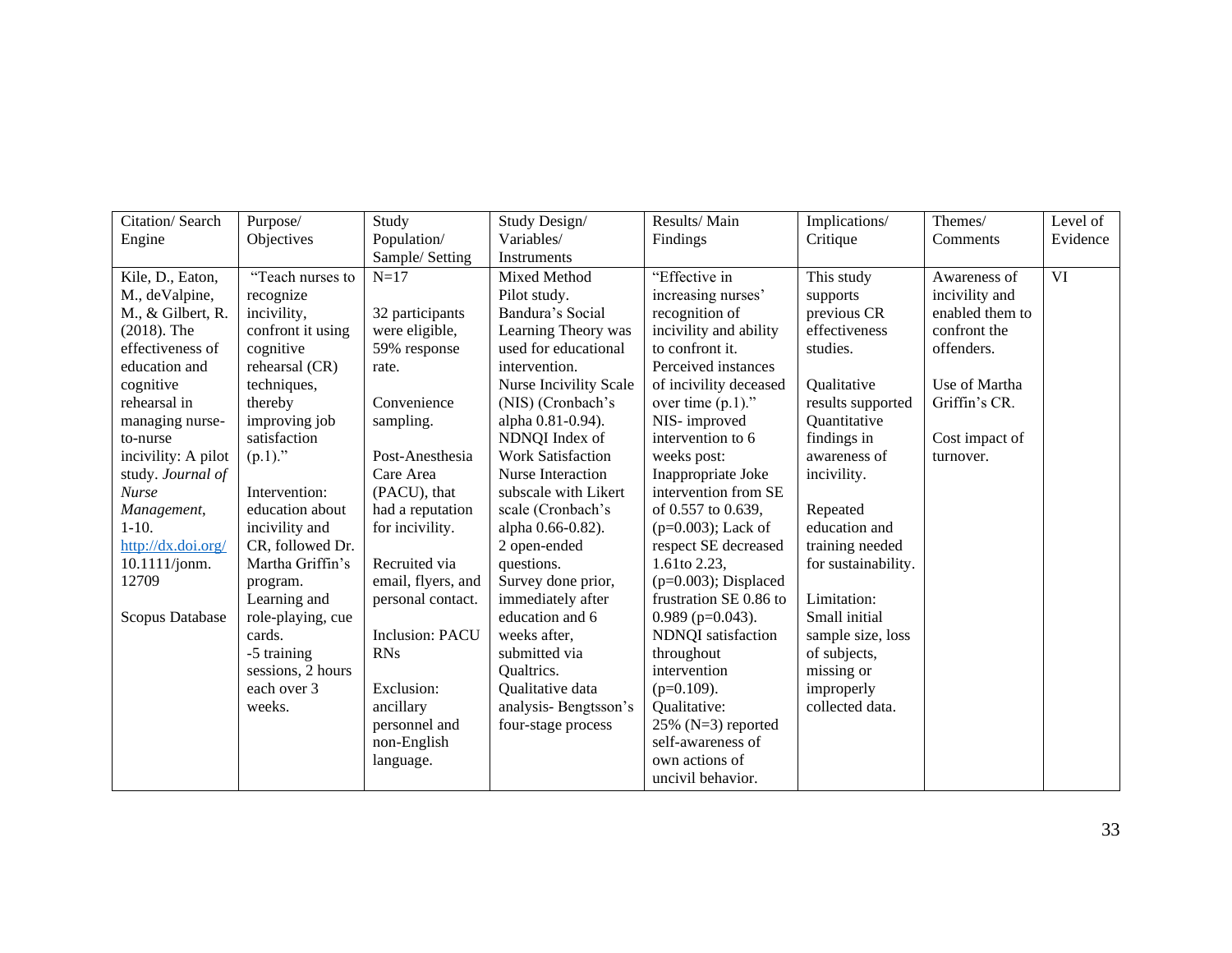| Citation/ Search Engine | Purpose/ Objectives | Study Population/ Sample/ Setting | Study Design/ Variables/ Instruments | Results/ Main Findings | Implications/ Critique | Themes/ Comments | Level of Evidence |
|---|---|---|---|---|---|---|---|
| Kile, D., Eaton, M., deValpine, M., & Gilbert, R. (2018). The effectiveness of education and cognitive rehearsal in managing nurse-to-nurse incivility: A pilot study. *Journal of Nurse Management*, 1-10. http://dx.doi.org/10.1111/jonm.12709<br><br>Scopus Database | "Teach nurses to recognize incivility, confront it using cognitive rehearsal (CR) techniques, thereby improving job satisfaction (p.1)."<br><br>Intervention: education about incivility and CR, followed Dr. Martha Griffin's program. Learning and role-playing, cue cards.<br>-5 training sessions, 2 hours each over 3 weeks. | N=17<br><br>32 participants were eligible, 59% response rate.<br><br>Convenience sampling.<br><br>Post-Anesthesia Care Area (PACU), that had a reputation for incivility.<br><br>Recruited via email, flyers, and personal contact.<br><br>Inclusion: PACU RNs<br><br>Exclusion: ancillary personnel and non-English language. | Mixed Method Pilot study.<br>Bandura's Social Learning Theory was used for educational intervention.<br>Nurse Incivility Scale (NIS) (Cronbach's alpha 0.81-0.94).<br>NDNQI Index of Work Satisfaction Nurse Interaction subscale with Likert scale (Cronbach's alpha 0.66-0.82).<br>2 open-ended questions.<br>Survey done prior, immediately after education and 6 weeks after, submitted via Qualtrics.<br>Qualitative data analysis- Bengtsson's four-stage process | "Effective in increasing nurses' recognition of incivility and ability to confront it. Perceived instances of incivility deceased over time (p.1)."<br>NIS- improved intervention to 6 weeks post: Inappropriate Joke intervention from SE of 0.557 to 0.639, ($p$=0.003); Lack of respect SE decreased 1.61to 2.23, ($p$=0.003); Displaced frustration SE 0.86 to 0.989 ($p$=0.043).<br>NDNQI satisfaction throughout intervention ($p$=0.109).<br>Qualitative: 25% (N=3) reported self-awareness of own actions of uncivil behavior. | This study supports previous CR effectiveness studies.<br><br>Qualitative results supported Quantitative findings in awareness of incivility.<br><br>Repeated education and training needed for sustainability.<br><br>Limitation: Small initial sample size, loss of subjects, missing or improperly collected data. | Awareness of incivility and enabled them to confront the offenders.<br><br>Use of Martha Griffin's CR.<br><br>Cost impact of turnover. | VI |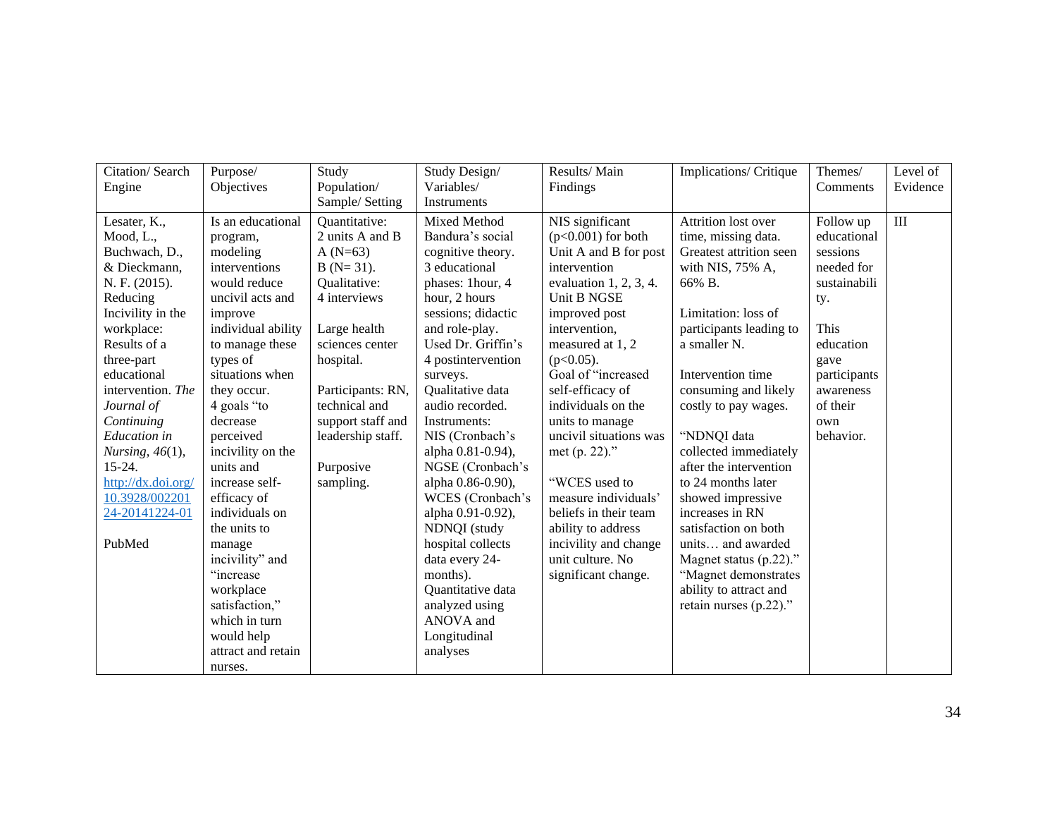| Citation/ Search Engine | Purpose/ Objectives | Study Population/ Sample/ Setting | Study Design/ Variables/ Instruments | Results/ Main Findings | Implications/ Critique | Themes/ Comments | Level of Evidence |
|---|---|---|---|---|---|---|---|
| Lesater, K., Mood, L., Buchwach, D., & Dieckmann, N. F. (2015). Reducing Incivility in the workplace: Results of a three-part educational intervention. *The Journal of Continuing Education in Nursing*, *46*(1), 15-24. [http://dx.doi.org/10.3928/00220124-20141224-01](http://dx.doi.org/10.3928/00220124-20141224-01)<br><br>PubMed | Is an educational program, modeling interventions would reduce uncivil acts and improve individual ability to manage these types of situations when they occur. 4 goals "to decrease perceived incivility on the units and increase self-efficacy of individuals on the units to manage incivility" and "increase workplace satisfaction," which in turn would help attract and retain nurses. | Quantitative: 2 units A and B A (N=63) B (N= 31). Qualitative: 4 interviews<br><br>Large health sciences center hospital.<br><br>Participants: RN, technical and support staff and leadership staff.<br><br>Purposive sampling. | Mixed Method Bandura's social cognitive theory. 3 educational phases: 1hour, 4 hour, 2 hours sessions; didactic and role-play. Used Dr. Griffin's 4 postintervention surveys. Qualitative data audio recorded. Instruments: NIS (Cronbach's alpha 0.81-0.94), NGSE (Cronbach's alpha 0.86-0.90), WCES (Cronbach's alpha 0.91-0.92), NDNQI (study hospital collects data every 24-months). Quantitative data analyzed using ANOVA and Longitudinal analyses | NIS significant ($p<0.001$) for both Unit A and B for post intervention evaluation 1, 2, 3, 4. Unit B NGSE improved post intervention, measured at 1, 2 ($p<0.05$). Goal of "increased self-efficacy of individuals on the units to manage uncivil situations was met (p. 22)."<br><br>"WCES used to measure individuals' beliefs in their team ability to address incivility and change unit culture. No significant change. | Attrition lost over time, missing data. Greatest attrition seen with NIS, 75% A, 66% B.<br><br>Limitation: loss of participants leading to a smaller N.<br><br>Intervention time consuming and likely costly to pay wages.<br><br>"NDNQI data collected immediately after the intervention to 24 months later showed impressive increases in RN satisfaction on both units… and awarded Magnet status (p.22)." "Magnet demonstrates ability to attract and retain nurses (p.22)." | Follow up educational sessions needed for sustainability.<br><br>This education gave participants awareness of their own behavior. | III |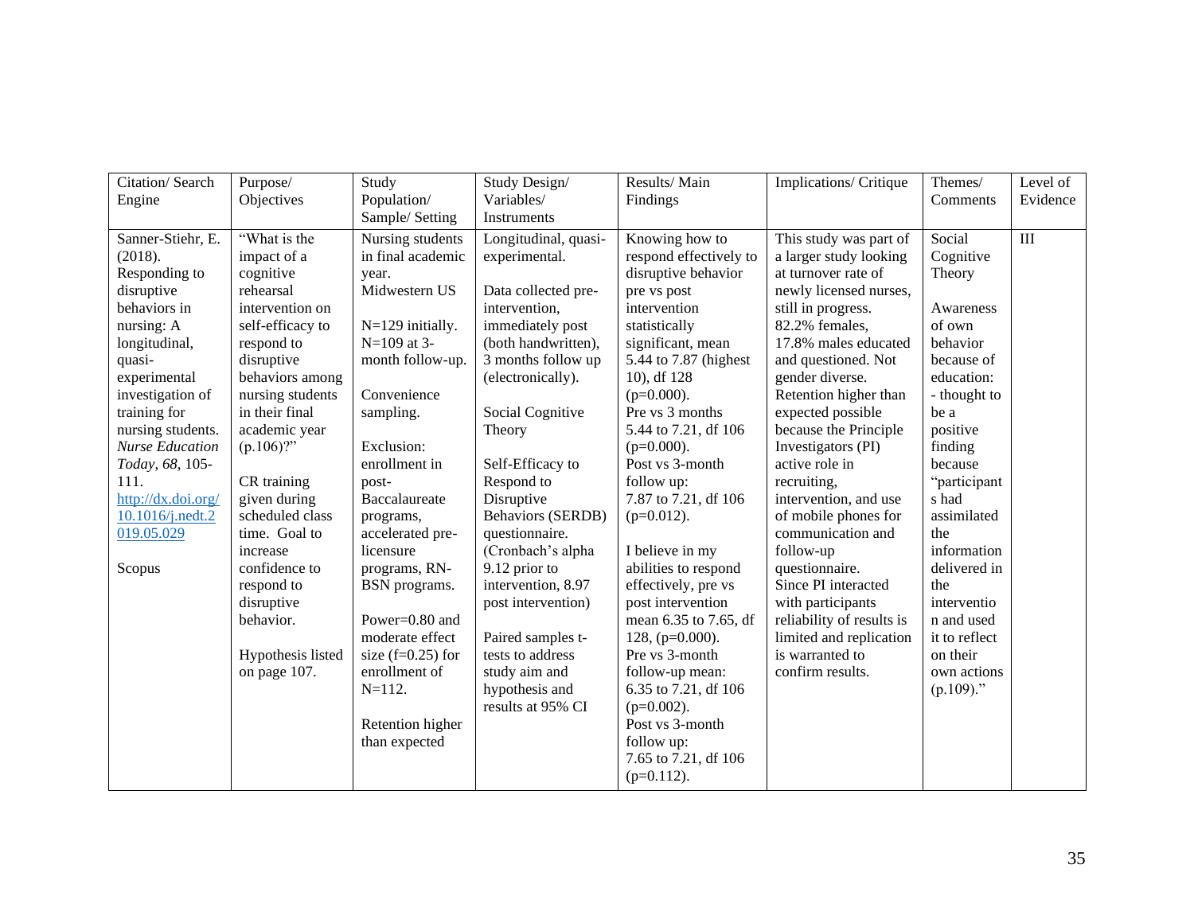| Citation/ Search Engine | Purpose/ Objectives | Study Population/ Sample/ Setting | Study Design/ Variables/ Instruments | Results/ Main Findings | Implications/ Critique | Themes/ Comments | Level of Evidence |
|---|---|---|---|---|---|---|---|
| Sanner-Stiehr, E. (2018). Responding to disruptive behaviors in nursing: A longitudinal, quasi-experimental investigation of training for nursing students. *Nurse Education Today*, *68*, 105-111. http://dx.doi.org/10.1016/j.nedt.2019.05.029<br><br>Scopus | "What is the impact of a cognitive rehearsal intervention on self-efficacy to respond to disruptive behaviors among nursing students in their final academic year (p.106)?"<br><br>CR training given during scheduled class time. Goal to increase confidence to respond to disruptive behavior.<br><br>Hypothesis listed on page 107. | Nursing students in final academic year. Midwestern US<br><br>N=129 initially. N=109 at 3-month follow-up.<br><br>Convenience sampling.<br><br>Exclusion: enrollment in post-Baccalaureate programs, accelerated pre-licensure programs, RN-BSN programs.<br><br>Power=0.80 and moderate effect size (f=0.25) for enrollment of N=112.<br><br>Retention higher than expected | Longitudinal, quasi-experimental.<br><br>Data collected pre-intervention, immediately post (both handwritten), 3 months follow up (electronically).<br><br>Social Cognitive Theory<br><br>Self-Efficacy to Respond to Disruptive Behaviors (SERDB) questionnaire. (Cronbach's alpha 9.12 prior to intervention, 8.97 post intervention)<br><br>Paired samples t-tests to address study aim and hypothesis and results at 95% CI | Knowing how to respond effectively to disruptive behavior pre vs post intervention statistically significant, mean 5.44 to 7.87 (highest 10), df 128 (p=0.000).<br>Pre vs 3 months 5.44 to 7.21, df 106 (p=0.000).<br>Post vs 3-month follow up:<br>7.87 to 7.21, df 106 (p=0.012).<br><br>I believe in my abilities to respond effectively, pre vs post intervention mean 6.35 to 7.65, df 128, (p=0.000).<br>Pre vs 3-month follow-up mean: 6.35 to 7.21, df 106 (p=0.002).<br>Post vs 3-month follow up:<br>7.65 to 7.21, df 106 (p=0.112). | This study was part of a larger study looking at turnover rate of newly licensed nurses, still in progress.<br>82.2% females, 17.8% males educated and questioned. Not gender diverse.<br>Retention higher than expected possible because the Principle Investigators (PI) active role in recruiting, intervention, and use of mobile phones for communication and follow-up questionnaire.<br>Since PI interacted with participants reliability of results is limited and replication is warranted to confirm results. | Social Cognitive Theory<br><br>Awareness of own behavior because of education:<br>- thought to be a positive finding because "participants had assimilated the information delivered in the intervention and used it to reflect on their own actions (p.109)." | III |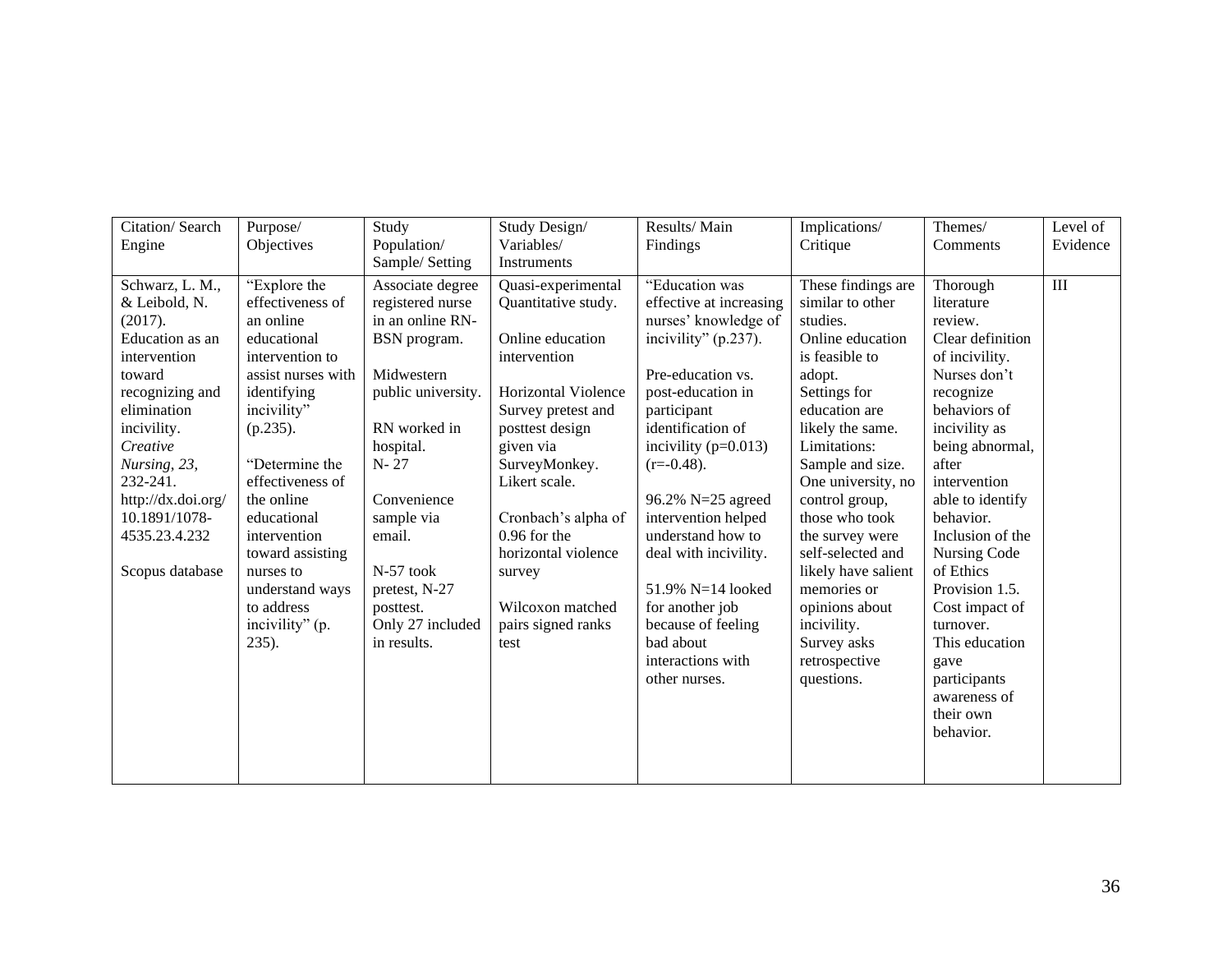| Citation/ Search Engine | Purpose/ Objectives | Study Population/ Sample/ Setting | Study Design/ Variables/ Instruments | Results/ Main Findings | Implications/ Critique | Themes/ Comments | Level of Evidence |
|---|---|---|---|---|---|---|---|
| Schwarz, L. M., & Leibold, N. (2017). Education as an intervention toward recognizing and elimination incivility. *Creative Nursing, 23*, 232-241. http://dx.doi.org/10.1891/1078-4535.23.4.232<br><br>Scopus database | "Explore the effectiveness of an online educational intervention to assist nurses with identifying incivility" (p.235).<br><br>"Determine the effectiveness of the online educational intervention toward assisting nurses to understand ways to address incivility" (p. 235). | Associate degree registered nurse in an online RN-BSN program.<br><br>Midwestern public university.<br><br>RN worked in hospital.<br>N- 27<br><br>Convenience sample via email.<br><br>N-57 took pretest, N-27 posttest.<br>Only 27 included in results. | Quasi-experimental Quantitative study.<br><br>Online education intervention<br><br>Horizontal Violence Survey pretest and posttest design given via SurveyMonkey. Likert scale.<br><br>Cronbach's alpha of 0.96 for the horizontal violence survey<br><br>Wilcoxon matched pairs signed ranks test | "Education was effective at increasing nurses' knowledge of incivility" (p.237).<br><br>Pre-education vs. post-education in participant identification of incivility ($p=0.013$) ($r=-0.48$).<br><br>96.2% N=25 agreed intervention helped understand how to deal with incivility.<br><br>51.9% N=14 looked for another job because of feeling bad about interactions with other nurses. | These findings are similar to other studies.<br>Online education is feasible to adopt.<br>Settings for education are likely the same.<br>Limitations: Sample and size. One university, no control group, those who took the survey were self-selected and likely have salient memories or opinions about incivility.<br>Survey asks retrospective questions. | Thorough literature review.<br>Clear definition of incivility.<br>Nurses don't recognize behaviors of incivility as being abnormal, after intervention able to identify behavior.<br>Inclusion of the Nursing Code of Ethics Provision 1.5.<br>Cost impact of turnover.<br>This education gave participants awareness of their own behavior. | III |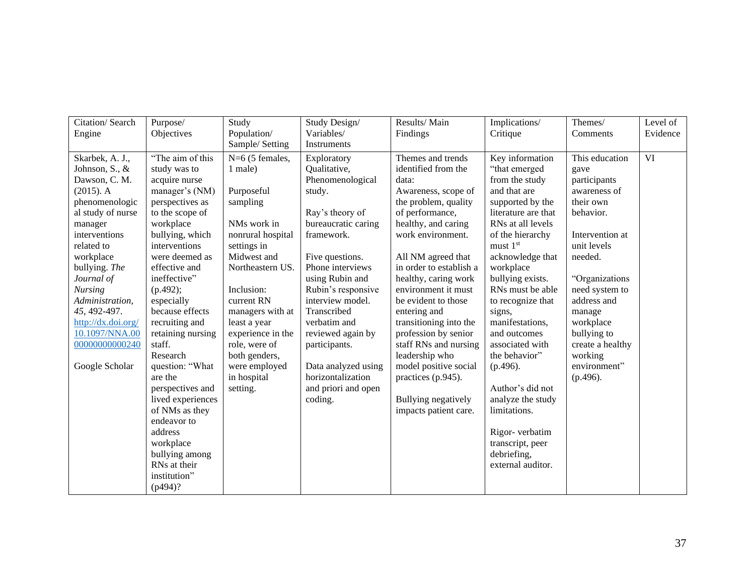| Citation/ Search Engine | Purpose/ Objectives | Study Population/ Sample/ Setting | Study Design/ Variables/ Instruments | Results/ Main Findings | Implications/ Critique | Themes/ Comments | Level of Evidence |
|---|---|---|---|---|---|---|---|
| Skarbek, A. J., Johnson, S., & Dawson, C. M. (2015). A phenomenological study of nurse manager interventions related to workplace bullying. *The Journal of Nursing Administration*, *45*, 492-497. http://dx.doi.org/10.1097/NNA.0000000000000240<br><br>Google Scholar | "The aim of this study was to acquire nurse manager's (NM) perspectives as to the scope of workplace bullying, which interventions were deemed as effective and ineffective" (p.492); especially because effects recruiting and retaining nursing staff.<br>Research question: "What are the perspectives and lived experiences of NMs as they endeavor to address workplace bullying among RNs at their institution" (p494)? | N=6 (5 females, 1 male)<br><br>Purposeful sampling<br><br>NMs work in nonrural hospital settings in Midwest and Northeastern US.<br><br>Inclusion: current RN managers with at least a year experience in the role, were of both genders, were employed in hospital setting. | Exploratory Qualitative, Phenomenological study.<br><br>Ray's theory of bureaucratic caring framework.<br><br>Five questions. Phone interviews using Rubin and Rubin's responsive interview model. Transcribed verbatim and reviewed again by participants.<br><br>Data analyzed using horizontalization and priori and open coding. | Themes and trends identified from the data:<br>Awareness, scope of the problem, quality of performance, healthy, and caring work environment.<br><br>All NM agreed that in order to establish a healthy, caring work environment it must be evident to those entering and transitioning into the profession by senior staff RNs and nursing leadership who model positive social practices (p.945).<br><br>Bullying negatively impacts patient care. | Key information "that emerged from the study and that are supported by the literature are that RNs at all levels of the hierarchy must 1st acknowledge that workplace bullying exists. RNs must be able to recognize that signs, manifestations, and outcomes associated with the behavior" (p.496).<br><br>Author's did not analyze the study limitations.<br><br>Rigor- verbatim transcript, peer debriefing, external auditor. | This education gave participants awareness of their own behavior.<br><br>Intervention at unit levels needed.<br><br>"Organizations need system to address and manage workplace bullying to create a healthy working environment" (p.496). | VI |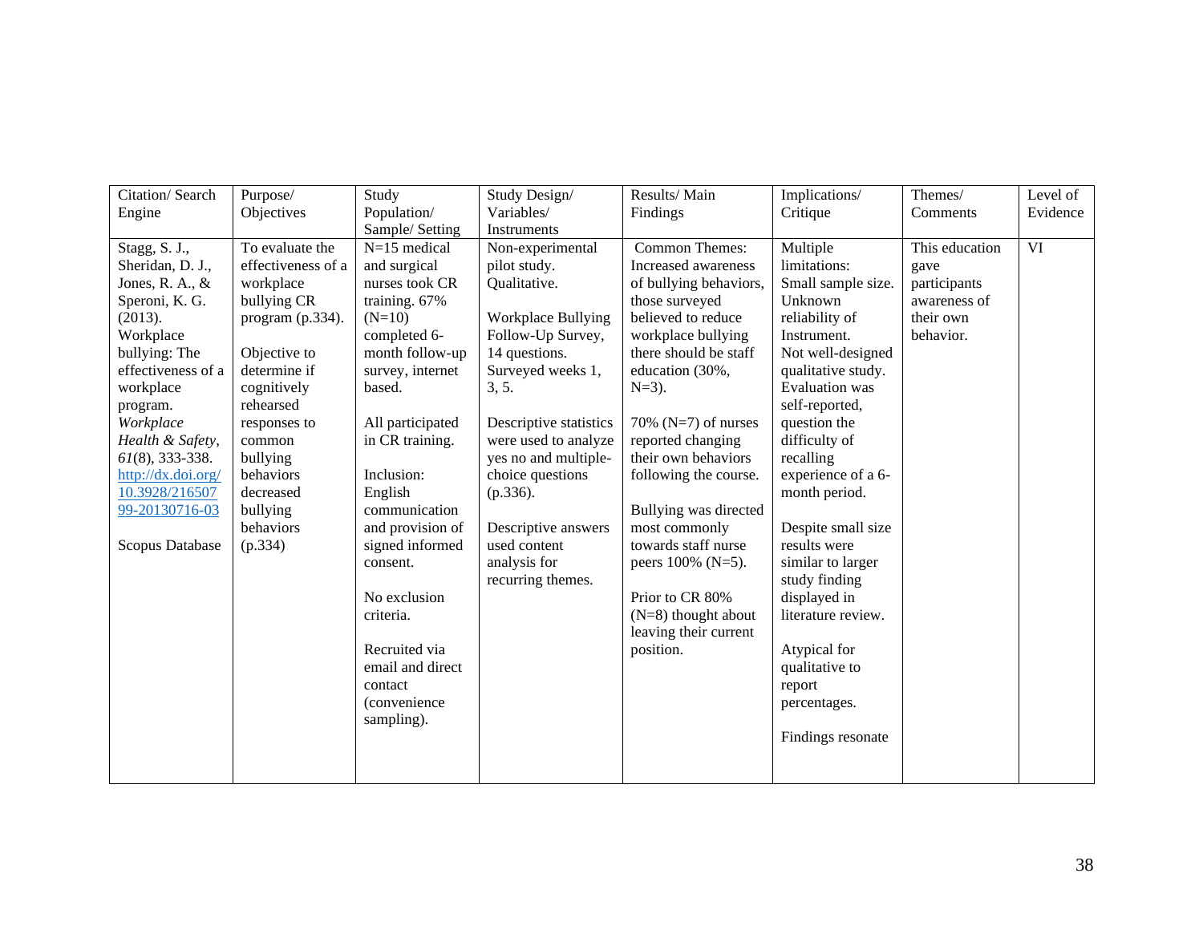| Citation/ Search Engine | Purpose/ Objectives | Study Population/ Sample/ Setting | Study Design/ Variables/ Instruments | Results/ Main Findings | Implications/ Critique | Themes/ Comments | Level of Evidence |
|---|---|---|---|---|---|---|---|
| Stagg, S. J., Sheridan, D. J., Jones, R. A., & Speroni, K. G. (2013). Workplace bullying: The effectiveness of a workplace program. *Workplace Health & Safety*, *61*(8), 333-338. http://dx.doi.org/10.3928/21650799-20130716-03<br><br>Scopus Database | To evaluate the effectiveness of a workplace bullying CR program (p.334).<br><br>Objective to determine if cognitively rehearsed responses to common bullying behaviors decreased bullying behaviors (p.334) | N=15 medical and surgical nurses took CR training. 67% (N=10) completed 6-month follow-up survey, internet based.<br><br>All participated in CR training.<br><br>Inclusion: English communication and provision of signed informed consent.<br><br>No exclusion criteria.<br><br>Recruited via email and direct contact (convenience sampling). | Non-experimental pilot study. Qualitative.<br><br>Workplace Bullying Follow-Up Survey, 14 questions. Surveyed weeks 1, 3, 5.<br><br>Descriptive statistics were used to analyze yes no and multiple-choice questions (p.336).<br><br>Descriptive answers used content analysis for recurring themes. | Common Themes: Increased awareness of bullying behaviors, those surveyed believed to reduce workplace bullying there should be staff education (30%, N=3).<br><br>70% (N=7) of nurses reported changing their own behaviors following the course.<br><br>Bullying was directed most commonly towards staff nurse peers 100% (N=5).<br><br>Prior to CR 80% (N=8) thought about leaving their current position. | Multiple limitations: Small sample size. Unknown reliability of Instrument. Not well-designed qualitative study. Evaluation was self-reported, question the difficulty of recalling experience of a 6-month period.<br><br>Despite small size results were similar to larger study finding displayed in literature review.<br><br>Atypical for qualitative to report percentages.<br><br>Findings resonate | This education gave participants awareness of their own behavior. | VI |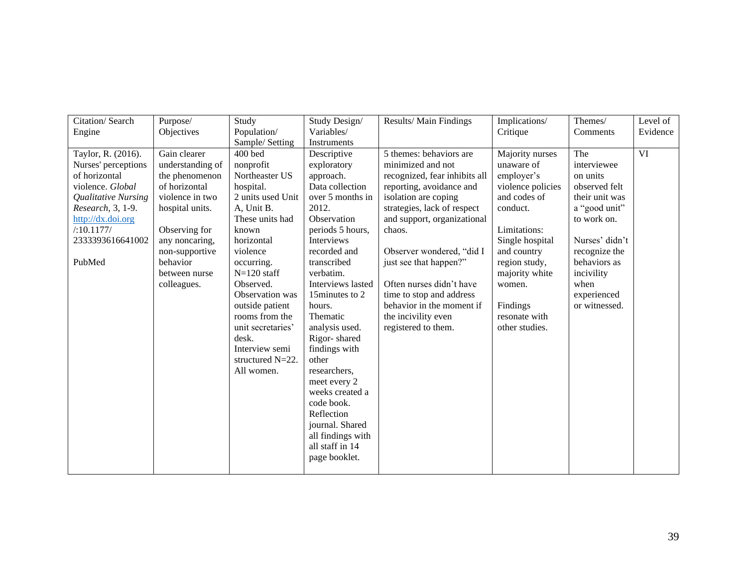| Citation/ Search Engine | Purpose/ Objectives | Study Population/ Sample/ Setting | Study Design/ Variables/ Instruments | Results/ Main Findings | Implications/ Critique | Themes/ Comments | Level of Evidence |
|---|---|---|---|---|---|---|---|
| Taylor, R. (2016). Nurses' perceptions of horizontal violence. *Global Qualitative Nursing Research*, 3, 1-9. http://dx.doi.org /:10.1177/ 2333393616641002<br><br>PubMed | Gain clearer understanding of the phenomenon of horizontal violence in two hospital units.<br><br>Observing for any noncaring, non-supportive behavior between nurse colleagues. | 400 bed nonprofit Northeaster US hospital.<br>2 units used Unit A, Unit B.<br>These units had known horizontal violence occurring.<br>N=120 staff Observed.<br>Observation was outside patient rooms from the unit secretaries' desk.<br>Interview semi structured N=22. All women. | Descriptive exploratory approach.<br>Data collection over 5 months in 2012.<br>Observation periods 5 hours, Interviews recorded and transcribed verbatim.<br>Interviews lasted 15minutes to 2 hours.<br>Thematic analysis used.<br>Rigor- shared findings with other researchers, meet every 2 weeks created a code book.<br>Reflection journal. Shared all findings with all staff in 14 page booklet. | 5 themes: behaviors are minimized and not recognized, fear inhibits all reporting, avoidance and isolation are coping strategies, lack of respect and support, organizational chaos.<br><br>Observer wondered, "did I just see that happen?"<br><br>Often nurses didn't have time to stop and address behavior in the moment if the incivility even registered to them. | Majority nurses unaware of employer's violence policies and codes of conduct.<br><br>Limitations: Single hospital and country region study, majority white women.<br><br>Findings resonate with other studies. | The interviewee on units observed felt their unit was a "good unit" to work on.<br><br>Nurses' didn't recognize the behaviors as incivility when experienced or witnessed. | VI |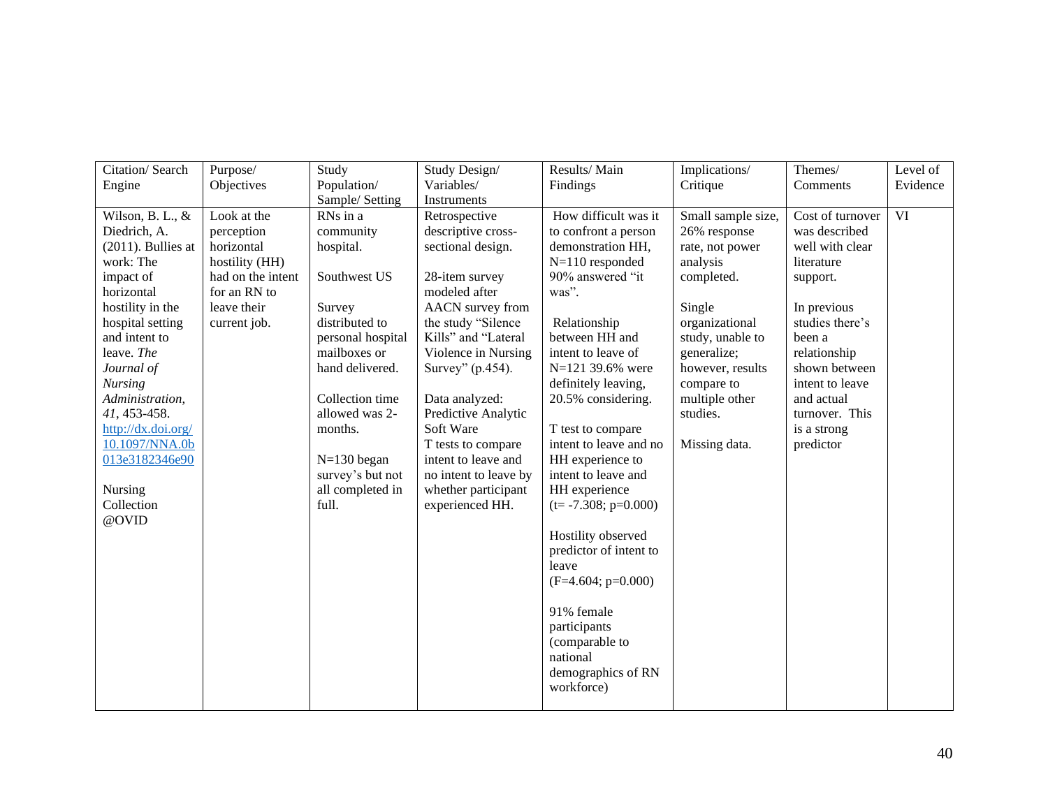| Citation/ Search Engine | Purpose/ Objectives | Study Population/ Sample/ Setting | Study Design/ Variables/ Instruments | Results/ Main Findings | Implications/ Critique | Themes/ Comments | Level of Evidence |
|---|---|---|---|---|---|---|---|
| Wilson, B. L., & Diedrich, A. (2011). Bullies at work: The impact of horizontal hostility in the hospital setting and intent to leave. *The Journal of Nursing Administration*, *41*, 453-458. http://dx.doi.org/10.1097/NNA.0b013e3182346e90<br><br>Nursing Collection @OVID | Look at the perception horizontal hostility (HH) had on the intent for an RN to leave their current job. | RNs in a community hospital.<br><br>Southwest US<br><br>Survey distributed to personal hospital mailboxes or hand delivered.<br><br>Collection time allowed was 2-months.<br><br>N=130 began survey's but not all completed in full. | Retrospective descriptive cross-sectional design.<br><br>28-item survey modeled after AACN survey from the study "Silence Kills" and "Lateral Violence in Nursing Survey" (p.454).<br><br>Data analyzed: Predictive Analytic Soft Ware<br>T tests to compare intent to leave and no intent to leave by whether participant experienced HH. | How difficult was it to confront a person demonstration HH, N=110 responded 90% answered "it was".<br><br>Relationship between HH and intent to leave of N=121 39.6% were definitely leaving, 20.5% considering.<br><br>T test to compare intent to leave and no HH experience to intent to leave and HH experience ($t = -7.308$; $p = 0.000$)<br><br>Hostility observed predictor of intent to leave ($F = 4.604$; $p = 0.000$)<br><br>91% female participants (comparable to national demographics of RN workforce) | Small sample size, 26% response rate, not power analysis completed.<br><br>Single organizational study, unable to generalize; however, results compare to multiple other studies.<br><br>Missing data. | Cost of turnover was described well with clear literature support.<br><br>In previous studies there's been a relationship shown between intent to leave and actual turnover. This is a strong predictor | VI |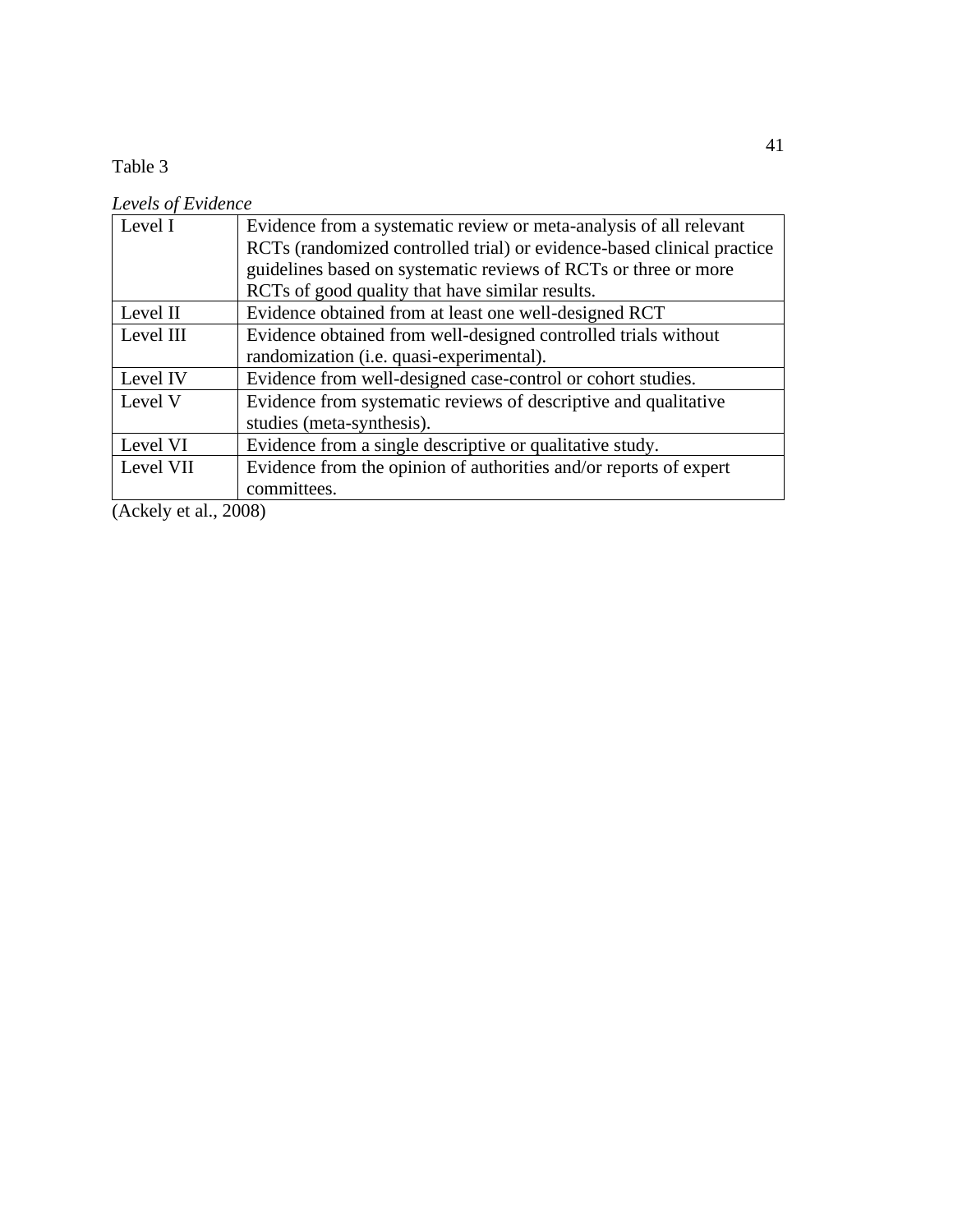Table 3

*Levels of Evidence*

| | |
|---|---|
| Level I | Evidence from a systematic review or meta-analysis of all relevant RCTs (randomized controlled trial) or evidence-based clinical practice guidelines based on systematic reviews of RCTs or three or more RCTs of good quality that have similar results. |
| Level II | Evidence obtained from at least one well-designed RCT |
| Level III | Evidence obtained from well-designed controlled trials without randomization (i.e. quasi-experimental). |
| Level IV | Evidence from well-designed case-control or cohort studies. |
| Level V | Evidence from systematic reviews of descriptive and qualitative studies (meta-synthesis). |
| Level VI | Evidence from a single descriptive or qualitative study. |
| Level VII | Evidence from the opinion of authorities and/or reports of expert committees. |

(Ackely et al., 2008)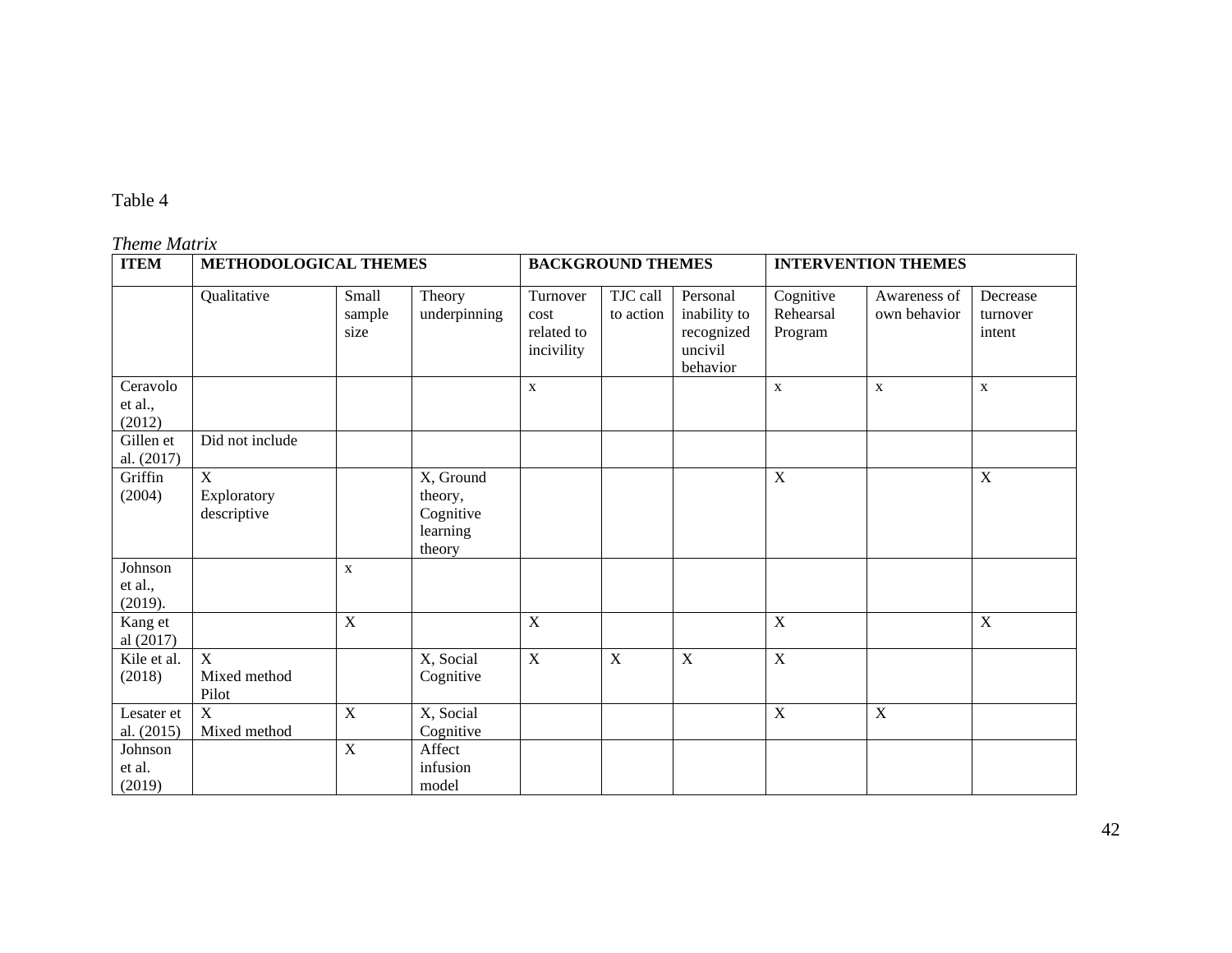Table 4

*Theme Matrix*

| ITEM | METHODOLOGICAL THEMES | | | BACKGROUND THEMES | | | INTERVENTION THEMES | | |
|---|---|---|---|---|---|---|---|---|---|
| | Qualitative | Small sample size | Theory underpinning | Turnover cost related to incivility | TJC call to action | Personal inability to recognized uncivil behavior | Cognitive Rehearsal Program | Awareness of own behavior | Decrease turnover intent |
| Ceravolo et al., (2012) | | | | x | | | x | x | x |
| Gillen et al. (2017) | Did not include | | | | | | | | |
| Griffin (2004) | X Exploratory descriptive | | X, Ground theory, Cognitive learning theory | | | | X | | X |
| Johnson et al., (2019). | | x | | | | | | | |
| Kang et al (2017) | | X | | X | | | X | | X |
| Kile et al. (2018) | X Mixed method Pilot | | X, Social Cognitive | X | X | X | X | | |
| Lesater et al. (2015) | X Mixed method | X | X, Social Cognitive | | | | X | X | |
| Johnson et al. (2019) | | X | Affect infusion model | | | | | | |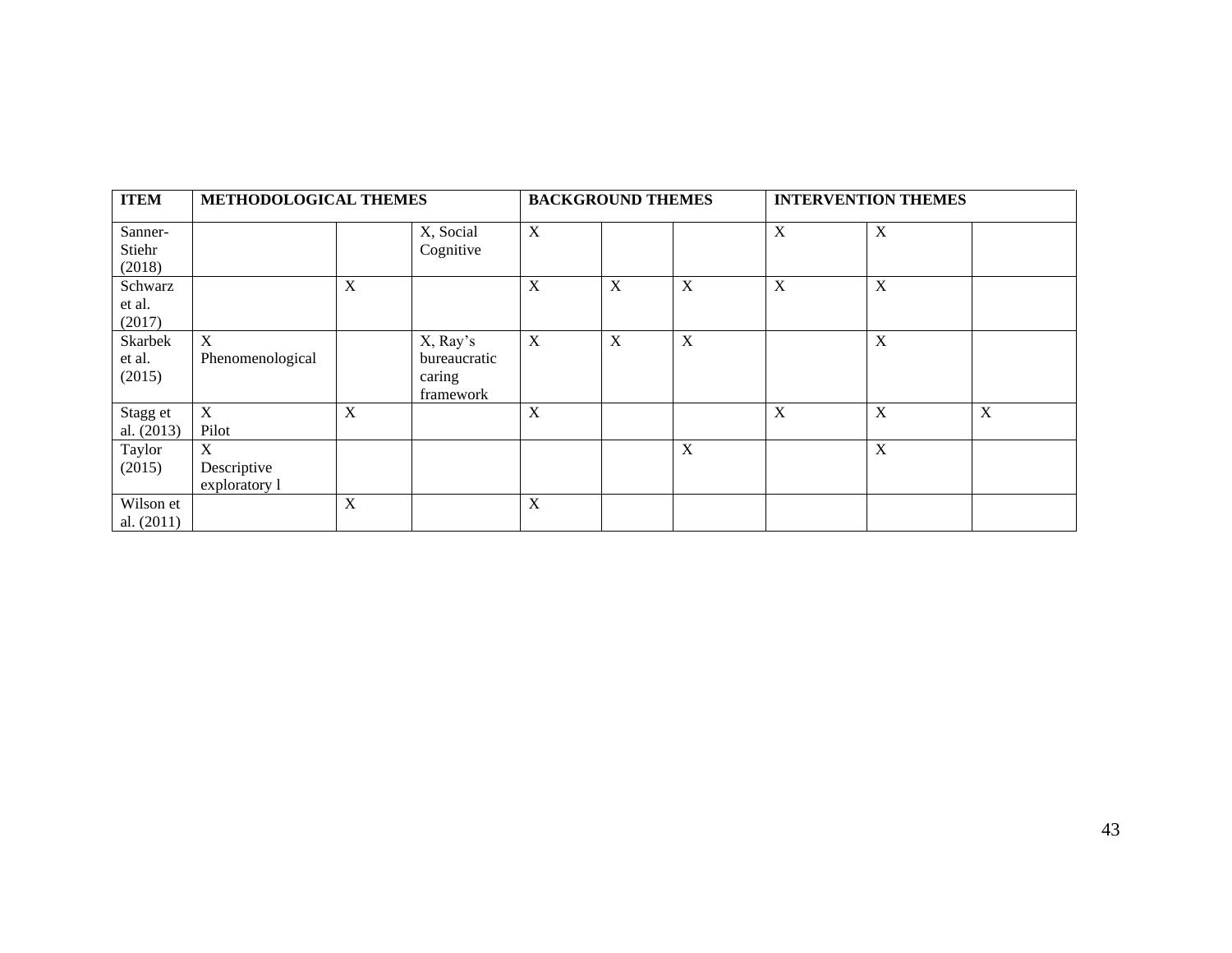| ITEM | METHODOLOGICAL THEMES | | | BACKGROUND THEMES | | | INTERVENTION THEMES | | |
|---|---|---|---|---|---|---|---|---|---|
| Sanner-Stiehr (2018) | | | X, Social Cognitive | X | | | X | X | |
| Schwarz et al. (2017) | | X | | X | X | X | X | X | |
| Skarbek et al. (2015) | X Phenomenological | | X, Ray's bureaucratic caring framework | X | X | X | | X | |
| Stagg et al. (2013) | X Pilot | X | | X | | | X | X | X |
| Taylor (2015) | X Descriptive exploratory l | | | | | X | | X | |
| Wilson et al. (2011) | | X | | X | | | | | |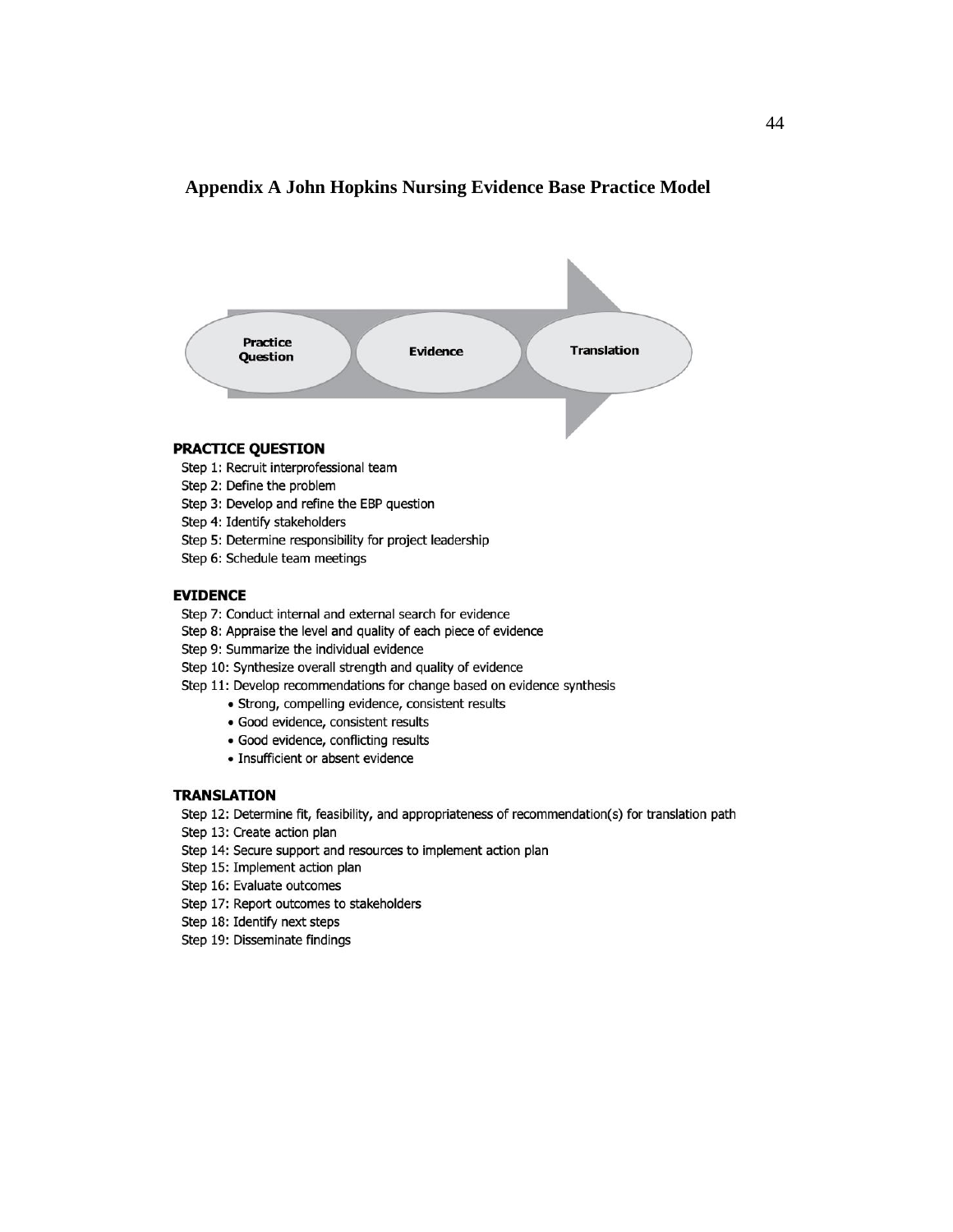**Appendix A John Hopkins Nursing Evidence Base Practice Model**

Practice Question

Evidence

Translation

**PRACTICE QUESTION**

Step 1: Recruit interprofessional team
Step 2: Define the problem
Step 3: Develop and refine the EBP question
Step 4: Identify stakeholders
Step 5: Determine responsibility for project leadership
Step 6: Schedule team meetings

**EVIDENCE**

Step 7: Conduct internal and external search for evidence
Step 8: Appraise the level and quality of each piece of evidence
Step 9: Summarize the individual evidence
Step 10: Synthesize overall strength and quality of evidence
Step 11: Develop recommendations for change based on evidence synthesis

- Strong, compelling evidence, consistent results
- Good evidence, consistent results
- Good evidence, conflicting results
- Insufficient or absent evidence

**TRANSLATION**

Step 12: Determine fit, feasibility, and appropriateness of recommendation(s) for translation path
Step 13: Create action plan
Step 14: Secure support and resources to implement action plan
Step 15: Implement action plan
Step 16: Evaluate outcomes
Step 17: Report outcomes to stakeholders
Step 18: Identify next steps
Step 19: Disseminate findings